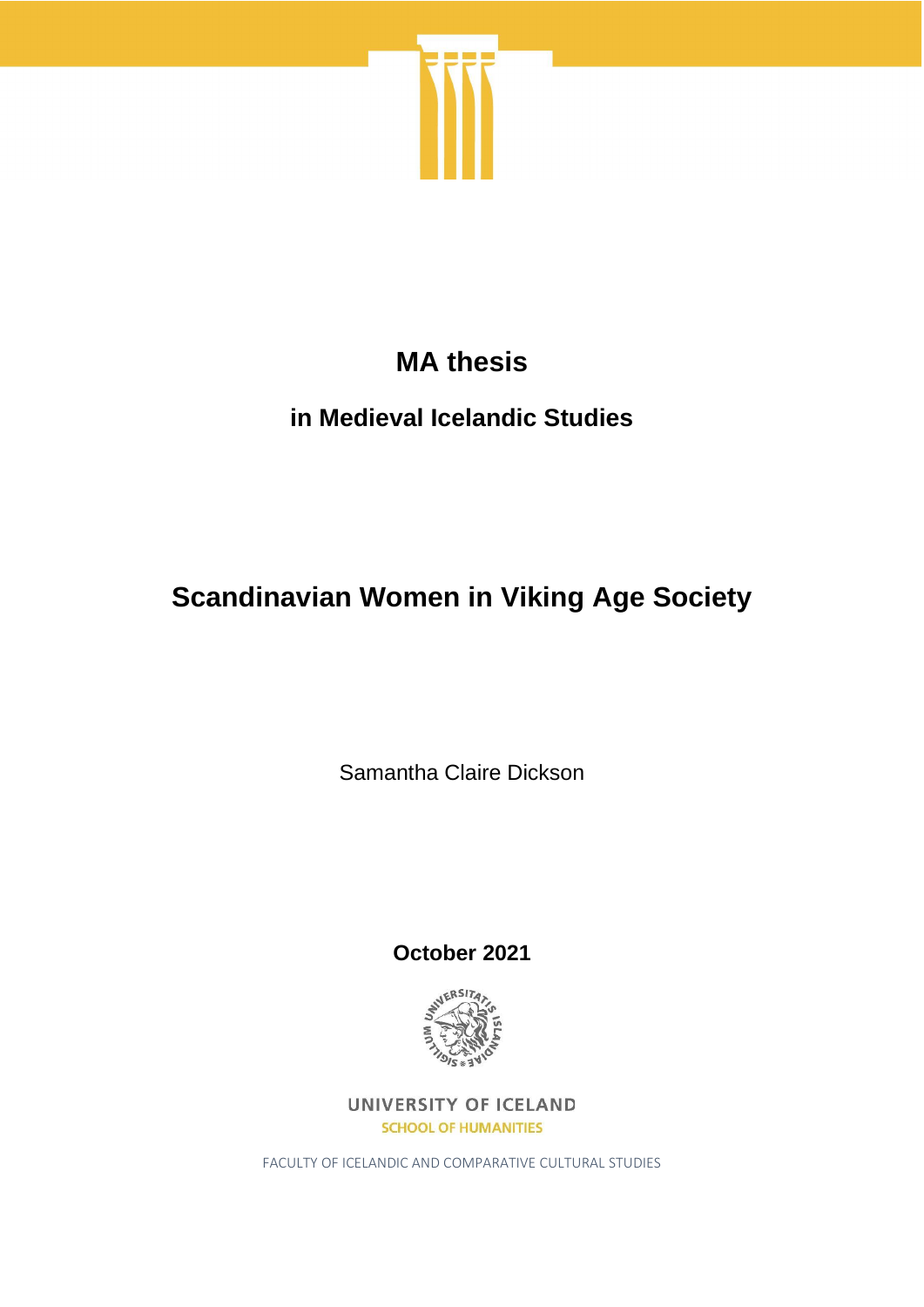# MA thesis

## in Medieval Icelandic Studies

# Scandinavian Women in Viking Age Society

Samantha Claire Dickson

**October 2021**

UNIVERSITY OF ICELAND

SCHOOL OF HUMANITIES

FACULTY OF ICELANDIC AND COMPARATIVE CULTURAL STUDIES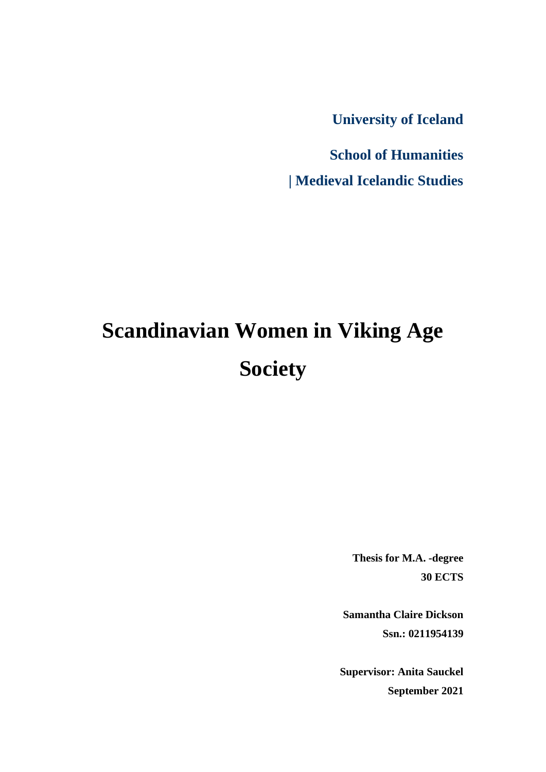**University of Iceland**

**School of Humanities**

**| Medieval Icelandic Studies**

# Scandinavian Women in Viking Age Society

**Thesis for M.A. -degree**

**30 ECTS**

**Samantha Claire Dickson**

**Ssn.: 0211954139**

**Supervisor: Anita Sauckel**

**September 2021**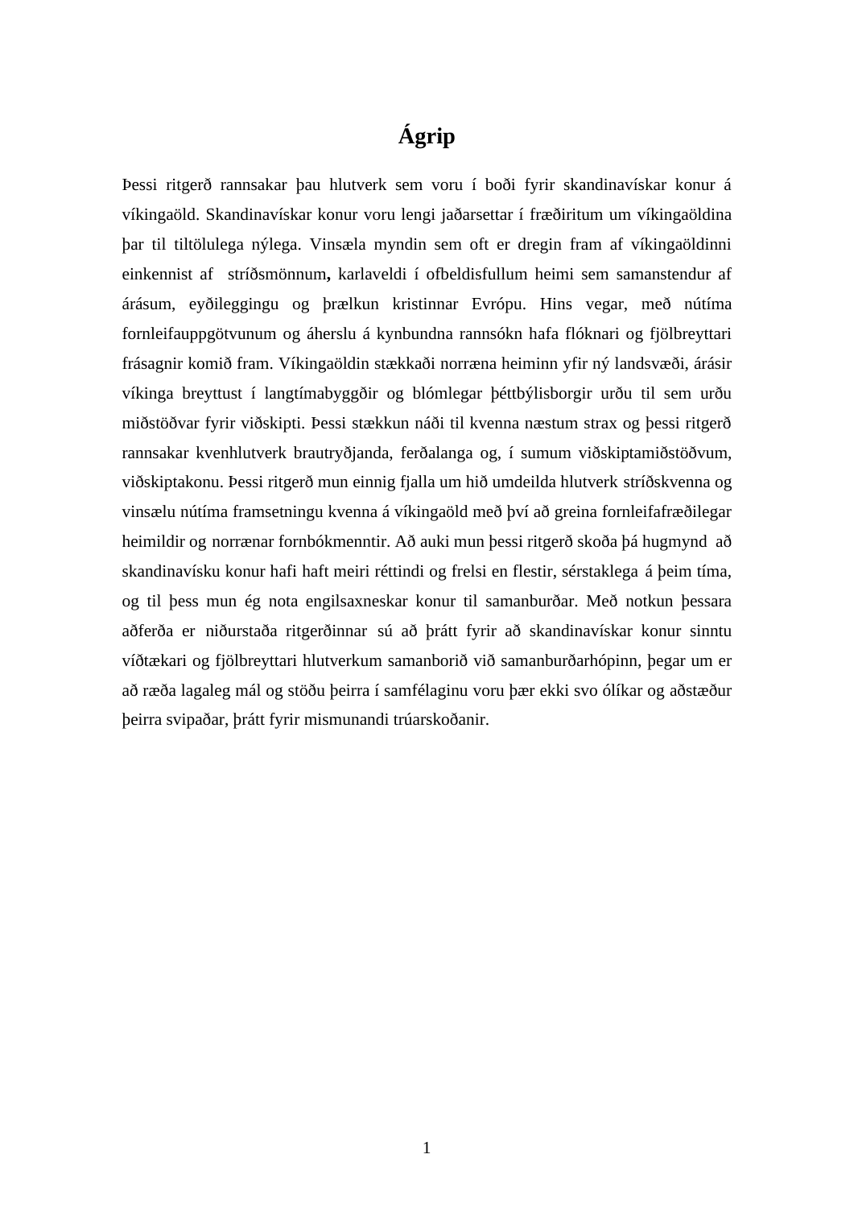# Ágrip

Þessi ritgerð rannsakar þau hlutverk sem voru í boði fyrir skandinavískar konur á víkingaöld. Skandinavískar konur voru lengi jaðarsettar í fræðiritum um víkingaöldina þar til tiltölulega nýlega. Vinsæla myndin sem oft er dregin fram af víkingaöldinni einkennist af stríðsmönnum**,** karlaveldi í ofbeldisfullum heimi sem samanstendur af árásum, eyðileggingu og þrælkun kristinnar Evrópu. Hins vegar, með nútíma fornleifauppgötvunum og áherslu á kynbundna rannsókn hafa flóknari og fjölbreyttari frásagnir komið fram. Víkingaöldin stækkaði norræna heiminn yfir ný landsvæði, árásir víkinga breyttust í langtímabyggðir og blómlegar þéttbýlisborgir urðu til sem urðu miðstöðvar fyrir viðskipti. Þessi stækkun náði til kvenna næstum strax og þessi ritgerð rannsakar kvenhlutverk brautryðjanda, ferðalanga og, í sumum viðskiptamiðstöðvum, viðskiptakonu. Þessi ritgerð mun einnig fjalla um hið umdeilda hlutverk stríðskvenna og vinsælu nútíma framsetningu kvenna á víkingaöld með því að greina fornleifafræðilegar heimildir og norrænar fornbókmenntir. Að auki mun þessi ritgerð skoða þá hugmynd að skandinavísku konur hafi haft meiri réttindi og frelsi en flestir, sérstaklega á þeim tíma, og til þess mun ég nota engilsaxneskar konur til samanburðar. Með notkun þessara aðferða er niðurstaða ritgerðinnar sú að þrátt fyrir að skandinavískar konur sinntu víðtækari og fjölbreyttari hlutverkum samanborið við samanburðarhópinn, þegar um er að ræða lagaleg mál og stöðu þeirra í samfélaginu voru þær ekki svo ólíkar og aðstæður þeirra svipaðar, þrátt fyrir mismunandi trúarskoðanir.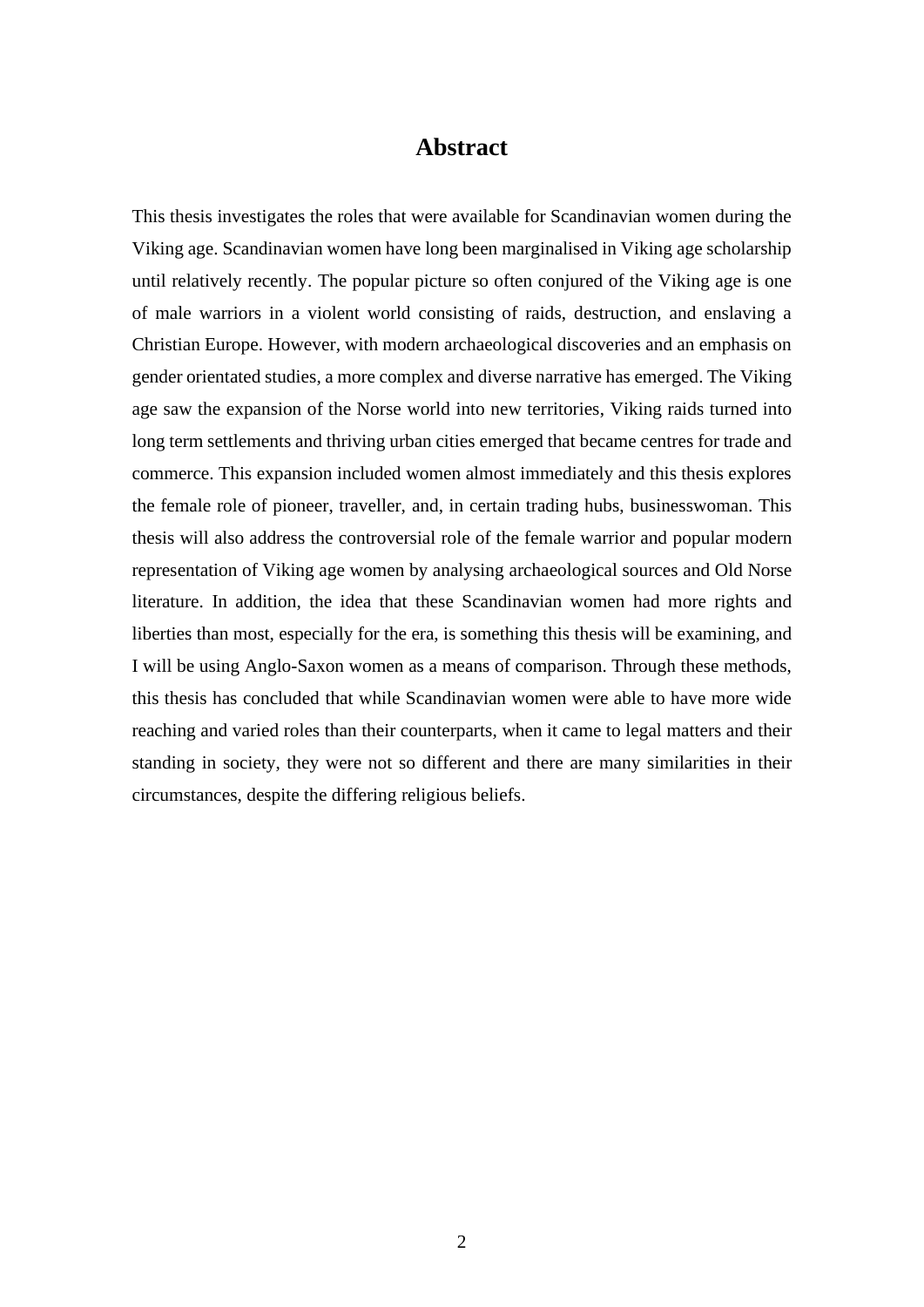# Abstract

This thesis investigates the roles that were available for Scandinavian women during the Viking age. Scandinavian women have long been marginalised in Viking age scholarship until relatively recently. The popular picture so often conjured of the Viking age is one of male warriors in a violent world consisting of raids, destruction, and enslaving a Christian Europe. However, with modern archaeological discoveries and an emphasis on gender orientated studies, a more complex and diverse narrative has emerged. The Viking age saw the expansion of the Norse world into new territories, Viking raids turned into long term settlements and thriving urban cities emerged that became centres for trade and commerce. This expansion included women almost immediately and this thesis explores the female role of pioneer, traveller, and, in certain trading hubs, businesswoman. This thesis will also address the controversial role of the female warrior and popular modern representation of Viking age women by analysing archaeological sources and Old Norse literature. In addition, the idea that these Scandinavian women had more rights and liberties than most, especially for the era, is something this thesis will be examining, and I will be using Anglo-Saxon women as a means of comparison. Through these methods, this thesis has concluded that while Scandinavian women were able to have more wide reaching and varied roles than their counterparts, when it came to legal matters and their standing in society, they were not so different and there are many similarities in their circumstances, despite the differing religious beliefs.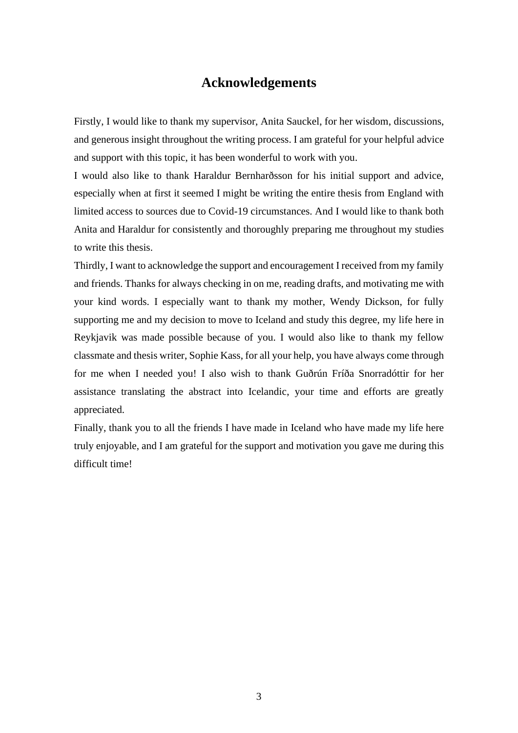# Acknowledgements

Firstly, I would like to thank my supervisor, Anita Sauckel, for her wisdom, discussions, and generous insight throughout the writing process. I am grateful for your helpful advice and support with this topic, it has been wonderful to work with you.

I would also like to thank Haraldur Bernharðsson for his initial support and advice, especially when at first it seemed I might be writing the entire thesis from England with limited access to sources due to Covid-19 circumstances. And I would like to thank both Anita and Haraldur for consistently and thoroughly preparing me throughout my studies to write this thesis.

Thirdly, I want to acknowledge the support and encouragement I received from my family and friends. Thanks for always checking in on me, reading drafts, and motivating me with your kind words. I especially want to thank my mother, Wendy Dickson, for fully supporting me and my decision to move to Iceland and study this degree, my life here in Reykjavik was made possible because of you. I would also like to thank my fellow classmate and thesis writer, Sophie Kass, for all your help, you have always come through for me when I needed you! I also wish to thank Guðrún Fríða Snorradóttir for her assistance translating the abstract into Icelandic, your time and efforts are greatly appreciated.

Finally, thank you to all the friends I have made in Iceland who have made my life here truly enjoyable, and I am grateful for the support and motivation you gave me during this difficult time!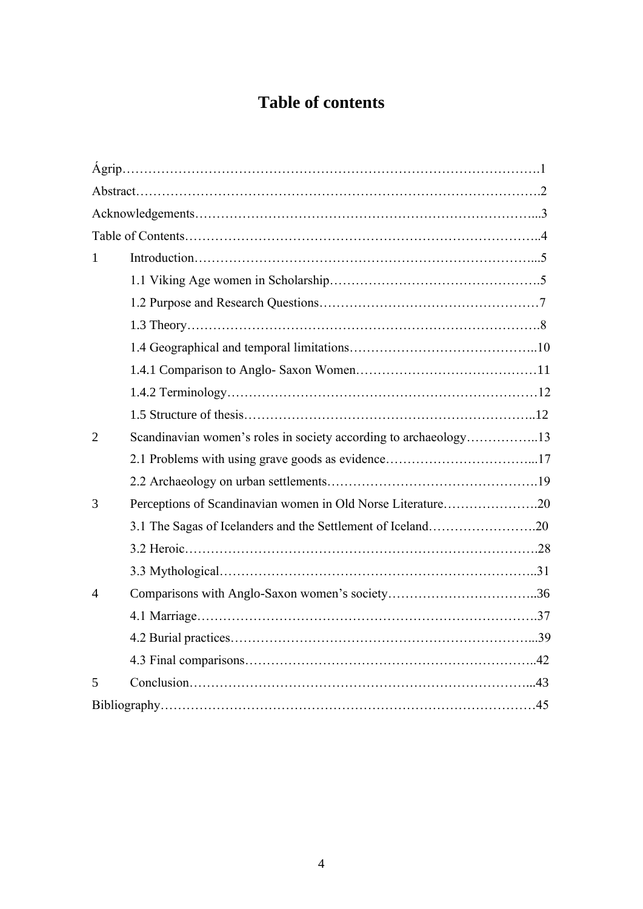# Table of contents

Ágrip……………………………………………………………………………………1

Abstract…………………………………………………………………………………2

Acknowledgements…………………………………………………………………...3

Table of Contents……………………………………………………………………..4

1 Introduction………………………………………………………………………...5

- 1.1 Viking Age women in Scholarship……………………………………………….5
- 1.2 Purpose and Research Questions……………………………………………7
- 1.3 Theory……………………………………………………………………….8
- 1.4 Geographical and temporal limitations……………………………………..10
- 1.4.1 Comparison to Anglo- Saxon Women……………………………………11
- 1.4.2 Terminology………………………………………………………………12
- 1.5 Structure of thesis…………………………………………………………..12

2 Scandinavian women's roles in society according to archaeology……………..13

- 2.1 Problems with using grave goods as evidence…………………………...17
- 2.2 Archaeology on urban settlements……………………………………….19

3 Perceptions of Scandinavian women in Old Norse Literature…………………..20

- 3.1 The Sagas of Icelanders and the Settlement of Iceland…………………….20
- 3.2 Heroic……………………………………………………………………….28
- 3.3 Mythological………………………………………………………………..31

4 Comparisons with Anglo-Saxon women's society……………………………..36

- 4.1 Marriage…………………………………………………………………….37
- 4.2 Burial practices……………………………………………………………...39
- 4.3 Final comparisons…………………………………………………………..42

5 Conclusion………………………………………………………………………...43

Bibliography……………………………………………………………………………45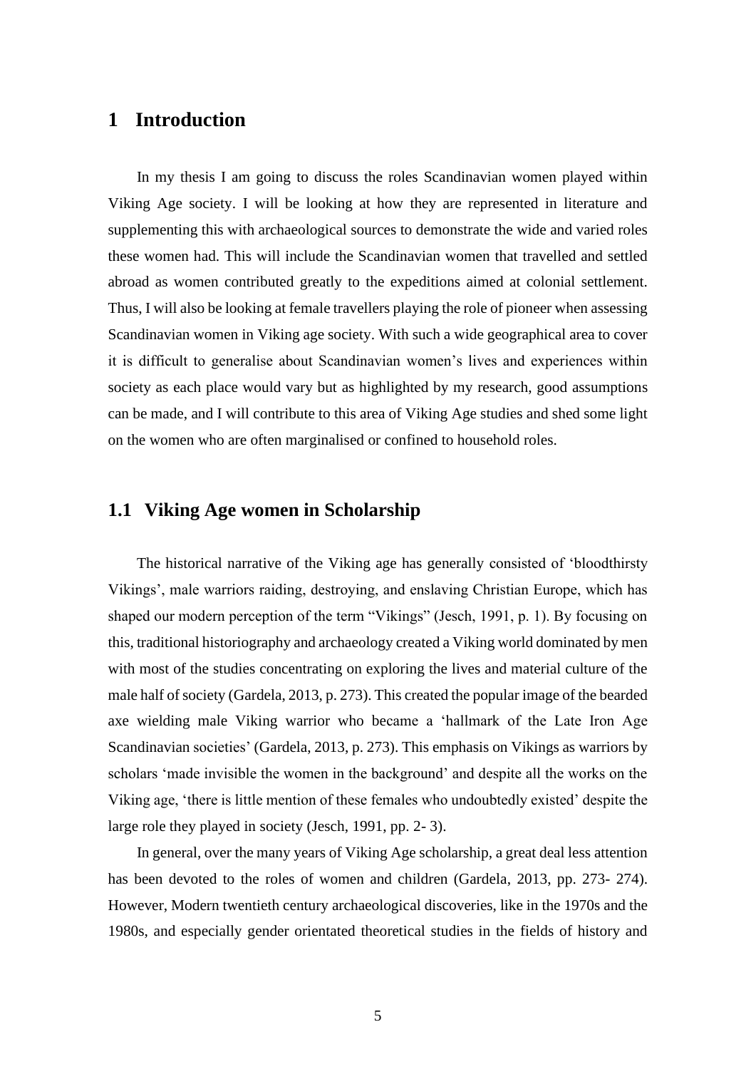# 1 Introduction

In my thesis I am going to discuss the roles Scandinavian women played within Viking Age society. I will be looking at how they are represented in literature and supplementing this with archaeological sources to demonstrate the wide and varied roles these women had. This will include the Scandinavian women that travelled and settled abroad as women contributed greatly to the expeditions aimed at colonial settlement. Thus, I will also be looking at female travellers playing the role of pioneer when assessing Scandinavian women in Viking age society. With such a wide geographical area to cover it is difficult to generalise about Scandinavian women's lives and experiences within society as each place would vary but as highlighted by my research, good assumptions can be made, and I will contribute to this area of Viking Age studies and shed some light on the women who are often marginalised or confined to household roles.

## 1.1 Viking Age women in Scholarship

The historical narrative of the Viking age has generally consisted of 'bloodthirsty Vikings', male warriors raiding, destroying, and enslaving Christian Europe, which has shaped our modern perception of the term "Vikings" (Jesch, 1991, p. 1). By focusing on this, traditional historiography and archaeology created a Viking world dominated by men with most of the studies concentrating on exploring the lives and material culture of the male half of society (Gardela, 2013, p. 273). This created the popular image of the bearded axe wielding male Viking warrior who became a 'hallmark of the Late Iron Age Scandinavian societies' (Gardela, 2013, p. 273). This emphasis on Vikings as warriors by scholars 'made invisible the women in the background' and despite all the works on the Viking age, 'there is little mention of these females who undoubtedly existed' despite the large role they played in society (Jesch, 1991, pp. 2- 3).

In general, over the many years of Viking Age scholarship, a great deal less attention has been devoted to the roles of women and children (Gardela, 2013, pp. 273- 274). However, Modern twentieth century archaeological discoveries, like in the 1970s and the 1980s, and especially gender orientated theoretical studies in the fields of history and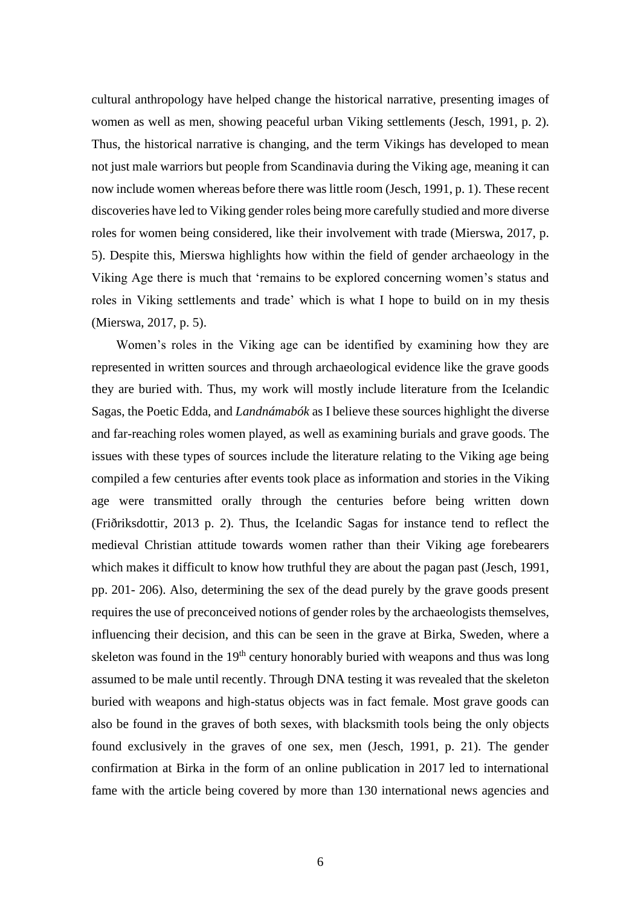cultural anthropology have helped change the historical narrative, presenting images of women as well as men, showing peaceful urban Viking settlements (Jesch, 1991, p. 2). Thus, the historical narrative is changing, and the term Vikings has developed to mean not just male warriors but people from Scandinavia during the Viking age, meaning it can now include women whereas before there was little room (Jesch, 1991, p. 1). These recent discoveries have led to Viking gender roles being more carefully studied and more diverse roles for women being considered, like their involvement with trade (Mierswa, 2017, p. 5). Despite this, Mierswa highlights how within the field of gender archaeology in the Viking Age there is much that 'remains to be explored concerning women's status and roles in Viking settlements and trade' which is what I hope to build on in my thesis (Mierswa, 2017, p. 5).

Women's roles in the Viking age can be identified by examining how they are represented in written sources and through archaeological evidence like the grave goods they are buried with. Thus, my work will mostly include literature from the Icelandic Sagas, the Poetic Edda, and *Landnámabók* as I believe these sources highlight the diverse and far-reaching roles women played, as well as examining burials and grave goods. The issues with these types of sources include the literature relating to the Viking age being compiled a few centuries after events took place as information and stories in the Viking age were transmitted orally through the centuries before being written down (Friðriksdottir, 2013 p. 2). Thus, the Icelandic Sagas for instance tend to reflect the medieval Christian attitude towards women rather than their Viking age forebearers which makes it difficult to know how truthful they are about the pagan past (Jesch, 1991, pp. 201- 206). Also, determining the sex of the dead purely by the grave goods present requires the use of preconceived notions of gender roles by the archaeologists themselves, influencing their decision, and this can be seen in the grave at Birka, Sweden, where a skeleton was found in the 19th century honorably buried with weapons and thus was long assumed to be male until recently. Through DNA testing it was revealed that the skeleton buried with weapons and high-status objects was in fact female. Most grave goods can also be found in the graves of both sexes, with blacksmith tools being the only objects found exclusively in the graves of one sex, men (Jesch, 1991, p. 21). The gender confirmation at Birka in the form of an online publication in 2017 led to international fame with the article being covered by more than 130 international news agencies and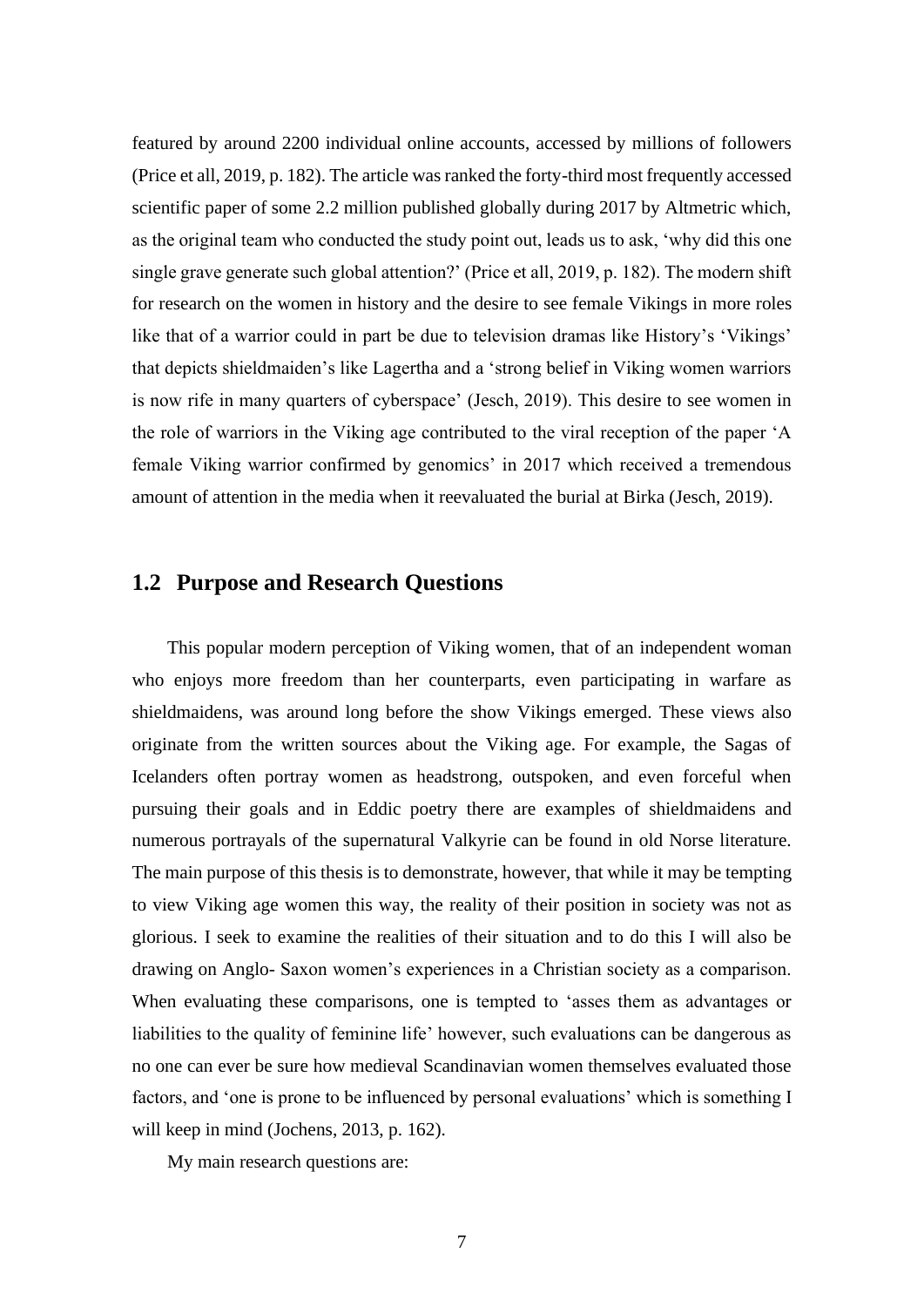featured by around 2200 individual online accounts, accessed by millions of followers (Price et all, 2019, p. 182). The article was ranked the forty-third most frequently accessed scientific paper of some 2.2 million published globally during 2017 by Altmetric which, as the original team who conducted the study point out, leads us to ask, 'why did this one single grave generate such global attention?' (Price et all, 2019, p. 182). The modern shift for research on the women in history and the desire to see female Vikings in more roles like that of a warrior could in part be due to television dramas like History's 'Vikings' that depicts shieldmaiden's like Lagertha and a 'strong belief in Viking women warriors is now rife in many quarters of cyberspace' (Jesch, 2019). This desire to see women in the role of warriors in the Viking age contributed to the viral reception of the paper 'A female Viking warrior confirmed by genomics' in 2017 which received a tremendous amount of attention in the media when it reevaluated the burial at Birka (Jesch, 2019).

## 1.2 Purpose and Research Questions

This popular modern perception of Viking women, that of an independent woman who enjoys more freedom than her counterparts, even participating in warfare as shieldmaidens, was around long before the show Vikings emerged. These views also originate from the written sources about the Viking age. For example, the Sagas of Icelanders often portray women as headstrong, outspoken, and even forceful when pursuing their goals and in Eddic poetry there are examples of shieldmaidens and numerous portrayals of the supernatural Valkyrie can be found in old Norse literature. The main purpose of this thesis is to demonstrate, however, that while it may be tempting to view Viking age women this way, the reality of their position in society was not as glorious. I seek to examine the realities of their situation and to do this I will also be drawing on Anglo- Saxon women's experiences in a Christian society as a comparison. When evaluating these comparisons, one is tempted to 'asses them as advantages or liabilities to the quality of feminine life' however, such evaluations can be dangerous as no one can ever be sure how medieval Scandinavian women themselves evaluated those factors, and 'one is prone to be influenced by personal evaluations' which is something I will keep in mind (Jochens, 2013, p. 162).

My main research questions are: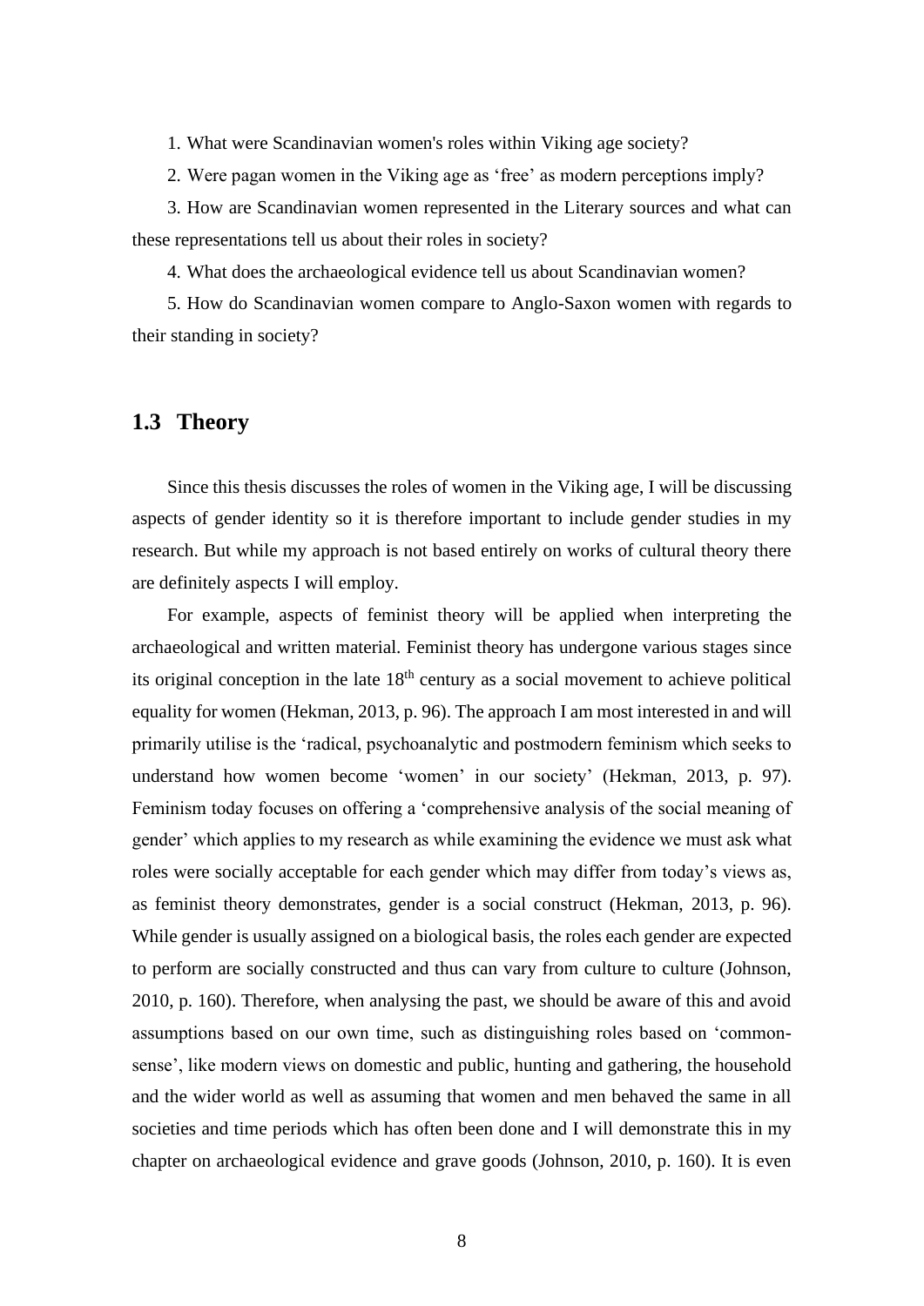1. What were Scandinavian women's roles within Viking age society?
2. Were pagan women in the Viking age as 'free' as modern perceptions imply?
3. How are Scandinavian women represented in the Literary sources and what can these representations tell us about their roles in society?
4. What does the archaeological evidence tell us about Scandinavian women?
5. How do Scandinavian women compare to Anglo-Saxon women with regards to their standing in society?

## 1.3 Theory

Since this thesis discusses the roles of women in the Viking age, I will be discussing aspects of gender identity so it is therefore important to include gender studies in my research. But while my approach is not based entirely on works of cultural theory there are definitely aspects I will employ.

For example, aspects of feminist theory will be applied when interpreting the archaeological and written material. Feminist theory has undergone various stages since its original conception in the late 18th century as a social movement to achieve political equality for women (Hekman, 2013, p. 96). The approach I am most interested in and will primarily utilise is the 'radical, psychoanalytic and postmodern feminism which seeks to understand how women become 'women' in our society' (Hekman, 2013, p. 97). Feminism today focuses on offering a 'comprehensive analysis of the social meaning of gender' which applies to my research as while examining the evidence we must ask what roles were socially acceptable for each gender which may differ from today's views as, as feminist theory demonstrates, gender is a social construct (Hekman, 2013, p. 96). While gender is usually assigned on a biological basis, the roles each gender are expected to perform are socially constructed and thus can vary from culture to culture (Johnson, 2010, p. 160). Therefore, when analysing the past, we should be aware of this and avoid assumptions based on our own time, such as distinguishing roles based on 'common-sense', like modern views on domestic and public, hunting and gathering, the household and the wider world as well as assuming that women and men behaved the same in all societies and time periods which has often been done and I will demonstrate this in my chapter on archaeological evidence and grave goods (Johnson, 2010, p. 160). It is even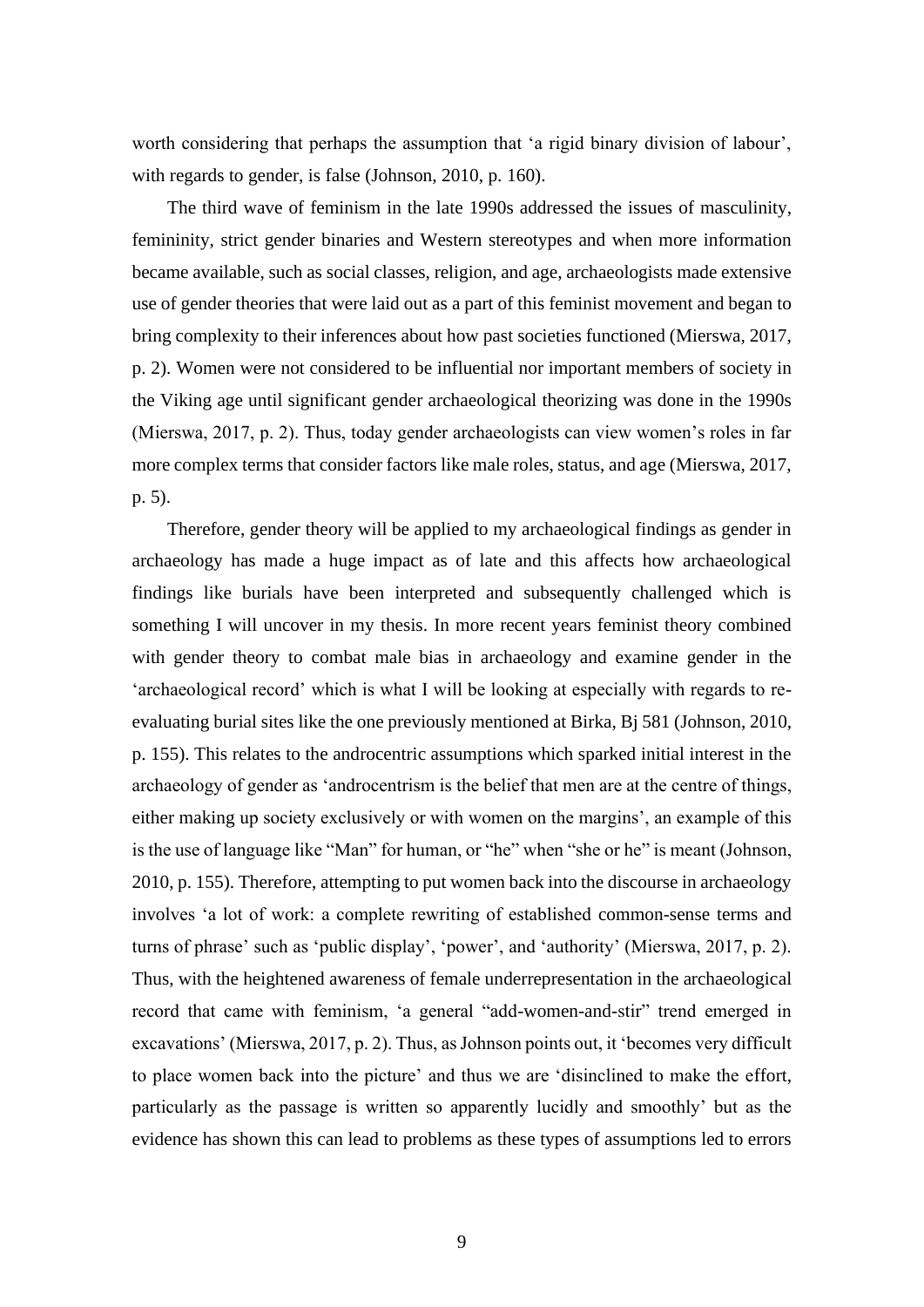worth considering that perhaps the assumption that 'a rigid binary division of labour', with regards to gender, is false (Johnson, 2010, p. 160).

The third wave of feminism in the late 1990s addressed the issues of masculinity, femininity, strict gender binaries and Western stereotypes and when more information became available, such as social classes, religion, and age, archaeologists made extensive use of gender theories that were laid out as a part of this feminist movement and began to bring complexity to their inferences about how past societies functioned (Mierswa, 2017, p. 2). Women were not considered to be influential nor important members of society in the Viking age until significant gender archaeological theorizing was done in the 1990s (Mierswa, 2017, p. 2). Thus, today gender archaeologists can view women's roles in far more complex terms that consider factors like male roles, status, and age (Mierswa, 2017, p. 5).

Therefore, gender theory will be applied to my archaeological findings as gender in archaeology has made a huge impact as of late and this affects how archaeological findings like burials have been interpreted and subsequently challenged which is something I will uncover in my thesis. In more recent years feminist theory combined with gender theory to combat male bias in archaeology and examine gender in the 'archaeological record' which is what I will be looking at especially with regards to re-evaluating burial sites like the one previously mentioned at Birka, Bj 581 (Johnson, 2010, p. 155). This relates to the androcentric assumptions which sparked initial interest in the archaeology of gender as 'androcentrism is the belief that men are at the centre of things, either making up society exclusively or with women on the margins', an example of this is the use of language like "Man" for human, or "he" when "she or he" is meant (Johnson, 2010, p. 155). Therefore, attempting to put women back into the discourse in archaeology involves 'a lot of work: a complete rewriting of established common-sense terms and turns of phrase' such as 'public display', 'power', and 'authority' (Mierswa, 2017, p. 2). Thus, with the heightened awareness of female underrepresentation in the archaeological record that came with feminism, 'a general "add-women-and-stir" trend emerged in excavations' (Mierswa, 2017, p. 2). Thus, as Johnson points out, it 'becomes very difficult to place women back into the picture' and thus we are 'disinclined to make the effort, particularly as the passage is written so apparently lucidly and smoothly' but as the evidence has shown this can lead to problems as these types of assumptions led to errors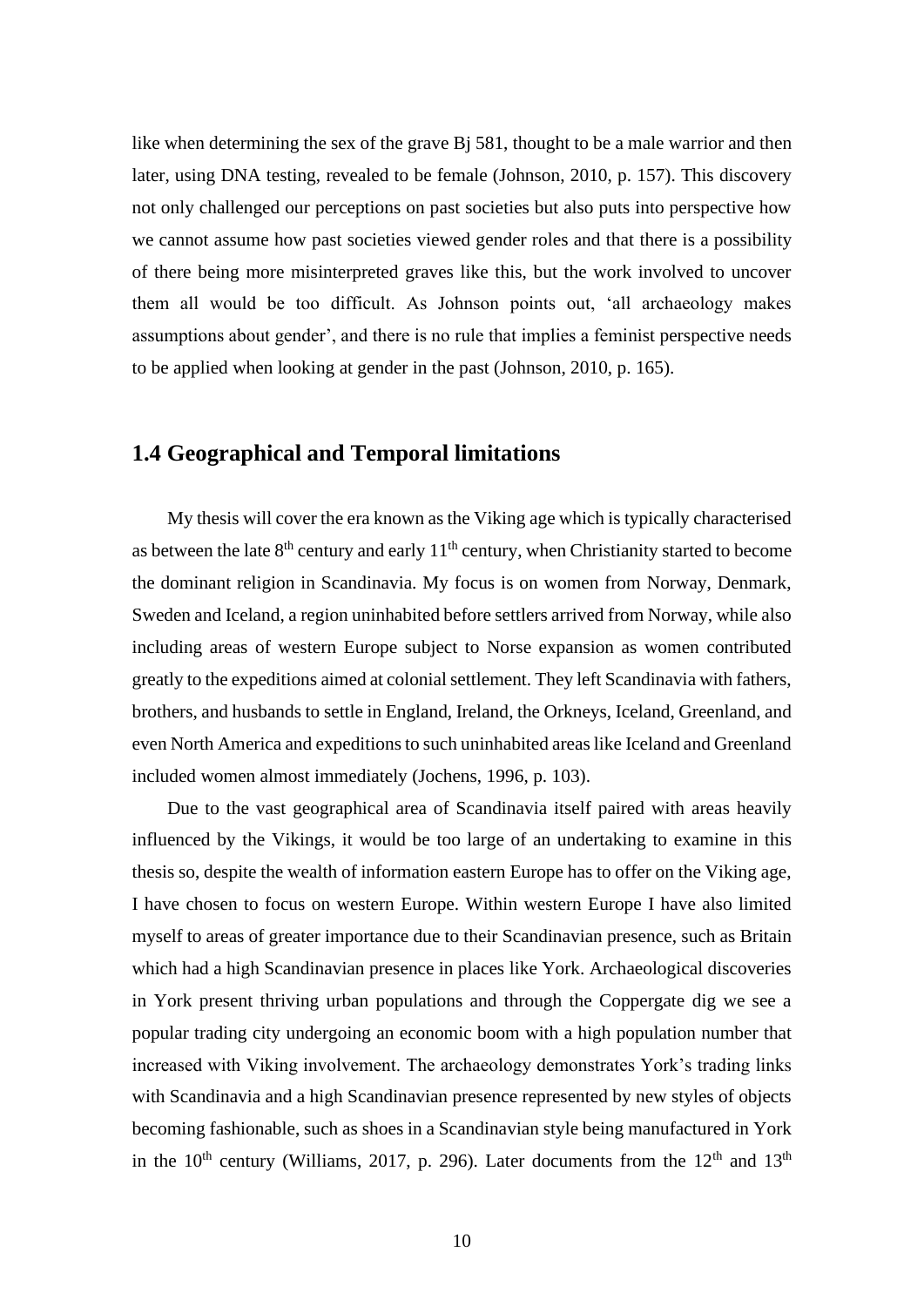like when determining the sex of the grave Bj 581, thought to be a male warrior and then later, using DNA testing, revealed to be female (Johnson, 2010, p. 157). This discovery not only challenged our perceptions on past societies but also puts into perspective how we cannot assume how past societies viewed gender roles and that there is a possibility of there being more misinterpreted graves like this, but the work involved to uncover them all would be too difficult. As Johnson points out, 'all archaeology makes assumptions about gender', and there is no rule that implies a feminist perspective needs to be applied when looking at gender in the past (Johnson, 2010, p. 165).

## 1.4 Geographical and Temporal limitations

My thesis will cover the era known as the Viking age which is typically characterised as between the late 8th century and early 11th century, when Christianity started to become the dominant religion in Scandinavia. My focus is on women from Norway, Denmark, Sweden and Iceland, a region uninhabited before settlers arrived from Norway, while also including areas of western Europe subject to Norse expansion as women contributed greatly to the expeditions aimed at colonial settlement. They left Scandinavia with fathers, brothers, and husbands to settle in England, Ireland, the Orkneys, Iceland, Greenland, and even North America and expeditions to such uninhabited areas like Iceland and Greenland included women almost immediately (Jochens, 1996, p. 103).

Due to the vast geographical area of Scandinavia itself paired with areas heavily influenced by the Vikings, it would be too large of an undertaking to examine in this thesis so, despite the wealth of information eastern Europe has to offer on the Viking age, I have chosen to focus on western Europe. Within western Europe I have also limited myself to areas of greater importance due to their Scandinavian presence, such as Britain which had a high Scandinavian presence in places like York. Archaeological discoveries in York present thriving urban populations and through the Coppergate dig we see a popular trading city undergoing an economic boom with a high population number that increased with Viking involvement. The archaeology demonstrates York's trading links with Scandinavia and a high Scandinavian presence represented by new styles of objects becoming fashionable, such as shoes in a Scandinavian style being manufactured in York in the 10th century (Williams, 2017, p. 296). Later documents from the 12th and 13th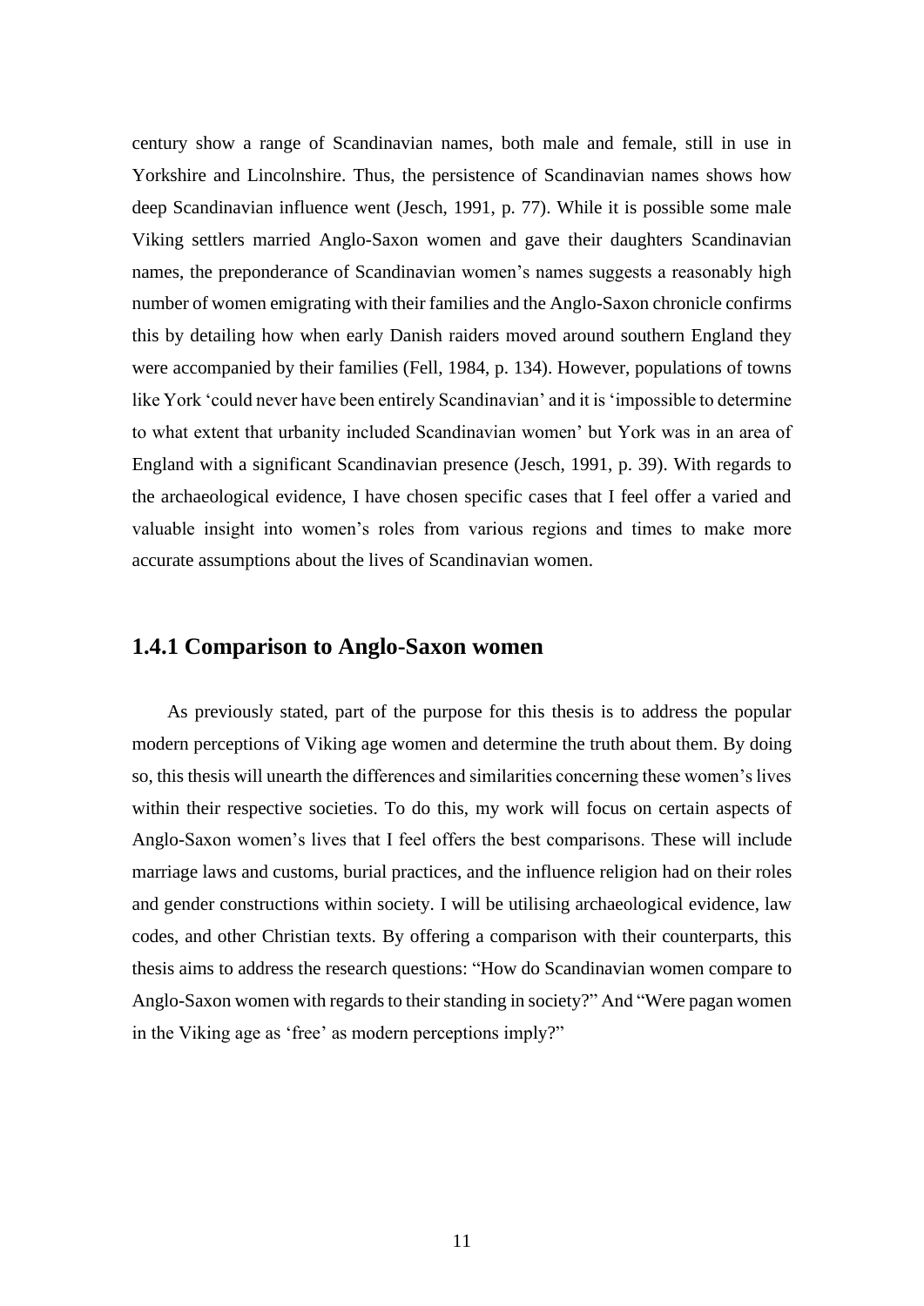century show a range of Scandinavian names, both male and female, still in use in Yorkshire and Lincolnshire. Thus, the persistence of Scandinavian names shows how deep Scandinavian influence went (Jesch, 1991, p. 77). While it is possible some male Viking settlers married Anglo-Saxon women and gave their daughters Scandinavian names, the preponderance of Scandinavian women's names suggests a reasonably high number of women emigrating with their families and the Anglo-Saxon chronicle confirms this by detailing how when early Danish raiders moved around southern England they were accompanied by their families (Fell, 1984, p. 134). However, populations of towns like York 'could never have been entirely Scandinavian' and it is 'impossible to determine to what extent that urbanity included Scandinavian women' but York was in an area of England with a significant Scandinavian presence (Jesch, 1991, p. 39). With regards to the archaeological evidence, I have chosen specific cases that I feel offer a varied and valuable insight into women's roles from various regions and times to make more accurate assumptions about the lives of Scandinavian women.

### 1.4.1 Comparison to Anglo-Saxon women

As previously stated, part of the purpose for this thesis is to address the popular modern perceptions of Viking age women and determine the truth about them. By doing so, this thesis will unearth the differences and similarities concerning these women's lives within their respective societies. To do this, my work will focus on certain aspects of Anglo-Saxon women's lives that I feel offers the best comparisons. These will include marriage laws and customs, burial practices, and the influence religion had on their roles and gender constructions within society. I will be utilising archaeological evidence, law codes, and other Christian texts. By offering a comparison with their counterparts, this thesis aims to address the research questions: "How do Scandinavian women compare to Anglo-Saxon women with regards to their standing in society?" And "Were pagan women in the Viking age as 'free' as modern perceptions imply?"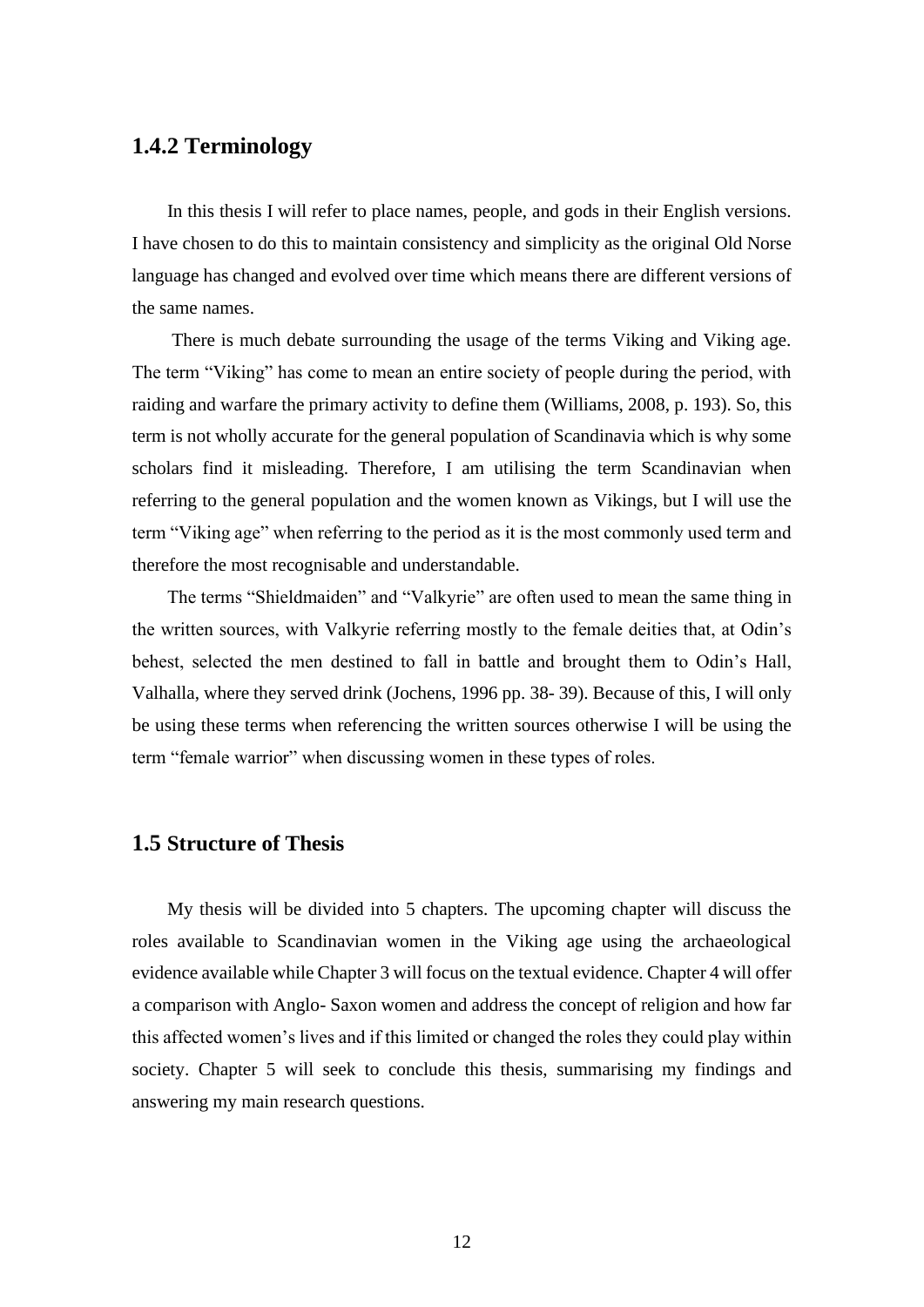### 1.4.2 Terminology

In this thesis I will refer to place names, people, and gods in their English versions. I have chosen to do this to maintain consistency and simplicity as the original Old Norse language has changed and evolved over time which means there are different versions of the same names.

There is much debate surrounding the usage of the terms Viking and Viking age. The term "Viking" has come to mean an entire society of people during the period, with raiding and warfare the primary activity to define them (Williams, 2008, p. 193). So, this term is not wholly accurate for the general population of Scandinavia which is why some scholars find it misleading. Therefore, I am utilising the term Scandinavian when referring to the general population and the women known as Vikings, but I will use the term "Viking age" when referring to the period as it is the most commonly used term and therefore the most recognisable and understandable.

The terms "Shieldmaiden" and "Valkyrie" are often used to mean the same thing in the written sources, with Valkyrie referring mostly to the female deities that, at Odin's behest, selected the men destined to fall in battle and brought them to Odin's Hall, Valhalla, where they served drink (Jochens, 1996 pp. 38- 39). Because of this, I will only be using these terms when referencing the written sources otherwise I will be using the term "female warrior" when discussing women in these types of roles.

## 1.5 Structure of Thesis

My thesis will be divided into 5 chapters. The upcoming chapter will discuss the roles available to Scandinavian women in the Viking age using the archaeological evidence available while Chapter 3 will focus on the textual evidence. Chapter 4 will offer a comparison with Anglo- Saxon women and address the concept of religion and how far this affected women's lives and if this limited or changed the roles they could play within society. Chapter 5 will seek to conclude this thesis, summarising my findings and answering my main research questions.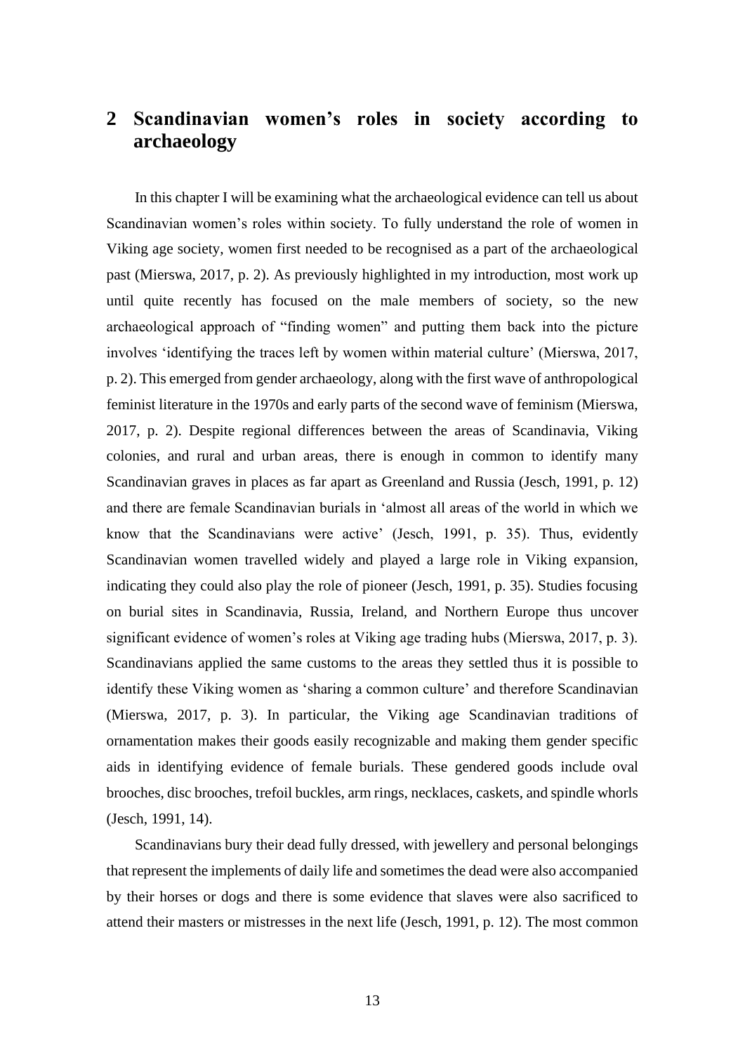# 2 Scandinavian women's roles in society according to archaeology

In this chapter I will be examining what the archaeological evidence can tell us about Scandinavian women's roles within society. To fully understand the role of women in Viking age society, women first needed to be recognised as a part of the archaeological past (Mierswa, 2017, p. 2). As previously highlighted in my introduction, most work up until quite recently has focused on the male members of society, so the new archaeological approach of "finding women" and putting them back into the picture involves 'identifying the traces left by women within material culture' (Mierswa, 2017, p. 2). This emerged from gender archaeology, along with the first wave of anthropological feminist literature in the 1970s and early parts of the second wave of feminism (Mierswa, 2017, p. 2). Despite regional differences between the areas of Scandinavia, Viking colonies, and rural and urban areas, there is enough in common to identify many Scandinavian graves in places as far apart as Greenland and Russia (Jesch, 1991, p. 12) and there are female Scandinavian burials in 'almost all areas of the world in which we know that the Scandinavians were active' (Jesch, 1991, p. 35). Thus, evidently Scandinavian women travelled widely and played a large role in Viking expansion, indicating they could also play the role of pioneer (Jesch, 1991, p. 35). Studies focusing on burial sites in Scandinavia, Russia, Ireland, and Northern Europe thus uncover significant evidence of women's roles at Viking age trading hubs (Mierswa, 2017, p. 3). Scandinavians applied the same customs to the areas they settled thus it is possible to identify these Viking women as 'sharing a common culture' and therefore Scandinavian (Mierswa, 2017, p. 3). In particular, the Viking age Scandinavian traditions of ornamentation makes their goods easily recognizable and making them gender specific aids in identifying evidence of female burials. These gendered goods include oval brooches, disc brooches, trefoil buckles, arm rings, necklaces, caskets, and spindle whorls (Jesch, 1991, 14).

Scandinavians bury their dead fully dressed, with jewellery and personal belongings that represent the implements of daily life and sometimes the dead were also accompanied by their horses or dogs and there is some evidence that slaves were also sacrificed to attend their masters or mistresses in the next life (Jesch, 1991, p. 12). The most common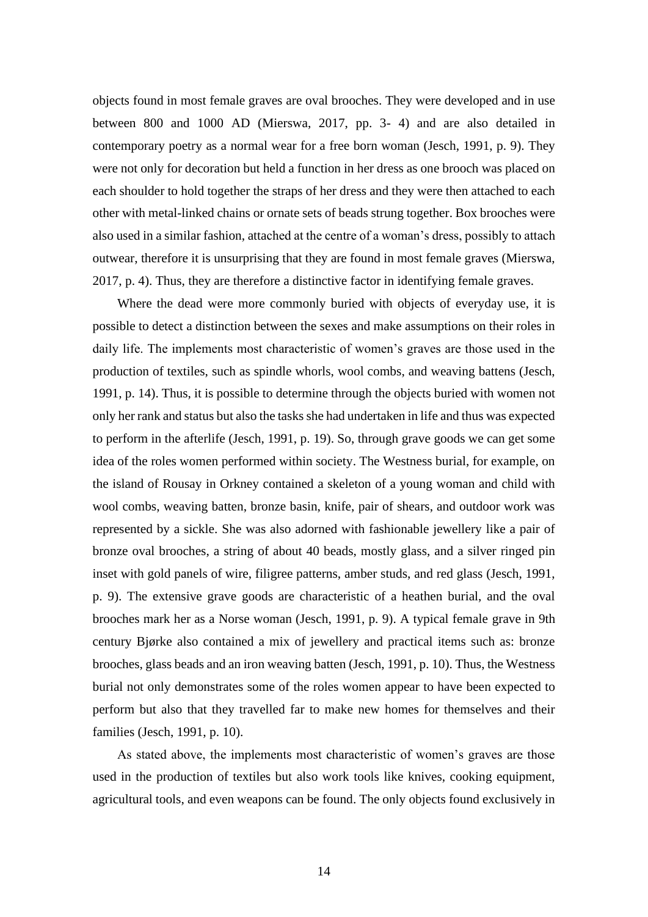objects found in most female graves are oval brooches. They were developed and in use between 800 and 1000 AD (Mierswa, 2017, pp. 3- 4) and are also detailed in contemporary poetry as a normal wear for a free born woman (Jesch, 1991, p. 9). They were not only for decoration but held a function in her dress as one brooch was placed on each shoulder to hold together the straps of her dress and they were then attached to each other with metal-linked chains or ornate sets of beads strung together. Box brooches were also used in a similar fashion, attached at the centre of a woman's dress, possibly to attach outwear, therefore it is unsurprising that they are found in most female graves (Mierswa, 2017, p. 4). Thus, they are therefore a distinctive factor in identifying female graves.

Where the dead were more commonly buried with objects of everyday use, it is possible to detect a distinction between the sexes and make assumptions on their roles in daily life. The implements most characteristic of women's graves are those used in the production of textiles, such as spindle whorls, wool combs, and weaving battens (Jesch, 1991, p. 14). Thus, it is possible to determine through the objects buried with women not only her rank and status but also the tasks she had undertaken in life and thus was expected to perform in the afterlife (Jesch, 1991, p. 19). So, through grave goods we can get some idea of the roles women performed within society. The Westness burial, for example, on the island of Rousay in Orkney contained a skeleton of a young woman and child with wool combs, weaving batten, bronze basin, knife, pair of shears, and outdoor work was represented by a sickle. She was also adorned with fashionable jewellery like a pair of bronze oval brooches, a string of about 40 beads, mostly glass, and a silver ringed pin inset with gold panels of wire, filigree patterns, amber studs, and red glass (Jesch, 1991, p. 9). The extensive grave goods are characteristic of a heathen burial, and the oval brooches mark her as a Norse woman (Jesch, 1991, p. 9). A typical female grave in 9th century Bjørke also contained a mix of jewellery and practical items such as: bronze brooches, glass beads and an iron weaving batten (Jesch, 1991, p. 10). Thus, the Westness burial not only demonstrates some of the roles women appear to have been expected to perform but also that they travelled far to make new homes for themselves and their families (Jesch, 1991, p. 10).

As stated above, the implements most characteristic of women's graves are those used in the production of textiles but also work tools like knives, cooking equipment, agricultural tools, and even weapons can be found. The only objects found exclusively in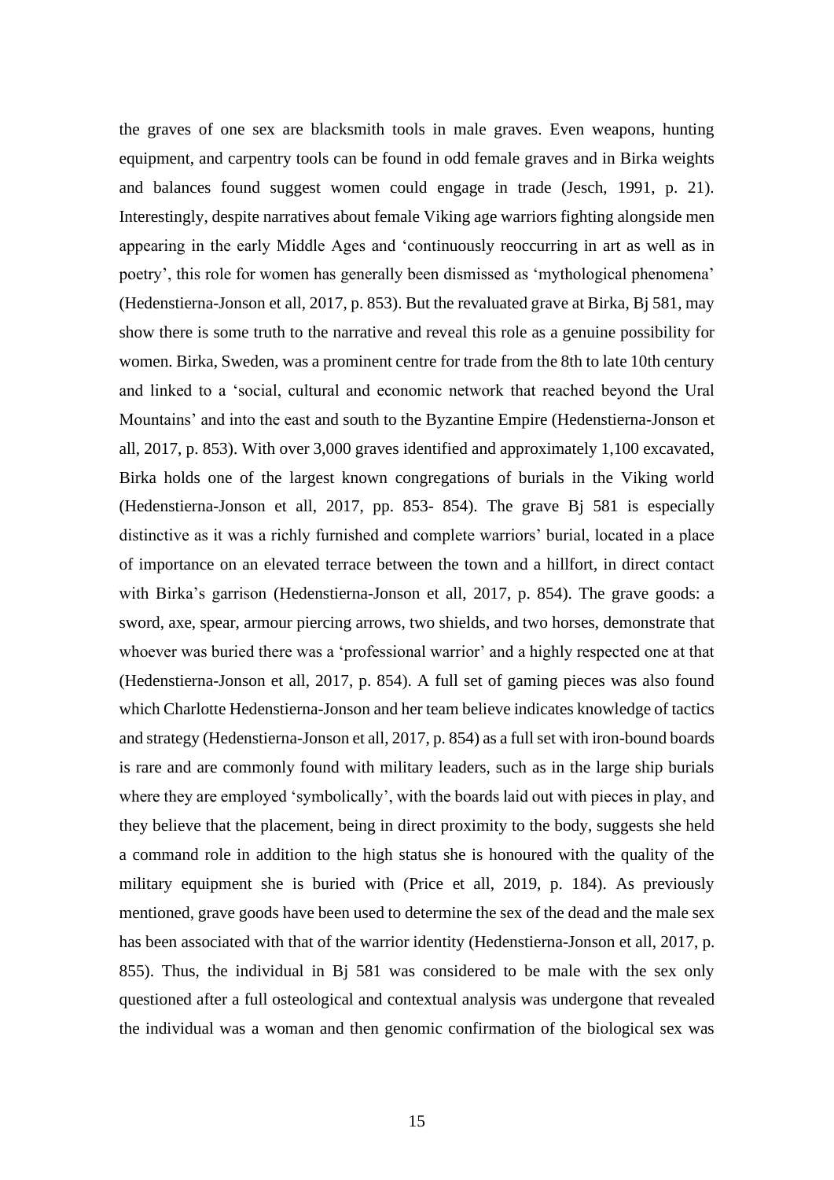the graves of one sex are blacksmith tools in male graves. Even weapons, hunting equipment, and carpentry tools can be found in odd female graves and in Birka weights and balances found suggest women could engage in trade (Jesch, 1991, p. 21). Interestingly, despite narratives about female Viking age warriors fighting alongside men appearing in the early Middle Ages and 'continuously reoccurring in art as well as in poetry', this role for women has generally been dismissed as 'mythological phenomena' (Hedenstierna-Jonson et all, 2017, p. 853). But the revaluated grave at Birka, Bj 581, may show there is some truth to the narrative and reveal this role as a genuine possibility for women. Birka, Sweden, was a prominent centre for trade from the 8th to late 10th century and linked to a 'social, cultural and economic network that reached beyond the Ural Mountains' and into the east and south to the Byzantine Empire (Hedenstierna-Jonson et all, 2017, p. 853). With over 3,000 graves identified and approximately 1,100 excavated, Birka holds one of the largest known congregations of burials in the Viking world (Hedenstierna-Jonson et all, 2017, pp. 853- 854). The grave Bj 581 is especially distinctive as it was a richly furnished and complete warriors' burial, located in a place of importance on an elevated terrace between the town and a hillfort, in direct contact with Birka's garrison (Hedenstierna-Jonson et all, 2017, p. 854). The grave goods: a sword, axe, spear, armour piercing arrows, two shields, and two horses, demonstrate that whoever was buried there was a 'professional warrior' and a highly respected one at that (Hedenstierna-Jonson et all, 2017, p. 854). A full set of gaming pieces was also found which Charlotte Hedenstierna-Jonson and her team believe indicates knowledge of tactics and strategy (Hedenstierna-Jonson et all, 2017, p. 854) as a full set with iron-bound boards is rare and are commonly found with military leaders, such as in the large ship burials where they are employed 'symbolically', with the boards laid out with pieces in play, and they believe that the placement, being in direct proximity to the body, suggests she held a command role in addition to the high status she is honoured with the quality of the military equipment she is buried with (Price et all, 2019, p. 184). As previously mentioned, grave goods have been used to determine the sex of the dead and the male sex has been associated with that of the warrior identity (Hedenstierna-Jonson et all, 2017, p. 855). Thus, the individual in Bj 581 was considered to be male with the sex only questioned after a full osteological and contextual analysis was undergone that revealed the individual was a woman and then genomic confirmation of the biological sex was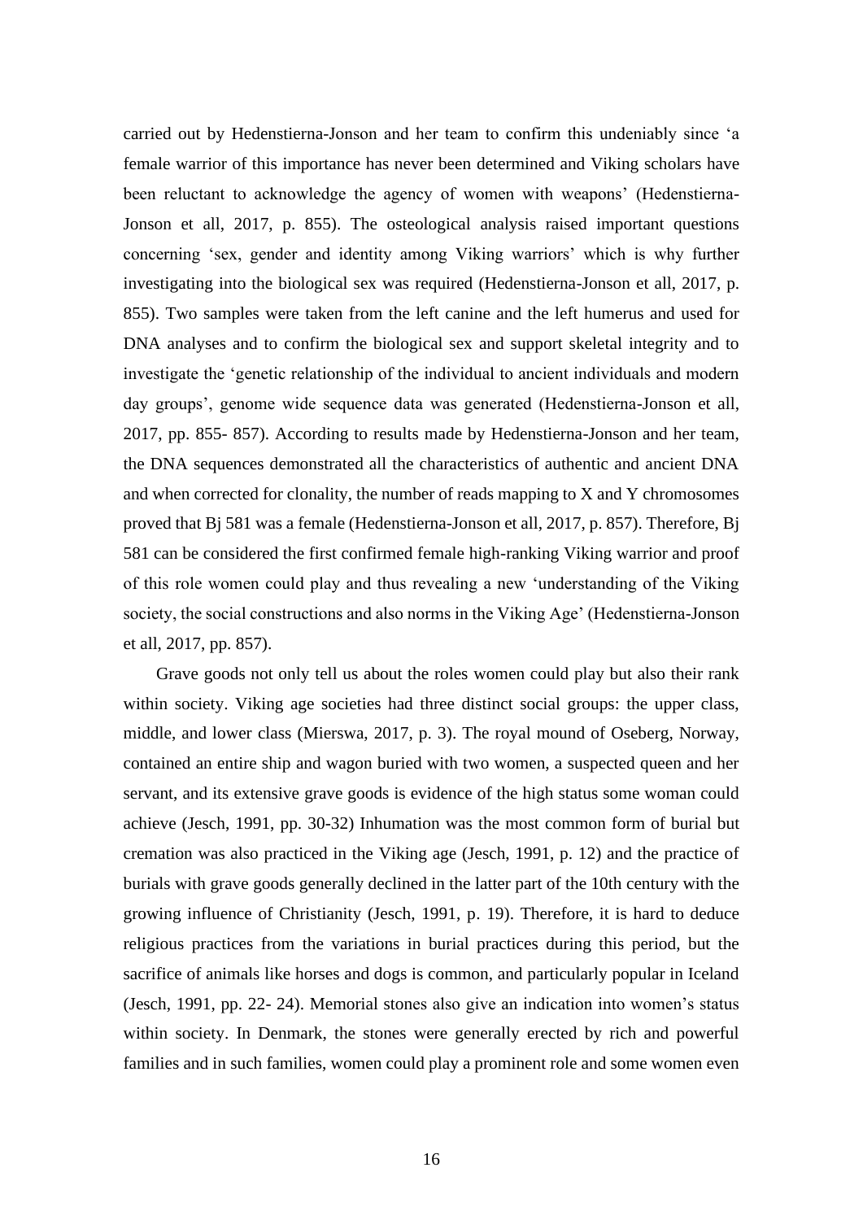carried out by Hedenstierna-Jonson and her team to confirm this undeniably since 'a female warrior of this importance has never been determined and Viking scholars have been reluctant to acknowledge the agency of women with weapons' (Hedenstierna-Jonson et all, 2017, p. 855). The osteological analysis raised important questions concerning 'sex, gender and identity among Viking warriors' which is why further investigating into the biological sex was required (Hedenstierna-Jonson et all, 2017, p. 855). Two samples were taken from the left canine and the left humerus and used for DNA analyses and to confirm the biological sex and support skeletal integrity and to investigate the 'genetic relationship of the individual to ancient individuals and modern day groups', genome wide sequence data was generated (Hedenstierna-Jonson et all, 2017, pp. 855- 857). According to results made by Hedenstierna-Jonson and her team, the DNA sequences demonstrated all the characteristics of authentic and ancient DNA and when corrected for clonality, the number of reads mapping to X and Y chromosomes proved that Bj 581 was a female (Hedenstierna-Jonson et all, 2017, p. 857). Therefore, Bj 581 can be considered the first confirmed female high-ranking Viking warrior and proof of this role women could play and thus revealing a new 'understanding of the Viking society, the social constructions and also norms in the Viking Age' (Hedenstierna-Jonson et all, 2017, pp. 857).

Grave goods not only tell us about the roles women could play but also their rank within society. Viking age societies had three distinct social groups: the upper class, middle, and lower class (Mierswa, 2017, p. 3). The royal mound of Oseberg, Norway, contained an entire ship and wagon buried with two women, a suspected queen and her servant, and its extensive grave goods is evidence of the high status some woman could achieve (Jesch, 1991, pp. 30-32) Inhumation was the most common form of burial but cremation was also practiced in the Viking age (Jesch, 1991, p. 12) and the practice of burials with grave goods generally declined in the latter part of the 10th century with the growing influence of Christianity (Jesch, 1991, p. 19). Therefore, it is hard to deduce religious practices from the variations in burial practices during this period, but the sacrifice of animals like horses and dogs is common, and particularly popular in Iceland (Jesch, 1991, pp. 22- 24). Memorial stones also give an indication into women's status within society. In Denmark, the stones were generally erected by rich and powerful families and in such families, women could play a prominent role and some women even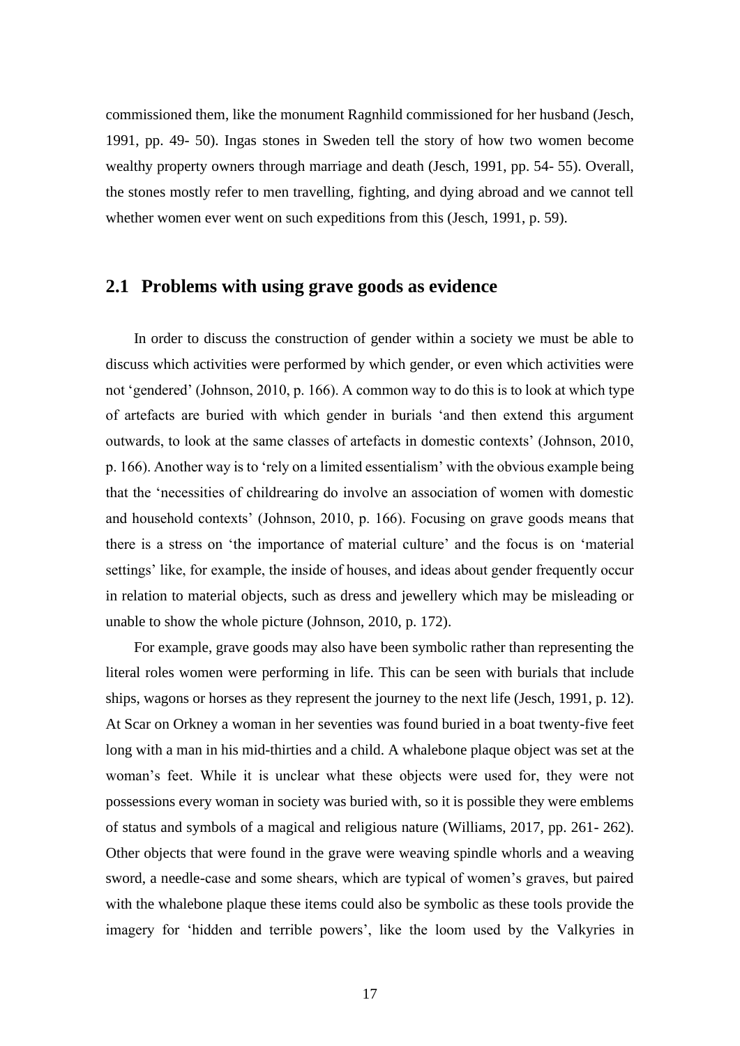commissioned them, like the monument Ragnhild commissioned for her husband (Jesch, 1991, pp. 49- 50). Ingas stones in Sweden tell the story of how two women become wealthy property owners through marriage and death (Jesch, 1991, pp. 54- 55). Overall, the stones mostly refer to men travelling, fighting, and dying abroad and we cannot tell whether women ever went on such expeditions from this (Jesch, 1991, p. 59).

## 2.1 Problems with using grave goods as evidence

In order to discuss the construction of gender within a society we must be able to discuss which activities were performed by which gender, or even which activities were not 'gendered' (Johnson, 2010, p. 166). A common way to do this is to look at which type of artefacts are buried with which gender in burials 'and then extend this argument outwards, to look at the same classes of artefacts in domestic contexts' (Johnson, 2010, p. 166). Another way is to 'rely on a limited essentialism' with the obvious example being that the 'necessities of childrearing do involve an association of women with domestic and household contexts' (Johnson, 2010, p. 166). Focusing on grave goods means that there is a stress on 'the importance of material culture' and the focus is on 'material settings' like, for example, the inside of houses, and ideas about gender frequently occur in relation to material objects, such as dress and jewellery which may be misleading or unable to show the whole picture (Johnson, 2010, p. 172).

For example, grave goods may also have been symbolic rather than representing the literal roles women were performing in life. This can be seen with burials that include ships, wagons or horses as they represent the journey to the next life (Jesch, 1991, p. 12). At Scar on Orkney a woman in her seventies was found buried in a boat twenty-five feet long with a man in his mid-thirties and a child. A whalebone plaque object was set at the woman's feet. While it is unclear what these objects were used for, they were not possessions every woman in society was buried with, so it is possible they were emblems of status and symbols of a magical and religious nature (Williams, 2017, pp. 261- 262). Other objects that were found in the grave were weaving spindle whorls and a weaving sword, a needle-case and some shears, which are typical of women's graves, but paired with the whalebone plaque these items could also be symbolic as these tools provide the imagery for 'hidden and terrible powers', like the loom used by the Valkyries in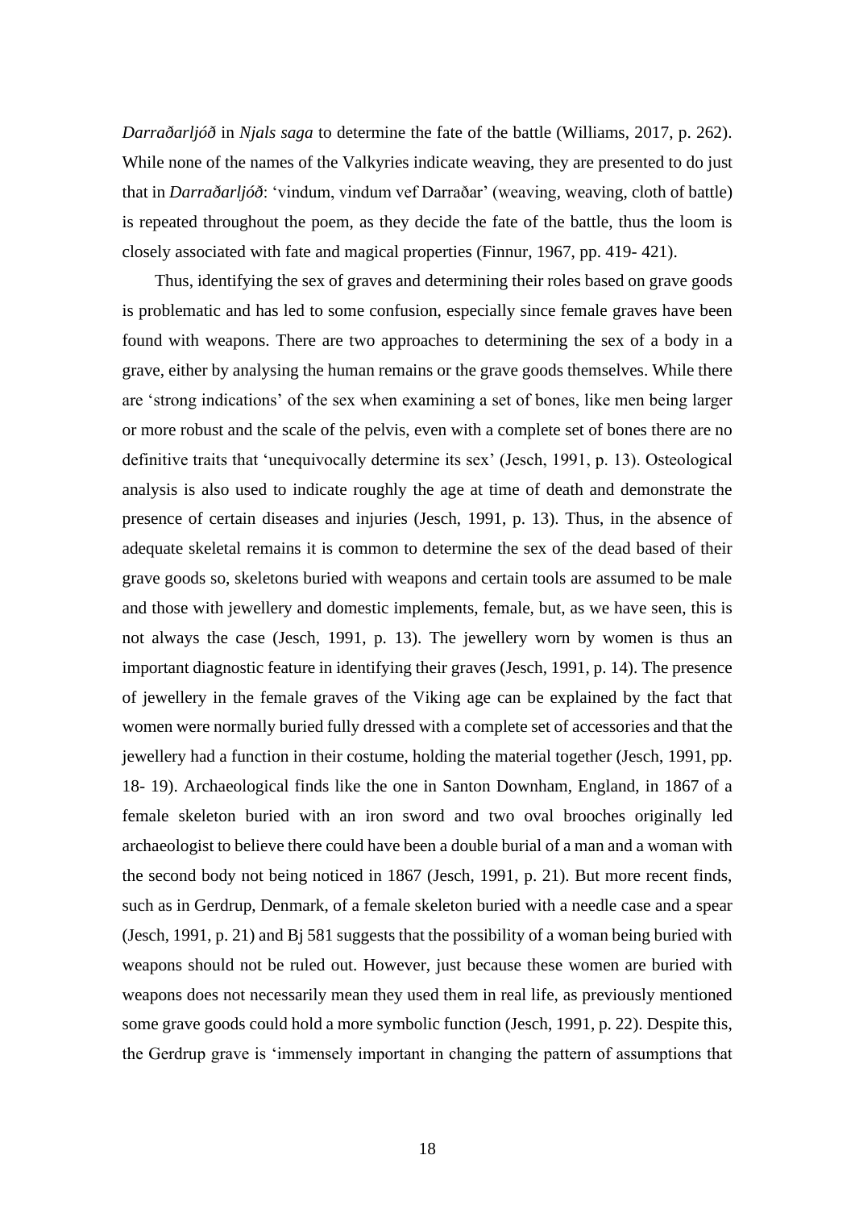*Darraðarljóð* in *Njals saga* to determine the fate of the battle (Williams, 2017, p. 262). While none of the names of the Valkyries indicate weaving, they are presented to do just that in *Darraðarljóð*: 'vindum, vindum vef Darraðar' (weaving, weaving, cloth of battle) is repeated throughout the poem, as they decide the fate of the battle, thus the loom is closely associated with fate and magical properties (Finnur, 1967, pp. 419- 421).

Thus, identifying the sex of graves and determining their roles based on grave goods is problematic and has led to some confusion, especially since female graves have been found with weapons. There are two approaches to determining the sex of a body in a grave, either by analysing the human remains or the grave goods themselves. While there are 'strong indications' of the sex when examining a set of bones, like men being larger or more robust and the scale of the pelvis, even with a complete set of bones there are no definitive traits that 'unequivocally determine its sex' (Jesch, 1991, p. 13). Osteological analysis is also used to indicate roughly the age at time of death and demonstrate the presence of certain diseases and injuries (Jesch, 1991, p. 13). Thus, in the absence of adequate skeletal remains it is common to determine the sex of the dead based of their grave goods so, skeletons buried with weapons and certain tools are assumed to be male and those with jewellery and domestic implements, female, but, as we have seen, this is not always the case (Jesch, 1991, p. 13). The jewellery worn by women is thus an important diagnostic feature in identifying their graves (Jesch, 1991, p. 14). The presence of jewellery in the female graves of the Viking age can be explained by the fact that women were normally buried fully dressed with a complete set of accessories and that the jewellery had a function in their costume, holding the material together (Jesch, 1991, pp. 18- 19). Archaeological finds like the one in Santon Downham, England, in 1867 of a female skeleton buried with an iron sword and two oval brooches originally led archaeologist to believe there could have been a double burial of a man and a woman with the second body not being noticed in 1867 (Jesch, 1991, p. 21). But more recent finds, such as in Gerdrup, Denmark, of a female skeleton buried with a needle case and a spear (Jesch, 1991, p. 21) and Bj 581 suggests that the possibility of a woman being buried with weapons should not be ruled out. However, just because these women are buried with weapons does not necessarily mean they used them in real life, as previously mentioned some grave goods could hold a more symbolic function (Jesch, 1991, p. 22). Despite this, the Gerdrup grave is 'immensely important in changing the pattern of assumptions that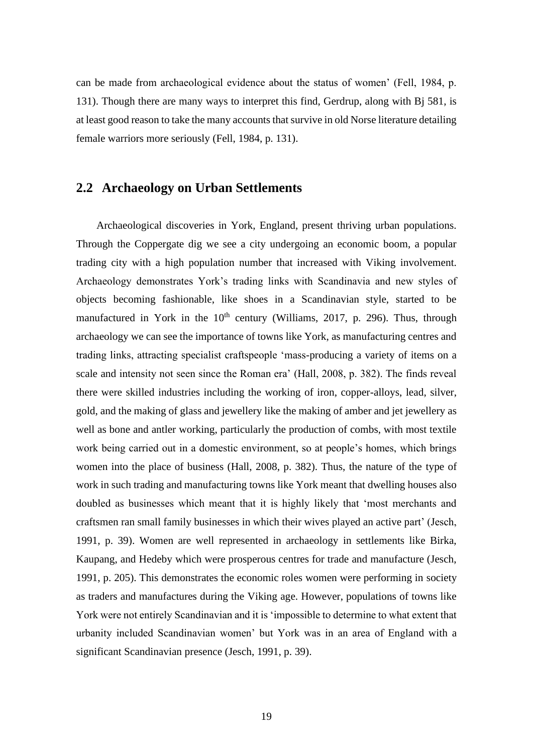can be made from archaeological evidence about the status of women' (Fell, 1984, p. 131). Though there are many ways to interpret this find, Gerdrup, along with Bj 581, is at least good reason to take the many accounts that survive in old Norse literature detailing female warriors more seriously (Fell, 1984, p. 131).

## 2.2 Archaeology on Urban Settlements

Archaeological discoveries in York, England, present thriving urban populations. Through the Coppergate dig we see a city undergoing an economic boom, a popular trading city with a high population number that increased with Viking involvement. Archaeology demonstrates York's trading links with Scandinavia and new styles of objects becoming fashionable, like shoes in a Scandinavian style, started to be manufactured in York in the 10th century (Williams, 2017, p. 296). Thus, through archaeology we can see the importance of towns like York, as manufacturing centres and trading links, attracting specialist craftspeople 'mass-producing a variety of items on a scale and intensity not seen since the Roman era' (Hall, 2008, p. 382). The finds reveal there were skilled industries including the working of iron, copper-alloys, lead, silver, gold, and the making of glass and jewellery like the making of amber and jet jewellery as well as bone and antler working, particularly the production of combs, with most textile work being carried out in a domestic environment, so at people's homes, which brings women into the place of business (Hall, 2008, p. 382). Thus, the nature of the type of work in such trading and manufacturing towns like York meant that dwelling houses also doubled as businesses which meant that it is highly likely that 'most merchants and craftsmen ran small family businesses in which their wives played an active part' (Jesch, 1991, p. 39). Women are well represented in archaeology in settlements like Birka, Kaupang, and Hedeby which were prosperous centres for trade and manufacture (Jesch, 1991, p. 205). This demonstrates the economic roles women were performing in society as traders and manufactures during the Viking age. However, populations of towns like York were not entirely Scandinavian and it is 'impossible to determine to what extent that urbanity included Scandinavian women' but York was in an area of England with a significant Scandinavian presence (Jesch, 1991, p. 39).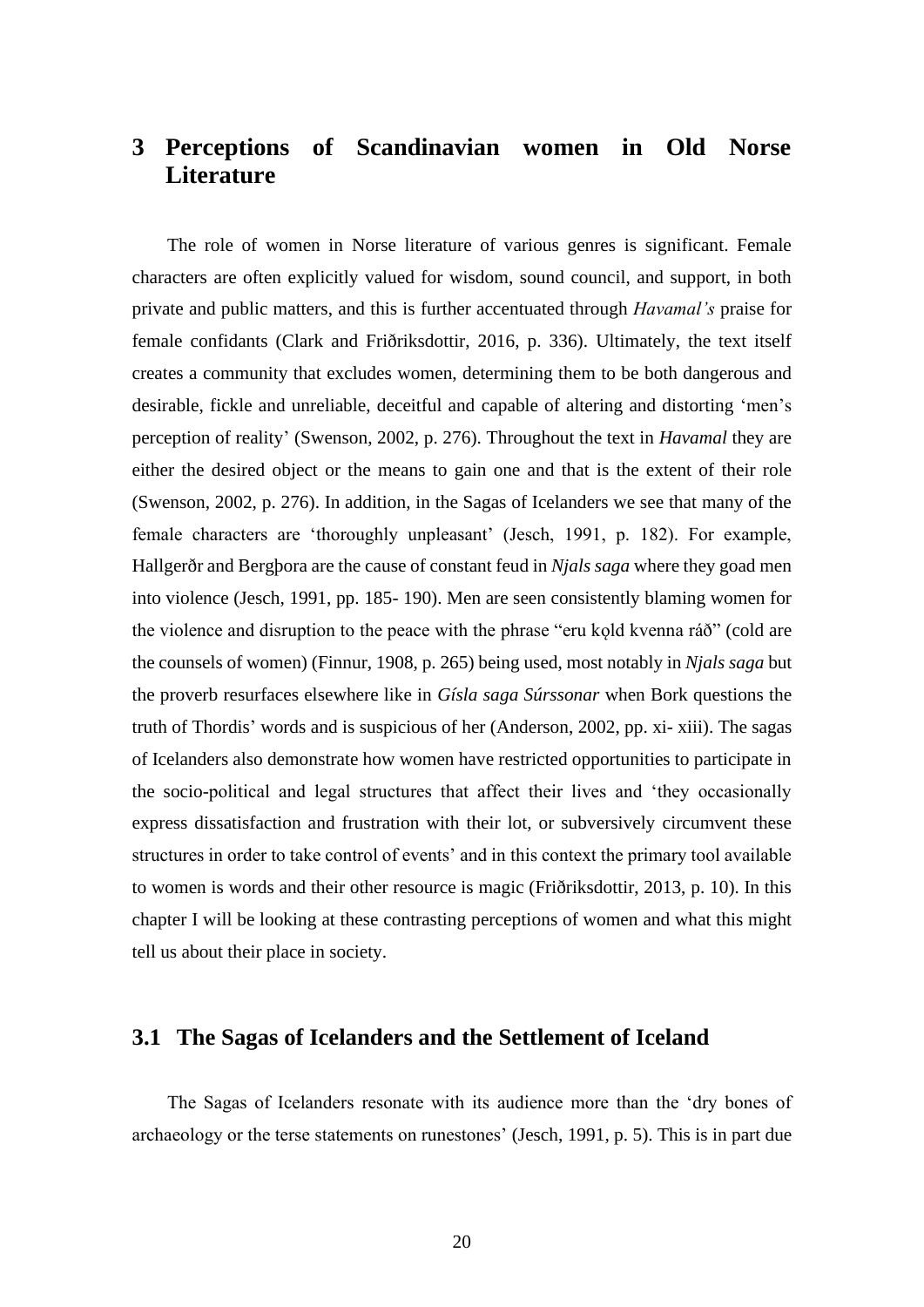# 3 Perceptions of Scandinavian women in Old Norse Literature

The role of women in Norse literature of various genres is significant. Female characters are often explicitly valued for wisdom, sound council, and support, in both private and public matters, and this is further accentuated through *Havamal's* praise for female confidants (Clark and Friðriksdottir, 2016, p. 336). Ultimately, the text itself creates a community that excludes women, determining them to be both dangerous and desirable, fickle and unreliable, deceitful and capable of altering and distorting 'men's perception of reality' (Swenson, 2002, p. 276). Throughout the text in *Havamal* they are either the desired object or the means to gain one and that is the extent of their role (Swenson, 2002, p. 276). In addition, in the Sagas of Icelanders we see that many of the female characters are 'thoroughly unpleasant' (Jesch, 1991, p. 182). For example, Hallgerðr and Bergþora are the cause of constant feud in *Njals saga* where they goad men into violence (Jesch, 1991, pp. 185- 190). Men are seen consistently blaming women for the violence and disruption to the peace with the phrase "eru kǫld kvenna ráð" (cold are the counsels of women) (Finnur, 1908, p. 265) being used, most notably in *Njals saga* but the proverb resurfaces elsewhere like in *Gísla saga Súrssonar* when Bork questions the truth of Thordis' words and is suspicious of her (Anderson, 2002, pp. xi- xiii). The sagas of Icelanders also demonstrate how women have restricted opportunities to participate in the socio-political and legal structures that affect their lives and 'they occasionally express dissatisfaction and frustration with their lot, or subversively circumvent these structures in order to take control of events' and in this context the primary tool available to women is words and their other resource is magic (Friðriksdottir, 2013, p. 10). In this chapter I will be looking at these contrasting perceptions of women and what this might tell us about their place in society.

## 3.1 The Sagas of Icelanders and the Settlement of Iceland

The Sagas of Icelanders resonate with its audience more than the 'dry bones of archaeology or the terse statements on runestones' (Jesch, 1991, p. 5). This is in part due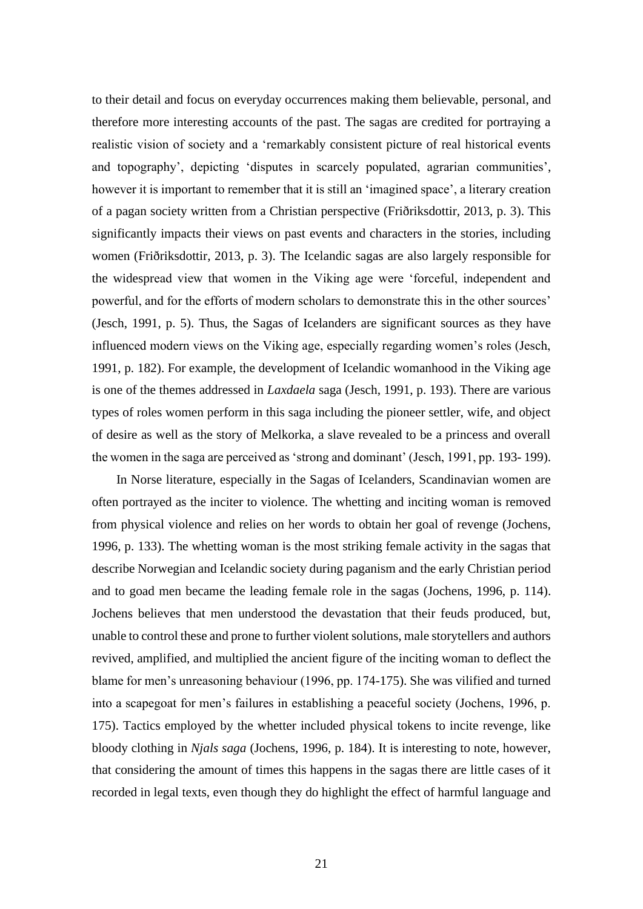to their detail and focus on everyday occurrences making them believable, personal, and therefore more interesting accounts of the past. The sagas are credited for portraying a realistic vision of society and a 'remarkably consistent picture of real historical events and topography', depicting 'disputes in scarcely populated, agrarian communities', however it is important to remember that it is still an 'imagined space', a literary creation of a pagan society written from a Christian perspective (Friðriksdottir, 2013, p. 3). This significantly impacts their views on past events and characters in the stories, including women (Friðriksdottir, 2013, p. 3). The Icelandic sagas are also largely responsible for the widespread view that women in the Viking age were 'forceful, independent and powerful, and for the efforts of modern scholars to demonstrate this in the other sources' (Jesch, 1991, p. 5). Thus, the Sagas of Icelanders are significant sources as they have influenced modern views on the Viking age, especially regarding women's roles (Jesch, 1991, p. 182). For example, the development of Icelandic womanhood in the Viking age is one of the themes addressed in *Laxdaela* saga (Jesch, 1991, p. 193). There are various types of roles women perform in this saga including the pioneer settler, wife, and object of desire as well as the story of Melkorka, a slave revealed to be a princess and overall the women in the saga are perceived as 'strong and dominant' (Jesch, 1991, pp. 193- 199).

In Norse literature, especially in the Sagas of Icelanders, Scandinavian women are often portrayed as the inciter to violence. The whetting and inciting woman is removed from physical violence and relies on her words to obtain her goal of revenge (Jochens, 1996, p. 133). The whetting woman is the most striking female activity in the sagas that describe Norwegian and Icelandic society during paganism and the early Christian period and to goad men became the leading female role in the sagas (Jochens, 1996, p. 114). Jochens believes that men understood the devastation that their feuds produced, but, unable to control these and prone to further violent solutions, male storytellers and authors revived, amplified, and multiplied the ancient figure of the inciting woman to deflect the blame for men's unreasoning behaviour (1996, pp. 174-175). She was vilified and turned into a scapegoat for men's failures in establishing a peaceful society (Jochens, 1996, p. 175). Tactics employed by the whetter included physical tokens to incite revenge, like bloody clothing in *Njals saga* (Jochens, 1996, p. 184). It is interesting to note, however, that considering the amount of times this happens in the sagas there are little cases of it recorded in legal texts, even though they do highlight the effect of harmful language and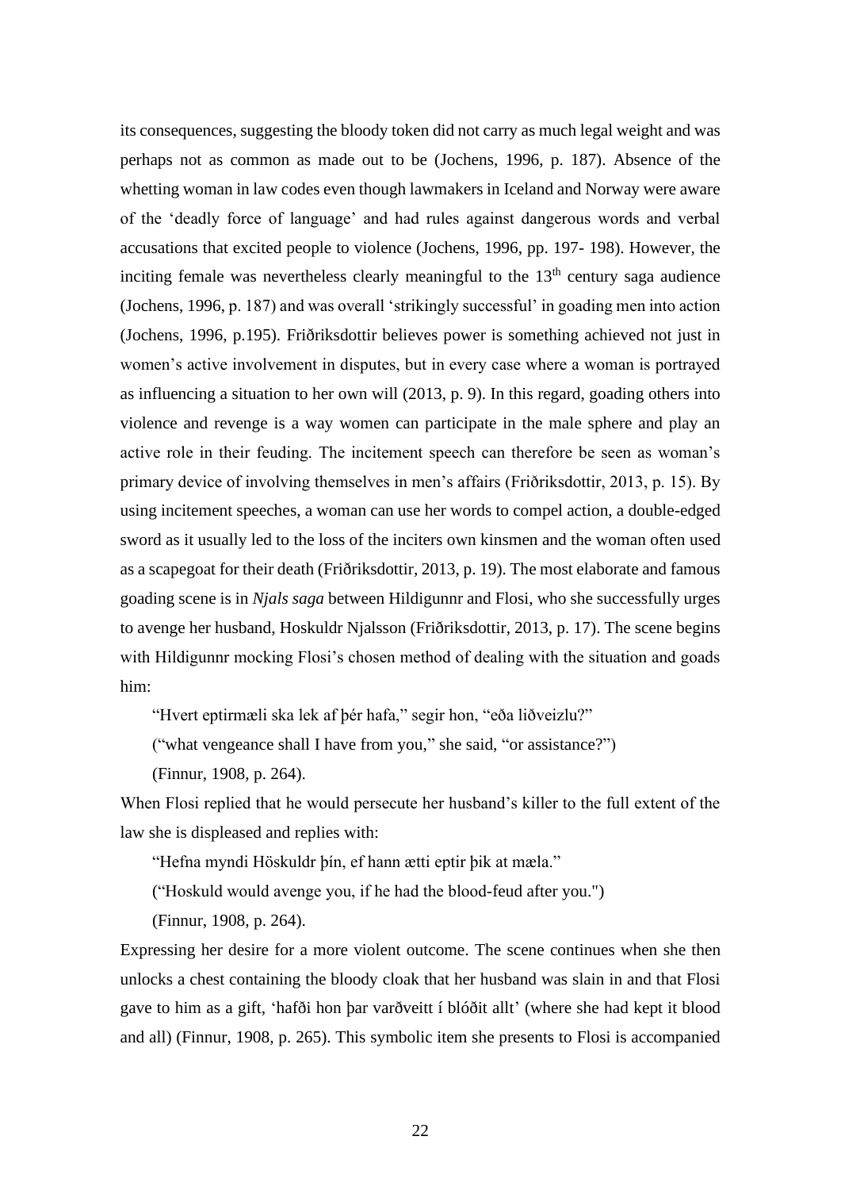its consequences, suggesting the bloody token did not carry as much legal weight and was perhaps not as common as made out to be (Jochens, 1996, p. 187). Absence of the whetting woman in law codes even though lawmakers in Iceland and Norway were aware of the 'deadly force of language' and had rules against dangerous words and verbal accusations that excited people to violence (Jochens, 1996, pp. 197- 198). However, the inciting female was nevertheless clearly meaningful to the 13th century saga audience (Jochens, 1996, p. 187) and was overall 'strikingly successful' in goading men into action (Jochens, 1996, p.195). Friðriksdottir believes power is something achieved not just in women's active involvement in disputes, but in every case where a woman is portrayed as influencing a situation to her own will (2013, p. 9). In this regard, goading others into violence and revenge is a way women can participate in the male sphere and play an active role in their feuding. The incitement speech can therefore be seen as woman's primary device of involving themselves in men's affairs (Friðriksdottir, 2013, p. 15). By using incitement speeches, a woman can use her words to compel action, a double-edged sword as it usually led to the loss of the inciters own kinsmen and the woman often used as a scapegoat for their death (Friðriksdottir, 2013, p. 19). The most elaborate and famous goading scene is in *Njals saga* between Hildigunnr and Flosi, who she successfully urges to avenge her husband, Hoskuldr Njalsson (Friðriksdottir, 2013, p. 17). The scene begins with Hildigunnr mocking Flosi's chosen method of dealing with the situation and goads him:

> "Hvert eptirmæli ska lek af þér hafa," segir hon, "eða liðveizlu?"
>
> ("what vengeance shall I have from you," she said, "or assistance?")
>
> (Finnur, 1908, p. 264).

When Flosi replied that he would persecute her husband's killer to the full extent of the law she is displeased and replies with:

> "Hefna myndi Höskuldr þín, ef hann ætti eptir þik at mæla."
>
> ("Hoskuld would avenge you, if he had the blood-feud after you.")
>
> (Finnur, 1908, p. 264).

Expressing her desire for a more violent outcome. The scene continues when she then unlocks a chest containing the bloody cloak that her husband was slain in and that Flosi gave to him as a gift, 'hafði hon þar varðveitt í blóðit allt' (where she had kept it blood and all) (Finnur, 1908, p. 265). This symbolic item she presents to Flosi is accompanied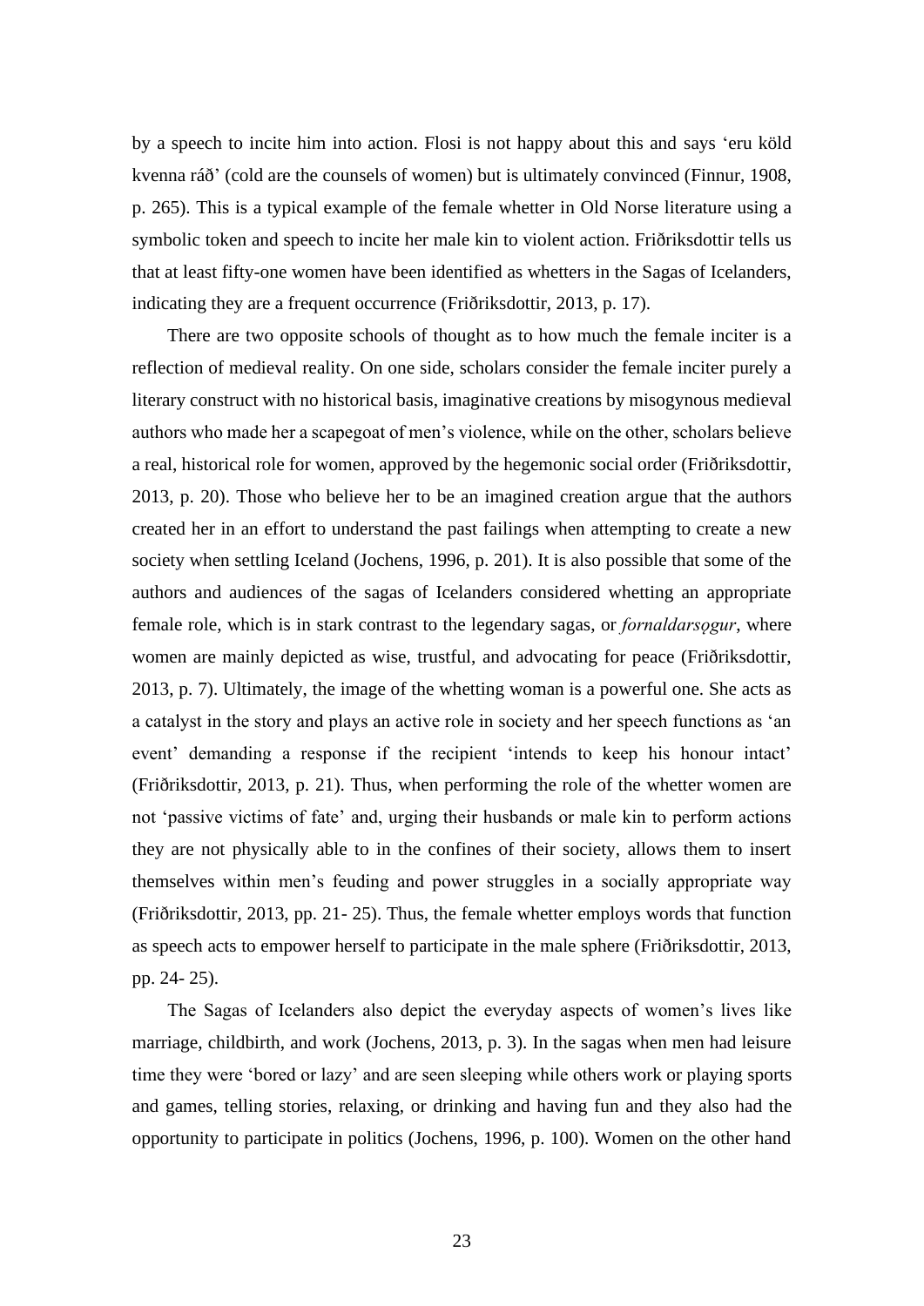by a speech to incite him into action. Flosi is not happy about this and says 'eru köld kvenna ráð' (cold are the counsels of women) but is ultimately convinced (Finnur, 1908, p. 265). This is a typical example of the female whetter in Old Norse literature using a symbolic token and speech to incite her male kin to violent action. Friðriksdottir tells us that at least fifty-one women have been identified as whetters in the Sagas of Icelanders, indicating they are a frequent occurrence (Friðriksdottir, 2013, p. 17).

There are two opposite schools of thought as to how much the female inciter is a reflection of medieval reality. On one side, scholars consider the female inciter purely a literary construct with no historical basis, imaginative creations by misogynous medieval authors who made her a scapegoat of men's violence, while on the other, scholars believe a real, historical role for women, approved by the hegemonic social order (Friðriksdottir, 2013, p. 20). Those who believe her to be an imagined creation argue that the authors created her in an effort to understand the past failings when attempting to create a new society when settling Iceland (Jochens, 1996, p. 201). It is also possible that some of the authors and audiences of the sagas of Icelanders considered whetting an appropriate female role, which is in stark contrast to the legendary sagas, or *fornaldarsǫgur*, where women are mainly depicted as wise, trustful, and advocating for peace (Friðriksdottir, 2013, p. 7). Ultimately, the image of the whetting woman is a powerful one. She acts as a catalyst in the story and plays an active role in society and her speech functions as 'an event' demanding a response if the recipient 'intends to keep his honour intact' (Friðriksdottir, 2013, p. 21). Thus, when performing the role of the whetter women are not 'passive victims of fate' and, urging their husbands or male kin to perform actions they are not physically able to in the confines of their society, allows them to insert themselves within men's feuding and power struggles in a socially appropriate way (Friðriksdottir, 2013, pp. 21- 25). Thus, the female whetter employs words that function as speech acts to empower herself to participate in the male sphere (Friðriksdottir, 2013, pp. 24- 25).

The Sagas of Icelanders also depict the everyday aspects of women's lives like marriage, childbirth, and work (Jochens, 2013, p. 3). In the sagas when men had leisure time they were 'bored or lazy' and are seen sleeping while others work or playing sports and games, telling stories, relaxing, or drinking and having fun and they also had the opportunity to participate in politics (Jochens, 1996, p. 100). Women on the other hand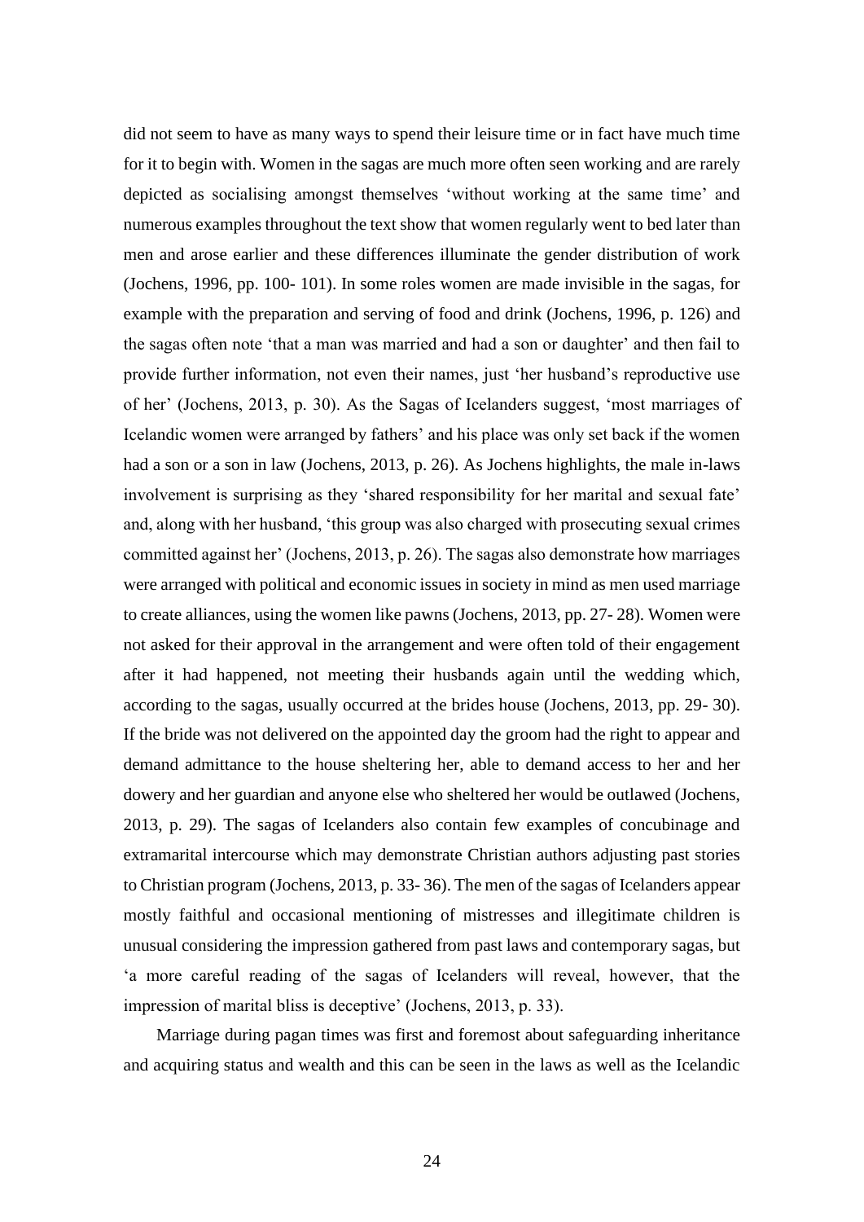did not seem to have as many ways to spend their leisure time or in fact have much time for it to begin with. Women in the sagas are much more often seen working and are rarely depicted as socialising amongst themselves 'without working at the same time' and numerous examples throughout the text show that women regularly went to bed later than men and arose earlier and these differences illuminate the gender distribution of work (Jochens, 1996, pp. 100- 101). In some roles women are made invisible in the sagas, for example with the preparation and serving of food and drink (Jochens, 1996, p. 126) and the sagas often note 'that a man was married and had a son or daughter' and then fail to provide further information, not even their names, just 'her husband's reproductive use of her' (Jochens, 2013, p. 30). As the Sagas of Icelanders suggest, 'most marriages of Icelandic women were arranged by fathers' and his place was only set back if the women had a son or a son in law (Jochens, 2013, p. 26). As Jochens highlights, the male in-laws involvement is surprising as they 'shared responsibility for her marital and sexual fate' and, along with her husband, 'this group was also charged with prosecuting sexual crimes committed against her' (Jochens, 2013, p. 26). The sagas also demonstrate how marriages were arranged with political and economic issues in society in mind as men used marriage to create alliances, using the women like pawns (Jochens, 2013, pp. 27- 28). Women were not asked for their approval in the arrangement and were often told of their engagement after it had happened, not meeting their husbands again until the wedding which, according to the sagas, usually occurred at the brides house (Jochens, 2013, pp. 29- 30). If the bride was not delivered on the appointed day the groom had the right to appear and demand admittance to the house sheltering her, able to demand access to her and her dowery and her guardian and anyone else who sheltered her would be outlawed (Jochens, 2013, p. 29). The sagas of Icelanders also contain few examples of concubinage and extramarital intercourse which may demonstrate Christian authors adjusting past stories to Christian program (Jochens, 2013, p. 33- 36). The men of the sagas of Icelanders appear mostly faithful and occasional mentioning of mistresses and illegitimate children is unusual considering the impression gathered from past laws and contemporary sagas, but 'a more careful reading of the sagas of Icelanders will reveal, however, that the impression of marital bliss is deceptive' (Jochens, 2013, p. 33).

Marriage during pagan times was first and foremost about safeguarding inheritance and acquiring status and wealth and this can be seen in the laws as well as the Icelandic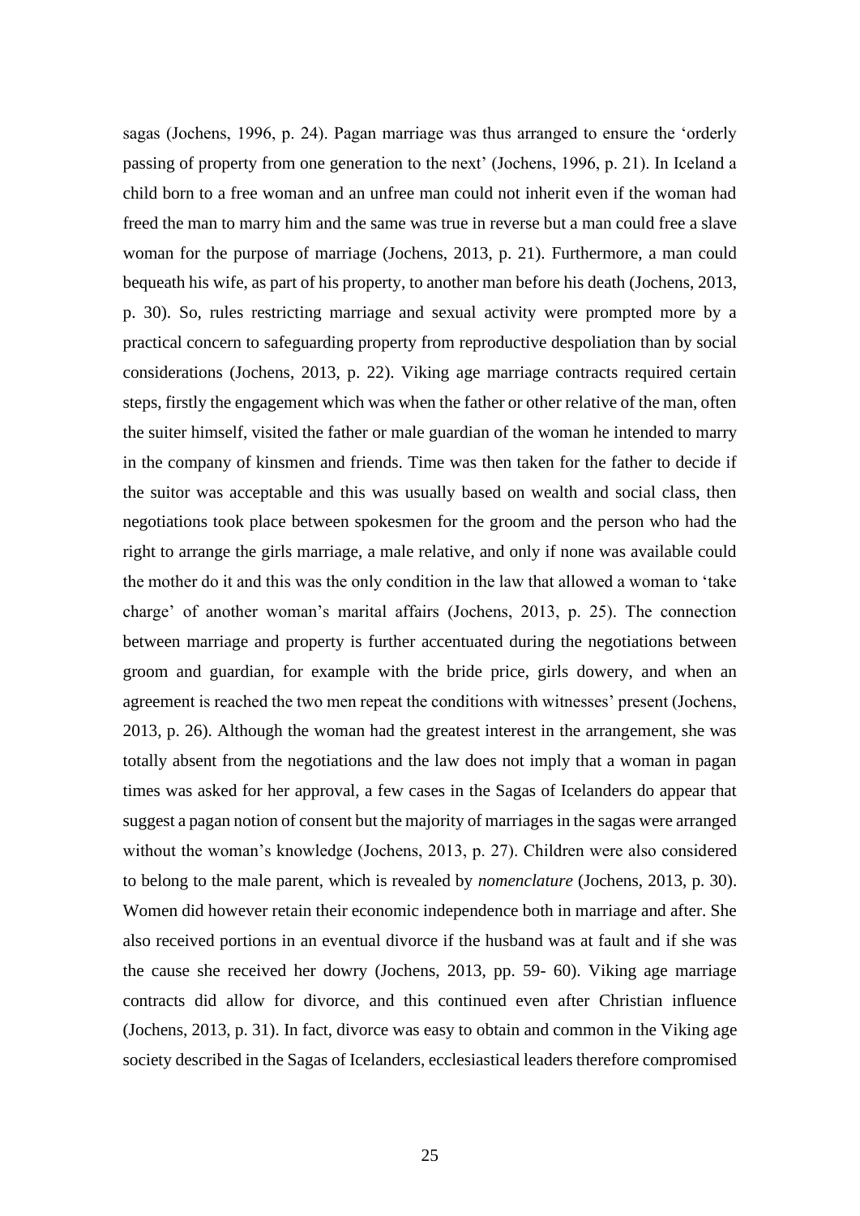sagas (Jochens, 1996, p. 24). Pagan marriage was thus arranged to ensure the 'orderly passing of property from one generation to the next' (Jochens, 1996, p. 21). In Iceland a child born to a free woman and an unfree man could not inherit even if the woman had freed the man to marry him and the same was true in reverse but a man could free a slave woman for the purpose of marriage (Jochens, 2013, p. 21). Furthermore, a man could bequeath his wife, as part of his property, to another man before his death (Jochens, 2013, p. 30). So, rules restricting marriage and sexual activity were prompted more by a practical concern to safeguarding property from reproductive despoliation than by social considerations (Jochens, 2013, p. 22). Viking age marriage contracts required certain steps, firstly the engagement which was when the father or other relative of the man, often the suiter himself, visited the father or male guardian of the woman he intended to marry in the company of kinsmen and friends. Time was then taken for the father to decide if the suitor was acceptable and this was usually based on wealth and social class, then negotiations took place between spokesmen for the groom and the person who had the right to arrange the girls marriage, a male relative, and only if none was available could the mother do it and this was the only condition in the law that allowed a woman to 'take charge' of another woman's marital affairs (Jochens, 2013, p. 25). The connection between marriage and property is further accentuated during the negotiations between groom and guardian, for example with the bride price, girls dowery, and when an agreement is reached the two men repeat the conditions with witnesses' present (Jochens, 2013, p. 26). Although the woman had the greatest interest in the arrangement, she was totally absent from the negotiations and the law does not imply that a woman in pagan times was asked for her approval, a few cases in the Sagas of Icelanders do appear that suggest a pagan notion of consent but the majority of marriages in the sagas were arranged without the woman's knowledge (Jochens, 2013, p. 27). Children were also considered to belong to the male parent, which is revealed by *nomenclature* (Jochens, 2013, p. 30). Women did however retain their economic independence both in marriage and after. She also received portions in an eventual divorce if the husband was at fault and if she was the cause she received her dowry (Jochens, 2013, pp. 59- 60). Viking age marriage contracts did allow for divorce, and this continued even after Christian influence (Jochens, 2013, p. 31). In fact, divorce was easy to obtain and common in the Viking age society described in the Sagas of Icelanders, ecclesiastical leaders therefore compromised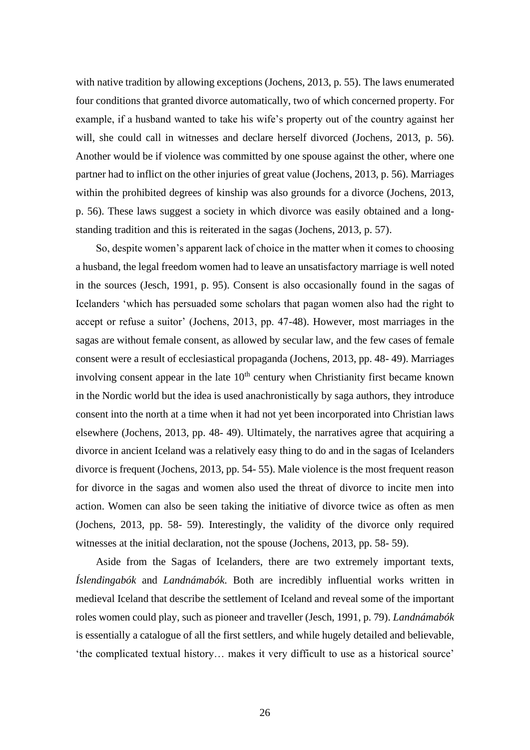with native tradition by allowing exceptions (Jochens, 2013, p. 55). The laws enumerated four conditions that granted divorce automatically, two of which concerned property. For example, if a husband wanted to take his wife's property out of the country against her will, she could call in witnesses and declare herself divorced (Jochens, 2013, p. 56). Another would be if violence was committed by one spouse against the other, where one partner had to inflict on the other injuries of great value (Jochens, 2013, p. 56). Marriages within the prohibited degrees of kinship was also grounds for a divorce (Jochens, 2013, p. 56). These laws suggest a society in which divorce was easily obtained and a long-standing tradition and this is reiterated in the sagas (Jochens, 2013, p. 57).

So, despite women's apparent lack of choice in the matter when it comes to choosing a husband, the legal freedom women had to leave an unsatisfactory marriage is well noted in the sources (Jesch, 1991, p. 95). Consent is also occasionally found in the sagas of Icelanders 'which has persuaded some scholars that pagan women also had the right to accept or refuse a suitor' (Jochens, 2013, pp. 47-48). However, most marriages in the sagas are without female consent, as allowed by secular law, and the few cases of female consent were a result of ecclesiastical propaganda (Jochens, 2013, pp. 48- 49). Marriages involving consent appear in the late 10th century when Christianity first became known in the Nordic world but the idea is used anachronistically by saga authors, they introduce consent into the north at a time when it had not yet been incorporated into Christian laws elsewhere (Jochens, 2013, pp. 48- 49). Ultimately, the narratives agree that acquiring a divorce in ancient Iceland was a relatively easy thing to do and in the sagas of Icelanders divorce is frequent (Jochens, 2013, pp. 54- 55). Male violence is the most frequent reason for divorce in the sagas and women also used the threat of divorce to incite men into action. Women can also be seen taking the initiative of divorce twice as often as men (Jochens, 2013, pp. 58- 59). Interestingly, the validity of the divorce only required witnesses at the initial declaration, not the spouse (Jochens, 2013, pp. 58- 59).

Aside from the Sagas of Icelanders, there are two extremely important texts, *Íslendingabók* and *Landnámabók.* Both are incredibly influential works written in medieval Iceland that describe the settlement of Iceland and reveal some of the important roles women could play, such as pioneer and traveller (Jesch, 1991, p. 79). *Landnámabók* is essentially a catalogue of all the first settlers, and while hugely detailed and believable, 'the complicated textual history… makes it very difficult to use as a historical source'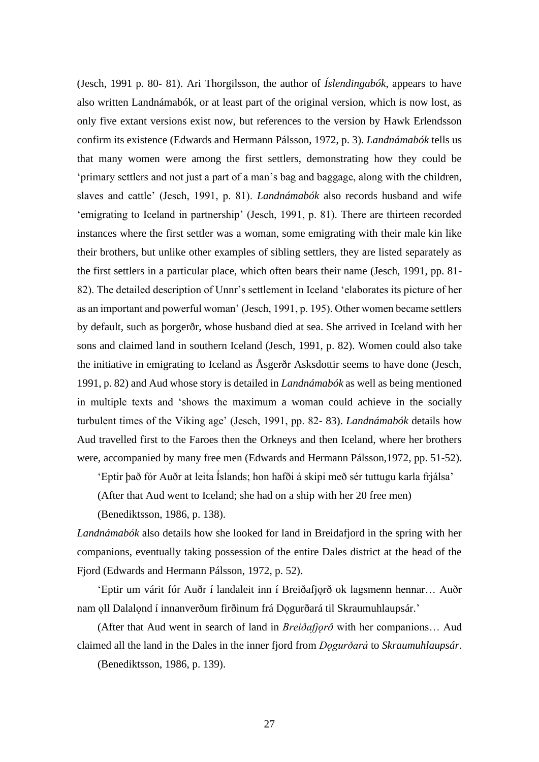(Jesch, 1991 p. 80- 81). Ari Thorgilsson, the author of *Íslendingabók*, appears to have also written Landnámabók, or at least part of the original version, which is now lost, as only five extant versions exist now, but references to the version by Hawk Erlendsson confirm its existence (Edwards and Hermann Pálsson, 1972, p. 3). *Landnámabók* tells us that many women were among the first settlers, demonstrating how they could be 'primary settlers and not just a part of a man's bag and baggage, along with the children, slaves and cattle' (Jesch, 1991, p. 81). *Landnámabók* also records husband and wife 'emigrating to Iceland in partnership' (Jesch, 1991, p. 81). There are thirteen recorded instances where the first settler was a woman, some emigrating with their male kin like their brothers, but unlike other examples of sibling settlers, they are listed separately as the first settlers in a particular place, which often bears their name (Jesch, 1991, pp. 81- 82). The detailed description of Unnr's settlement in Iceland 'elaborates its picture of her as an important and powerful woman' (Jesch, 1991, p. 195). Other women became settlers by default, such as þorgerðr, whose husband died at sea. She arrived in Iceland with her sons and claimed land in southern Iceland (Jesch, 1991, p. 82). Women could also take the initiative in emigrating to Iceland as Åsgerðr Asksdottir seems to have done (Jesch, 1991, p. 82) and Aud whose story is detailed in *Landnámabók* as well as being mentioned in multiple texts and 'shows the maximum a woman could achieve in the socially turbulent times of the Viking age' (Jesch, 1991, pp. 82- 83). *Landnámabók* details how Aud travelled first to the Faroes then the Orkneys and then Iceland, where her brothers were, accompanied by many free men (Edwards and Hermann Pálsson,1972, pp. 51-52).

'Eptir það fór Auðr at leita Íslands; hon hafði á skipi með sér tuttugu karla frjálsa'

(After that Aud went to Iceland; she had on a ship with her 20 free men)

(Benediktsson, 1986, p. 138).

*Landnámabók* also details how she looked for land in Breidafjord in the spring with her companions, eventually taking possession of the entire Dales district at the head of the Fjord (Edwards and Hermann Pálsson, 1972, p. 52).

'Eptir um várit fór Auðr í landaleit inn í Breiðafjǫrð ok lagsmenn hennar… Auðr nam ǫll Dalalǫnd í innanverðum firðinum frá Dǫgurðará til Skraumuhlaupsár.'

(After that Aud went in search of land in *Breiðafjǫrð* with her companions… Aud claimed all the land in the Dales in the inner fjord from *Dǫgurðará* to *Skraumuhlaupsár*.

(Benediktsson, 1986, p. 139).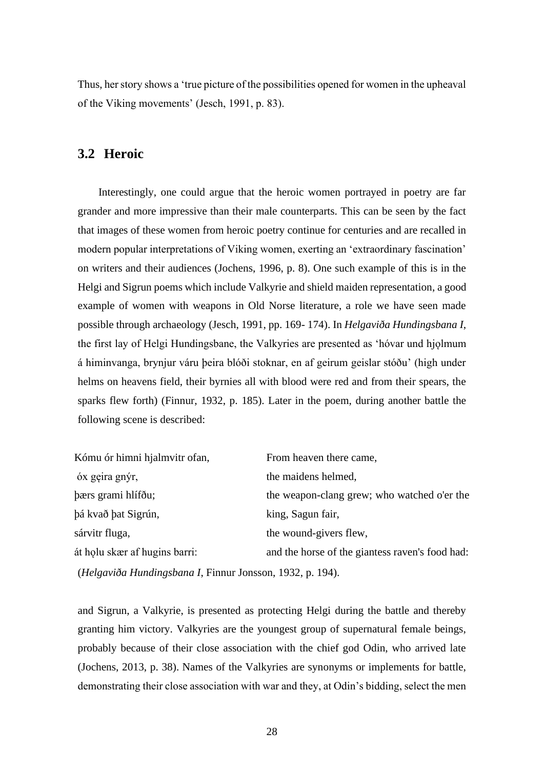Thus, her story shows a 'true picture of the possibilities opened for women in the upheaval of the Viking movements' (Jesch, 1991, p. 83).

## 3.2 Heroic

Interestingly, one could argue that the heroic women portrayed in poetry are far grander and more impressive than their male counterparts. This can be seen by the fact that images of these women from heroic poetry continue for centuries and are recalled in modern popular interpretations of Viking women, exerting an 'extraordinary fascination' on writers and their audiences (Jochens, 1996, p. 8). One such example of this is in the Helgi and Sigrun poems which include Valkyrie and shield maiden representation, a good example of women with weapons in Old Norse literature, a role we have seen made possible through archaeology (Jesch, 1991, pp. 169- 174). In *Helgaviða Hundingsbana I*, the first lay of Helgi Hundingsbane, the Valkyries are presented as 'hóvar und hjǫlmum á himinvanga, brynjur váru þeira blóði stoknar, en af geirum geislar stóðu' (high under helms on heavens field, their byrnies all with blood were red and from their spears, the sparks flew forth) (Finnur, 1932, p. 185). Later in the poem, during another battle the following scene is described:

| | |
|---|---|
| Kómu ór himni hjalmvitr ofan, | From heaven there came, |
| óx gęira gnýr, | the maidens helmed, |
| þærs grami hlífðu; | the weapon-clang grew; who watched o'er the |
| þá kvað þat Sigrún, | king, Sagun fair, |
| sárvitr fluga, | the wound-givers flew, |
| át hǫlu skær af hugins barri: | and the horse of the giantess raven's food had: |

(*Helgaviða Hundingsbana I*, Finnur Jonsson, 1932, p. 194).

and Sigrun, a Valkyrie, is presented as protecting Helgi during the battle and thereby granting him victory. Valkyries are the youngest group of supernatural female beings, probably because of their close association with the chief god Odin, who arrived late (Jochens, 2013, p. 38). Names of the Valkyries are synonyms or implements for battle, demonstrating their close association with war and they, at Odin's bidding, select the men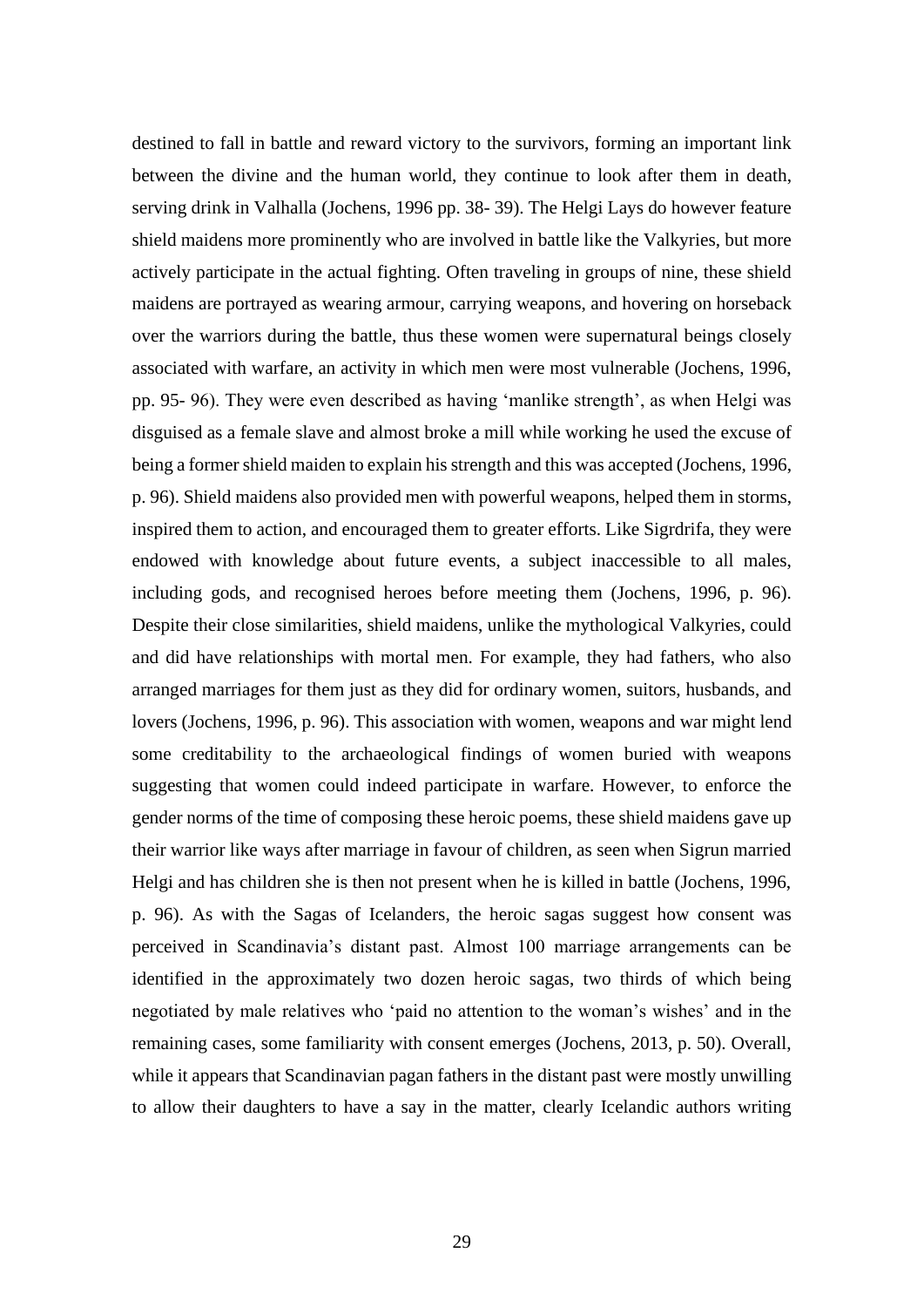destined to fall in battle and reward victory to the survivors, forming an important link between the divine and the human world, they continue to look after them in death, serving drink in Valhalla (Jochens, 1996 pp. 38- 39). The Helgi Lays do however feature shield maidens more prominently who are involved in battle like the Valkyries, but more actively participate in the actual fighting. Often traveling in groups of nine, these shield maidens are portrayed as wearing armour, carrying weapons, and hovering on horseback over the warriors during the battle, thus these women were supernatural beings closely associated with warfare, an activity in which men were most vulnerable (Jochens, 1996, pp. 95- 96). They were even described as having 'manlike strength', as when Helgi was disguised as a female slave and almost broke a mill while working he used the excuse of being a former shield maiden to explain his strength and this was accepted (Jochens, 1996, p. 96). Shield maidens also provided men with powerful weapons, helped them in storms, inspired them to action, and encouraged them to greater efforts. Like Sigrdrifa, they were endowed with knowledge about future events, a subject inaccessible to all males, including gods, and recognised heroes before meeting them (Jochens, 1996, p. 96). Despite their close similarities, shield maidens, unlike the mythological Valkyries, could and did have relationships with mortal men. For example, they had fathers, who also arranged marriages for them just as they did for ordinary women, suitors, husbands, and lovers (Jochens, 1996, p. 96). This association with women, weapons and war might lend some creditability to the archaeological findings of women buried with weapons suggesting that women could indeed participate in warfare. However, to enforce the gender norms of the time of composing these heroic poems, these shield maidens gave up their warrior like ways after marriage in favour of children, as seen when Sigrun married Helgi and has children she is then not present when he is killed in battle (Jochens, 1996, p. 96). As with the Sagas of Icelanders, the heroic sagas suggest how consent was perceived in Scandinavia's distant past. Almost 100 marriage arrangements can be identified in the approximately two dozen heroic sagas, two thirds of which being negotiated by male relatives who 'paid no attention to the woman's wishes' and in the remaining cases, some familiarity with consent emerges (Jochens, 2013, p. 50). Overall, while it appears that Scandinavian pagan fathers in the distant past were mostly unwilling to allow their daughters to have a say in the matter, clearly Icelandic authors writing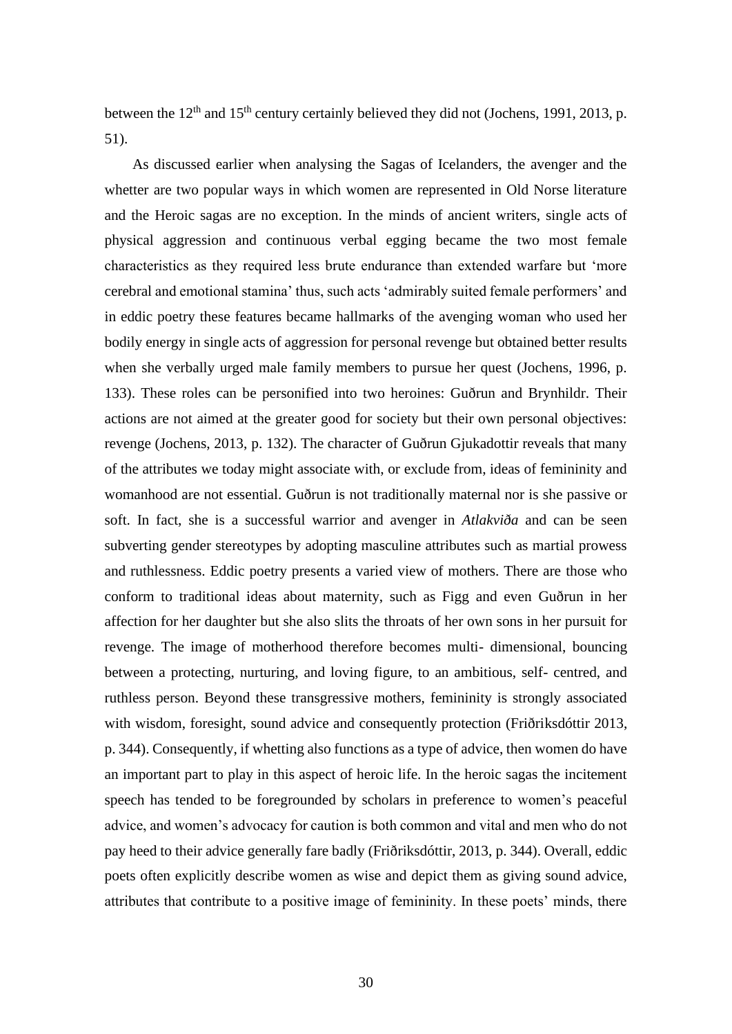between the 12th and 15th century certainly believed they did not (Jochens, 1991, 2013, p. 51).

As discussed earlier when analysing the Sagas of Icelanders, the avenger and the whetter are two popular ways in which women are represented in Old Norse literature and the Heroic sagas are no exception. In the minds of ancient writers, single acts of physical aggression and continuous verbal egging became the two most female characteristics as they required less brute endurance than extended warfare but 'more cerebral and emotional stamina' thus, such acts 'admirably suited female performers' and in eddic poetry these features became hallmarks of the avenging woman who used her bodily energy in single acts of aggression for personal revenge but obtained better results when she verbally urged male family members to pursue her quest (Jochens, 1996, p. 133). These roles can be personified into two heroines: Guðrun and Brynhildr. Their actions are not aimed at the greater good for society but their own personal objectives: revenge (Jochens, 2013, p. 132). The character of Guðrun Gjukadottir reveals that many of the attributes we today might associate with, or exclude from, ideas of femininity and womanhood are not essential. Guðrun is not traditionally maternal nor is she passive or soft. In fact, she is a successful warrior and avenger in *Atlakviða* and can be seen subverting gender stereotypes by adopting masculine attributes such as martial prowess and ruthlessness. Eddic poetry presents a varied view of mothers. There are those who conform to traditional ideas about maternity, such as Figg and even Guðrun in her affection for her daughter but she also slits the throats of her own sons in her pursuit for revenge. The image of motherhood therefore becomes multi- dimensional, bouncing between a protecting, nurturing, and loving figure, to an ambitious, self- centred, and ruthless person. Beyond these transgressive mothers, femininity is strongly associated with wisdom, foresight, sound advice and consequently protection (Friðriksdóttir 2013, p. 344). Consequently, if whetting also functions as a type of advice, then women do have an important part to play in this aspect of heroic life. In the heroic sagas the incitement speech has tended to be foregrounded by scholars in preference to women's peaceful advice, and women's advocacy for caution is both common and vital and men who do not pay heed to their advice generally fare badly (Friðriksdóttir, 2013, p. 344). Overall, eddic poets often explicitly describe women as wise and depict them as giving sound advice, attributes that contribute to a positive image of femininity. In these poets' minds, there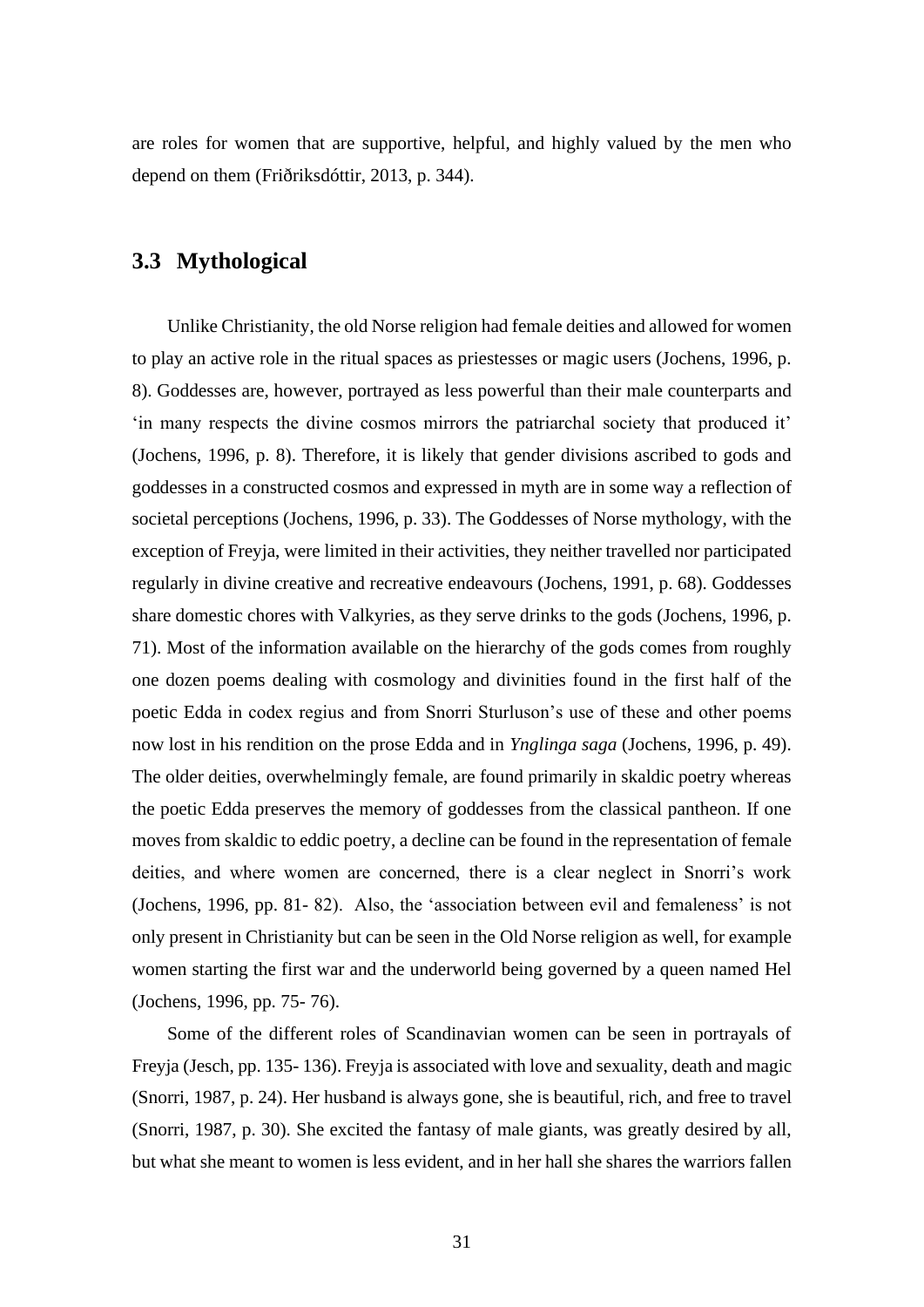are roles for women that are supportive, helpful, and highly valued by the men who depend on them (Friðriksdóttir, 2013, p. 344).

## 3.3 Mythological

Unlike Christianity, the old Norse religion had female deities and allowed for women to play an active role in the ritual spaces as priestesses or magic users (Jochens, 1996, p. 8). Goddesses are, however, portrayed as less powerful than their male counterparts and 'in many respects the divine cosmos mirrors the patriarchal society that produced it' (Jochens, 1996, p. 8). Therefore, it is likely that gender divisions ascribed to gods and goddesses in a constructed cosmos and expressed in myth are in some way a reflection of societal perceptions (Jochens, 1996, p. 33). The Goddesses of Norse mythology, with the exception of Freyja, were limited in their activities, they neither travelled nor participated regularly in divine creative and recreative endeavours (Jochens, 1991, p. 68). Goddesses share domestic chores with Valkyries, as they serve drinks to the gods (Jochens, 1996, p. 71). Most of the information available on the hierarchy of the gods comes from roughly one dozen poems dealing with cosmology and divinities found in the first half of the poetic Edda in codex regius and from Snorri Sturluson's use of these and other poems now lost in his rendition on the prose Edda and in *Ynglinga saga* (Jochens, 1996, p. 49). The older deities, overwhelmingly female, are found primarily in skaldic poetry whereas the poetic Edda preserves the memory of goddesses from the classical pantheon. If one moves from skaldic to eddic poetry, a decline can be found in the representation of female deities, and where women are concerned, there is a clear neglect in Snorri's work (Jochens, 1996, pp. 81- 82). Also, the 'association between evil and femaleness' is not only present in Christianity but can be seen in the Old Norse religion as well, for example women starting the first war and the underworld being governed by a queen named Hel (Jochens, 1996, pp. 75- 76).

Some of the different roles of Scandinavian women can be seen in portrayals of Freyja (Jesch, pp. 135- 136). Freyja is associated with love and sexuality, death and magic (Snorri, 1987, p. 24). Her husband is always gone, she is beautiful, rich, and free to travel (Snorri, 1987, p. 30). She excited the fantasy of male giants, was greatly desired by all, but what she meant to women is less evident, and in her hall she shares the warriors fallen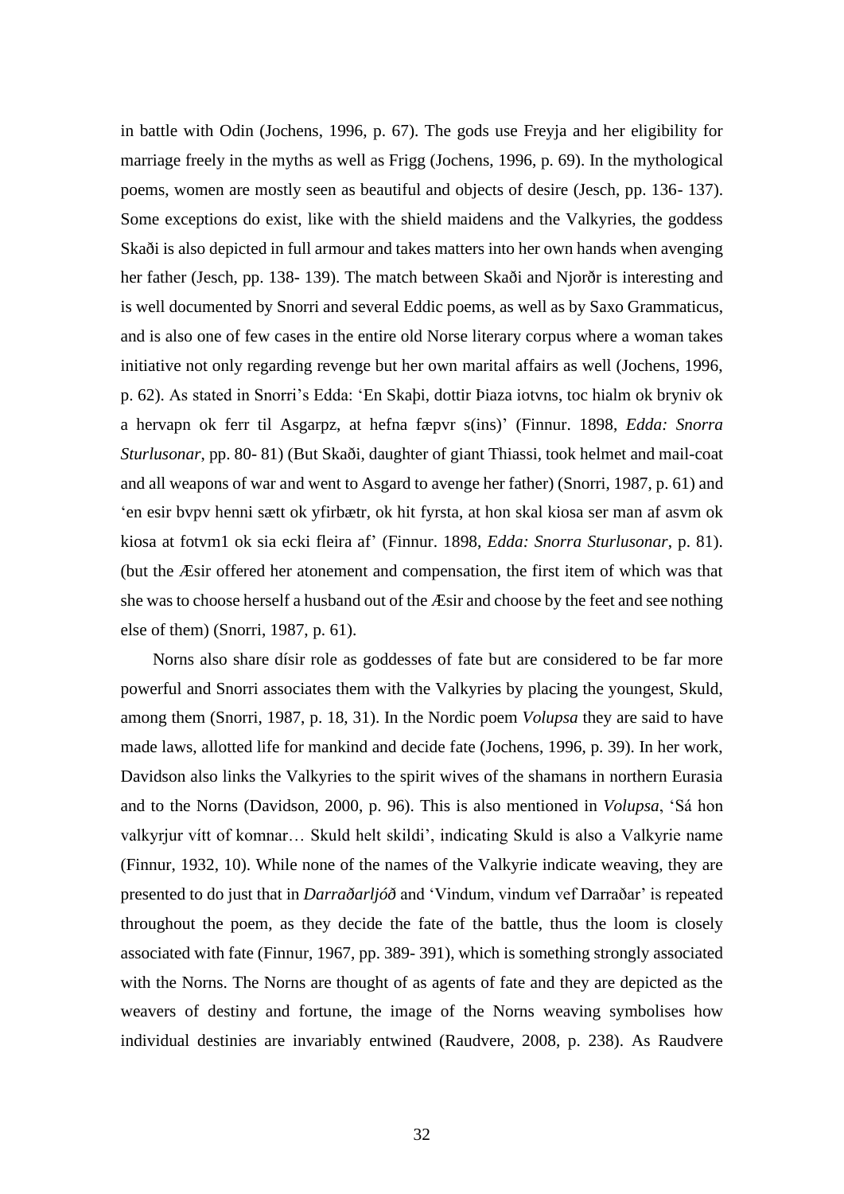in battle with Odin (Jochens, 1996, p. 67). The gods use Freyja and her eligibility for marriage freely in the myths as well as Frigg (Jochens, 1996, p. 69). In the mythological poems, women are mostly seen as beautiful and objects of desire (Jesch, pp. 136- 137). Some exceptions do exist, like with the shield maidens and the Valkyries, the goddess Skaði is also depicted in full armour and takes matters into her own hands when avenging her father (Jesch, pp. 138- 139). The match between Skaði and Njorðr is interesting and is well documented by Snorri and several Eddic poems, as well as by Saxo Grammaticus, and is also one of few cases in the entire old Norse literary corpus where a woman takes initiative not only regarding revenge but her own marital affairs as well (Jochens, 1996, p. 62). As stated in Snorri's Edda: 'En Skaþi, dottir Þiaza iotvns, toc hialm ok bryniv ok a hervapn ok ferr til Asgarpz, at hefna fæpvr s(ins)' (Finnur. 1898, *Edda: Snorra Sturlusonar*, pp. 80- 81) (But Skaði, daughter of giant Thiassi, took helmet and mail-coat and all weapons of war and went to Asgard to avenge her father) (Snorri, 1987, p. 61) and 'en esir bvpv henni sætt ok yfirbætr, ok hit fyrsta, at hon skal kiosa ser man af asvm ok kiosa at fotvm1 ok sia ecki fleira af' (Finnur. 1898, *Edda: Snorra Sturlusonar*, p. 81). (but the Æsir offered her atonement and compensation, the first item of which was that she was to choose herself a husband out of the Æsir and choose by the feet and see nothing else of them) (Snorri, 1987, p. 61).

Norns also share dísir role as goddesses of fate but are considered to be far more powerful and Snorri associates them with the Valkyries by placing the youngest, Skuld, among them (Snorri, 1987, p. 18, 31). In the Nordic poem *Volupsa* they are said to have made laws, allotted life for mankind and decide fate (Jochens, 1996, p. 39). In her work, Davidson also links the Valkyries to the spirit wives of the shamans in northern Eurasia and to the Norns (Davidson, 2000, p. 96). This is also mentioned in *Volupsa*, 'Sá hon valkyrjur vítt of komnar… Skuld helt skildi', indicating Skuld is also a Valkyrie name (Finnur, 1932, 10). While none of the names of the Valkyrie indicate weaving, they are presented to do just that in *Darraðarljóð* and 'Vindum, vindum vef Darraðar' is repeated throughout the poem, as they decide the fate of the battle, thus the loom is closely associated with fate (Finnur, 1967, pp. 389- 391), which is something strongly associated with the Norns. The Norns are thought of as agents of fate and they are depicted as the weavers of destiny and fortune, the image of the Norns weaving symbolises how individual destinies are invariably entwined (Raudvere, 2008, p. 238). As Raudvere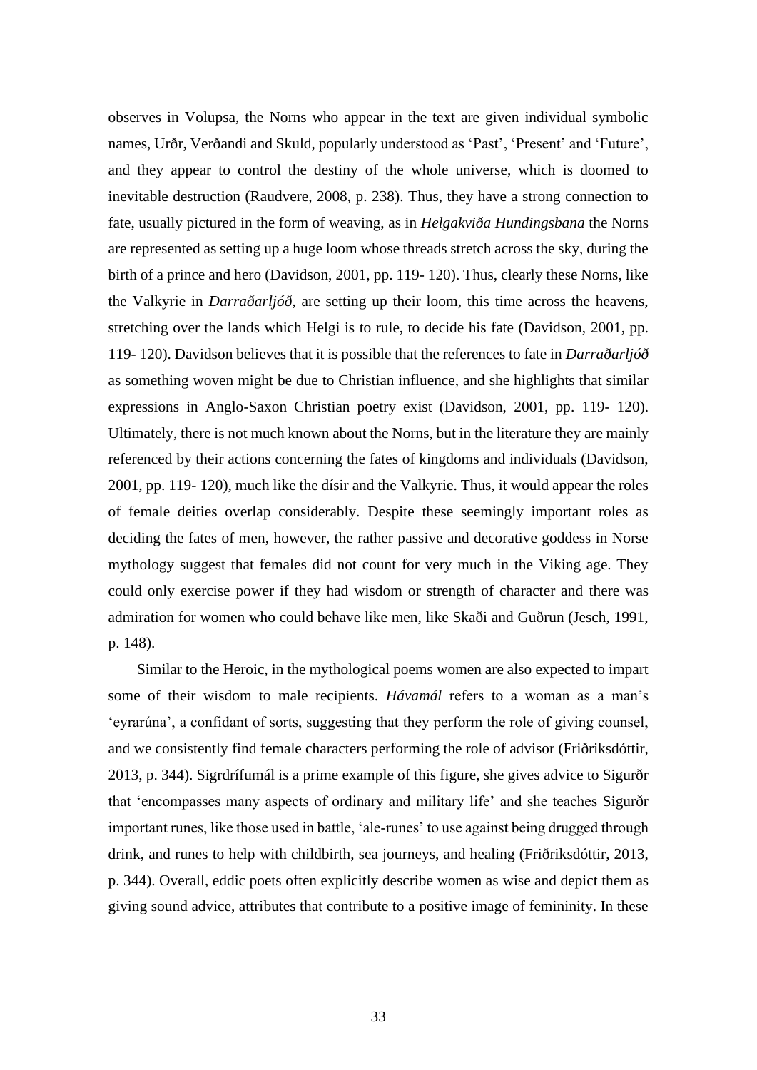observes in Volupsa, the Norns who appear in the text are given individual symbolic names, Urðr, Verðandi and Skuld, popularly understood as 'Past', 'Present' and 'Future', and they appear to control the destiny of the whole universe, which is doomed to inevitable destruction (Raudvere, 2008, p. 238). Thus, they have a strong connection to fate, usually pictured in the form of weaving, as in *Helgakviða Hundingsbana* the Norns are represented as setting up a huge loom whose threads stretch across the sky, during the birth of a prince and hero (Davidson, 2001, pp. 119- 120). Thus, clearly these Norns, like the Valkyrie in *Darraðarljóð*, are setting up their loom, this time across the heavens, stretching over the lands which Helgi is to rule, to decide his fate (Davidson, 2001, pp. 119- 120). Davidson believes that it is possible that the references to fate in *Darraðarljóð* as something woven might be due to Christian influence, and she highlights that similar expressions in Anglo-Saxon Christian poetry exist (Davidson, 2001, pp. 119- 120). Ultimately, there is not much known about the Norns, but in the literature they are mainly referenced by their actions concerning the fates of kingdoms and individuals (Davidson, 2001, pp. 119- 120), much like the dísir and the Valkyrie. Thus, it would appear the roles of female deities overlap considerably. Despite these seemingly important roles as deciding the fates of men, however, the rather passive and decorative goddess in Norse mythology suggest that females did not count for very much in the Viking age. They could only exercise power if they had wisdom or strength of character and there was admiration for women who could behave like men, like Skaði and Guðrun (Jesch, 1991, p. 148).

Similar to the Heroic, in the mythological poems women are also expected to impart some of their wisdom to male recipients. *Hávamál* refers to a woman as a man's 'eyrarúna', a confidant of sorts, suggesting that they perform the role of giving counsel, and we consistently find female characters performing the role of advisor (Friðriksdóttir, 2013, p. 344). Sigrdrífumál is a prime example of this figure, she gives advice to Sigurðr that 'encompasses many aspects of ordinary and military life' and she teaches Sigurðr important runes, like those used in battle, 'ale-runes' to use against being drugged through drink, and runes to help with childbirth, sea journeys, and healing (Friðriksdóttir, 2013, p. 344). Overall, eddic poets often explicitly describe women as wise and depict them as giving sound advice, attributes that contribute to a positive image of femininity. In these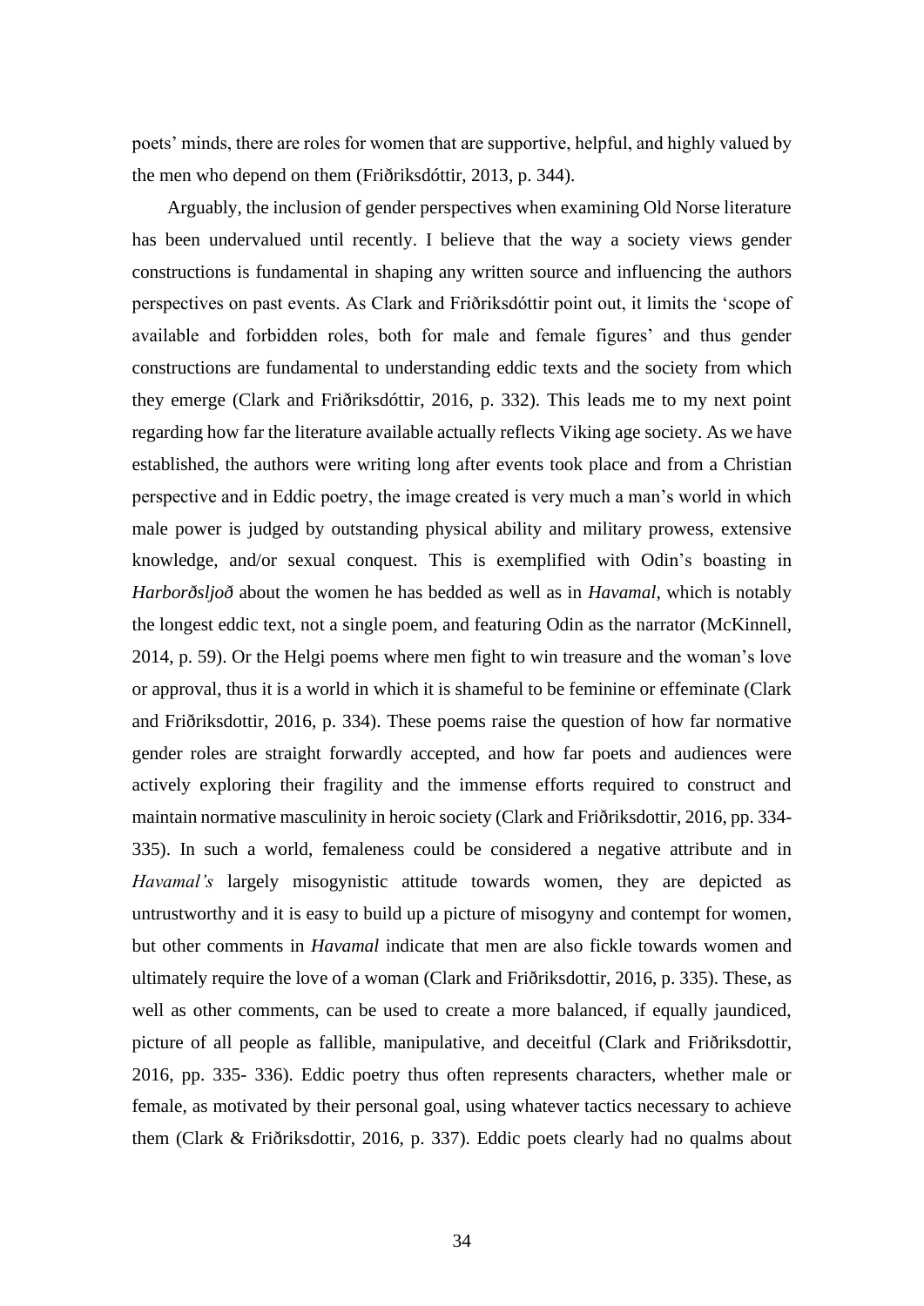poets' minds, there are roles for women that are supportive, helpful, and highly valued by the men who depend on them (Friðriksdóttir, 2013, p. 344).

Arguably, the inclusion of gender perspectives when examining Old Norse literature has been undervalued until recently. I believe that the way a society views gender constructions is fundamental in shaping any written source and influencing the authors perspectives on past events. As Clark and Friðriksdóttir point out, it limits the 'scope of available and forbidden roles, both for male and female figures' and thus gender constructions are fundamental to understanding eddic texts and the society from which they emerge (Clark and Friðriksdóttir, 2016, p. 332). This leads me to my next point regarding how far the literature available actually reflects Viking age society. As we have established, the authors were writing long after events took place and from a Christian perspective and in Eddic poetry, the image created is very much a man's world in which male power is judged by outstanding physical ability and military prowess, extensive knowledge, and/or sexual conquest. This is exemplified with Odin's boasting in *Harborðsljoð* about the women he has bedded as well as in *Havamal*, which is notably the longest eddic text, not a single poem, and featuring Odin as the narrator (McKinnell, 2014, p. 59). Or the Helgi poems where men fight to win treasure and the woman's love or approval, thus it is a world in which it is shameful to be feminine or effeminate (Clark and Friðriksdottir, 2016, p. 334). These poems raise the question of how far normative gender roles are straight forwardly accepted, and how far poets and audiences were actively exploring their fragility and the immense efforts required to construct and maintain normative masculinity in heroic society (Clark and Friðriksdottir, 2016, pp. 334-335). In such a world, femaleness could be considered a negative attribute and in *Havamal's* largely misogynistic attitude towards women, they are depicted as untrustworthy and it is easy to build up a picture of misogyny and contempt for women, but other comments in *Havamal* indicate that men are also fickle towards women and ultimately require the love of a woman (Clark and Friðriksdottir, 2016, p. 335). These, as well as other comments, can be used to create a more balanced, if equally jaundiced, picture of all people as fallible, manipulative, and deceitful (Clark and Friðriksdottir, 2016, pp. 335- 336). Eddic poetry thus often represents characters, whether male or female, as motivated by their personal goal, using whatever tactics necessary to achieve them (Clark & Friðriksdottir, 2016, p. 337). Eddic poets clearly had no qualms about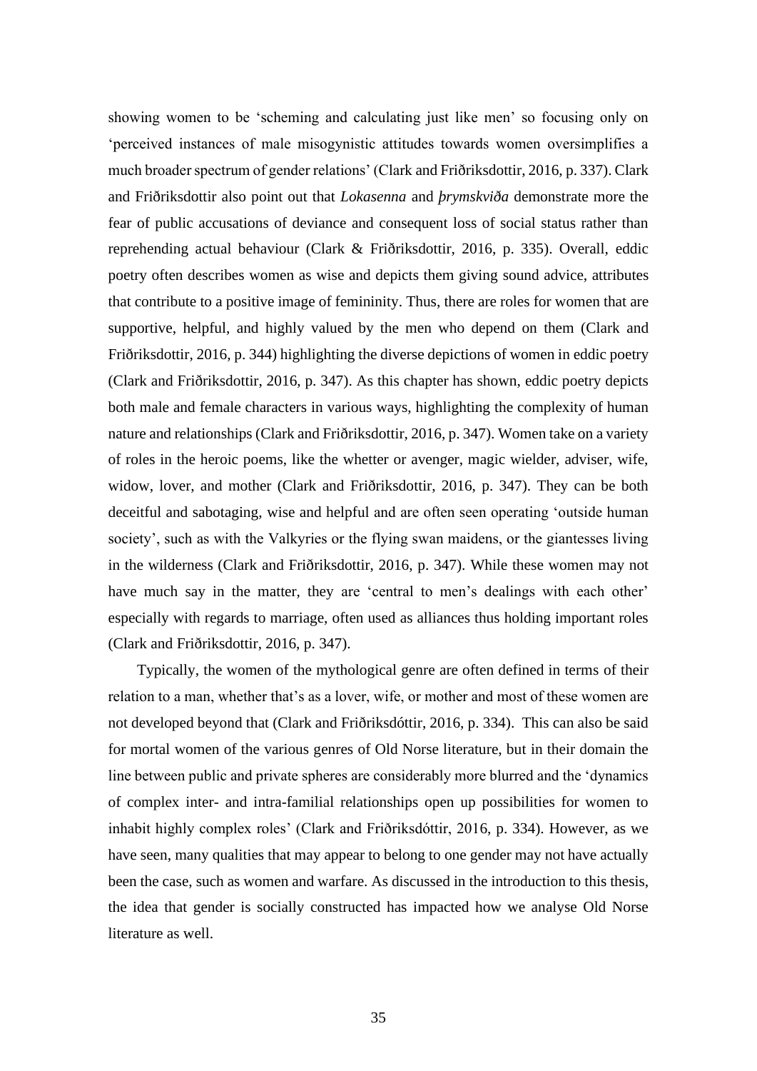showing women to be 'scheming and calculating just like men' so focusing only on 'perceived instances of male misogynistic attitudes towards women oversimplifies a much broader spectrum of gender relations' (Clark and Friðriksdottir, 2016, p. 337). Clark and Friðriksdottir also point out that *Lokasenna* and *Þrymskviða* demonstrate more the fear of public accusations of deviance and consequent loss of social status rather than reprehending actual behaviour (Clark & Friðriksdottir, 2016, p. 335). Overall, eddic poetry often describes women as wise and depicts them giving sound advice, attributes that contribute to a positive image of femininity. Thus, there are roles for women that are supportive, helpful, and highly valued by the men who depend on them (Clark and Friðriksdottir, 2016, p. 344) highlighting the diverse depictions of women in eddic poetry (Clark and Friðriksdottir, 2016, p. 347). As this chapter has shown, eddic poetry depicts both male and female characters in various ways, highlighting the complexity of human nature and relationships (Clark and Friðriksdottir, 2016, p. 347). Women take on a variety of roles in the heroic poems, like the whetter or avenger, magic wielder, adviser, wife, widow, lover, and mother (Clark and Friðriksdottir, 2016, p. 347). They can be both deceitful and sabotaging, wise and helpful and are often seen operating 'outside human society', such as with the Valkyries or the flying swan maidens, or the giantesses living in the wilderness (Clark and Friðriksdottir, 2016, p. 347). While these women may not have much say in the matter, they are 'central to men's dealings with each other' especially with regards to marriage, often used as alliances thus holding important roles (Clark and Friðriksdottir, 2016, p. 347).

Typically, the women of the mythological genre are often defined in terms of their relation to a man, whether that's as a lover, wife, or mother and most of these women are not developed beyond that (Clark and Friðriksdóttir, 2016, p. 334). This can also be said for mortal women of the various genres of Old Norse literature, but in their domain the line between public and private spheres are considerably more blurred and the 'dynamics of complex inter- and intra-familial relationships open up possibilities for women to inhabit highly complex roles' (Clark and Friðriksdóttir, 2016, p. 334). However, as we have seen, many qualities that may appear to belong to one gender may not have actually been the case, such as women and warfare. As discussed in the introduction to this thesis, the idea that gender is socially constructed has impacted how we analyse Old Norse literature as well.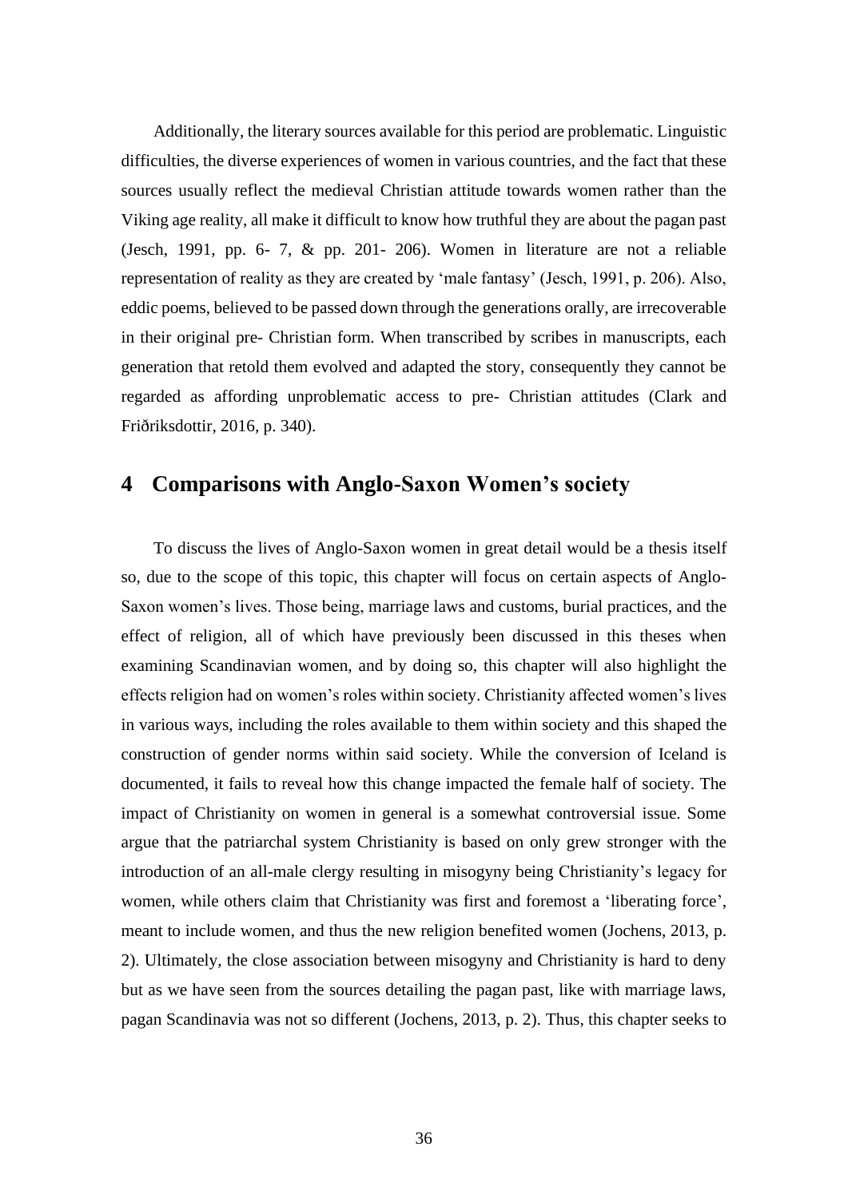Additionally, the literary sources available for this period are problematic. Linguistic difficulties, the diverse experiences of women in various countries, and the fact that these sources usually reflect the medieval Christian attitude towards women rather than the Viking age reality, all make it difficult to know how truthful they are about the pagan past (Jesch, 1991, pp. 6- 7, & pp. 201- 206). Women in literature are not a reliable representation of reality as they are created by 'male fantasy' (Jesch, 1991, p. 206). Also, eddic poems, believed to be passed down through the generations orally, are irrecoverable in their original pre- Christian form. When transcribed by scribes in manuscripts, each generation that retold them evolved and adapted the story, consequently they cannot be regarded as affording unproblematic access to pre- Christian attitudes (Clark and Friðriksdottir, 2016, p. 340).

# 4 Comparisons with Anglo-Saxon Women's society

To discuss the lives of Anglo-Saxon women in great detail would be a thesis itself so, due to the scope of this topic, this chapter will focus on certain aspects of Anglo-Saxon women's lives. Those being, marriage laws and customs, burial practices, and the effect of religion, all of which have previously been discussed in this theses when examining Scandinavian women, and by doing so, this chapter will also highlight the effects religion had on women's roles within society. Christianity affected women's lives in various ways, including the roles available to them within society and this shaped the construction of gender norms within said society. While the conversion of Iceland is documented, it fails to reveal how this change impacted the female half of society. The impact of Christianity on women in general is a somewhat controversial issue. Some argue that the patriarchal system Christianity is based on only grew stronger with the introduction of an all-male clergy resulting in misogyny being Christianity's legacy for women, while others claim that Christianity was first and foremost a 'liberating force', meant to include women, and thus the new religion benefited women (Jochens, 2013, p. 2). Ultimately, the close association between misogyny and Christianity is hard to deny but as we have seen from the sources detailing the pagan past, like with marriage laws, pagan Scandinavia was not so different (Jochens, 2013, p. 2). Thus, this chapter seeks to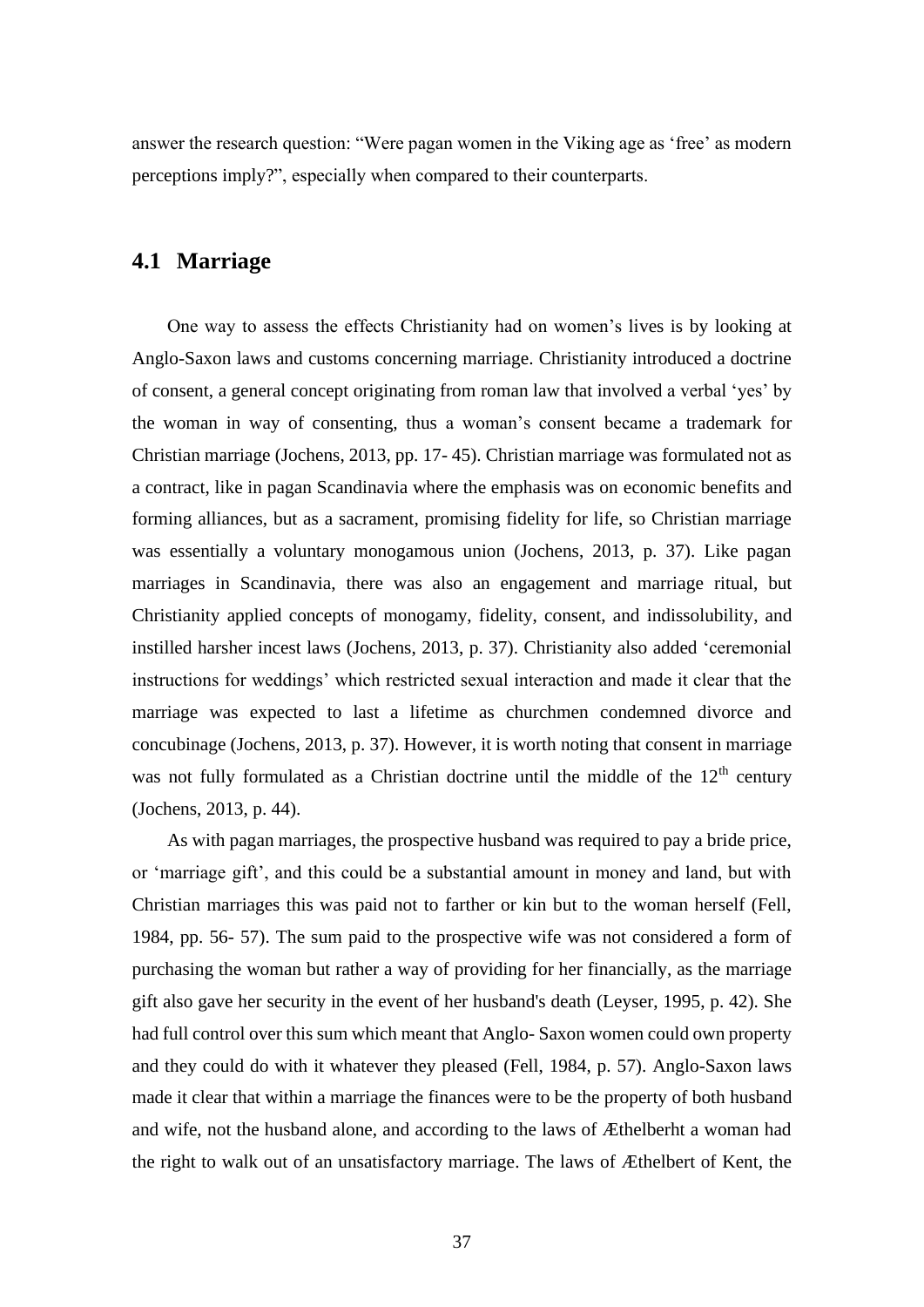answer the research question: “Were pagan women in the Viking age as ‘free’ as modern perceptions imply?”, especially when compared to their counterparts.

## 4.1 Marriage

One way to assess the effects Christianity had on women’s lives is by looking at Anglo-Saxon laws and customs concerning marriage. Christianity introduced a doctrine of consent, a general concept originating from roman law that involved a verbal ‘yes’ by the woman in way of consenting, thus a woman’s consent became a trademark for Christian marriage (Jochens, 2013, pp. 17- 45). Christian marriage was formulated not as a contract, like in pagan Scandinavia where the emphasis was on economic benefits and forming alliances, but as a sacrament, promising fidelity for life, so Christian marriage was essentially a voluntary monogamous union (Jochens, 2013, p. 37). Like pagan marriages in Scandinavia, there was also an engagement and marriage ritual, but Christianity applied concepts of monogamy, fidelity, consent, and indissolubility, and instilled harsher incest laws (Jochens, 2013, p. 37). Christianity also added ‘ceremonial instructions for weddings’ which restricted sexual interaction and made it clear that the marriage was expected to last a lifetime as churchmen condemned divorce and concubinage (Jochens, 2013, p. 37). However, it is worth noting that consent in marriage was not fully formulated as a Christian doctrine until the middle of the 12th century (Jochens, 2013, p. 44).

As with pagan marriages, the prospective husband was required to pay a bride price, or ‘marriage gift’, and this could be a substantial amount in money and land, but with Christian marriages this was paid not to farther or kin but to the woman herself (Fell, 1984, pp. 56- 57). The sum paid to the prospective wife was not considered a form of purchasing the woman but rather a way of providing for her financially, as the marriage gift also gave her security in the event of her husband's death (Leyser, 1995, p. 42). She had full control over this sum which meant that Anglo- Saxon women could own property and they could do with it whatever they pleased (Fell, 1984, p. 57). Anglo-Saxon laws made it clear that within a marriage the finances were to be the property of both husband and wife, not the husband alone, and according to the laws of Æthelberht a woman had the right to walk out of an unsatisfactory marriage. The laws of Æthelbert of Kent, the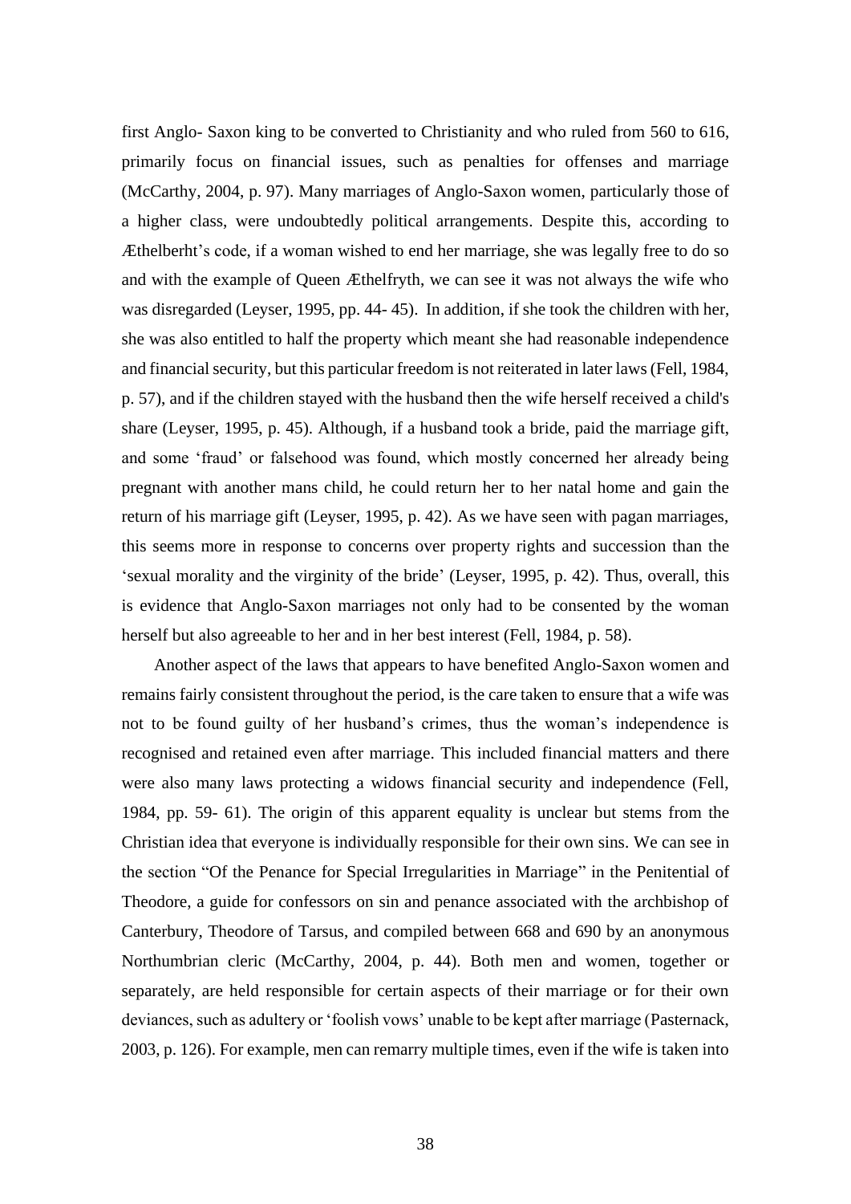first Anglo- Saxon king to be converted to Christianity and who ruled from 560 to 616, primarily focus on financial issues, such as penalties for offenses and marriage (McCarthy, 2004, p. 97). Many marriages of Anglo-Saxon women, particularly those of a higher class, were undoubtedly political arrangements. Despite this, according to Æthelberht's code, if a woman wished to end her marriage, she was legally free to do so and with the example of Queen Æthelfryth, we can see it was not always the wife who was disregarded (Leyser, 1995, pp. 44- 45). In addition, if she took the children with her, she was also entitled to half the property which meant she had reasonable independence and financial security, but this particular freedom is not reiterated in later laws (Fell, 1984, p. 57), and if the children stayed with the husband then the wife herself received a child's share (Leyser, 1995, p. 45). Although, if a husband took a bride, paid the marriage gift, and some 'fraud' or falsehood was found, which mostly concerned her already being pregnant with another mans child, he could return her to her natal home and gain the return of his marriage gift (Leyser, 1995, p. 42). As we have seen with pagan marriages, this seems more in response to concerns over property rights and succession than the 'sexual morality and the virginity of the bride' (Leyser, 1995, p. 42). Thus, overall, this is evidence that Anglo-Saxon marriages not only had to be consented by the woman herself but also agreeable to her and in her best interest (Fell, 1984, p. 58).

Another aspect of the laws that appears to have benefited Anglo-Saxon women and remains fairly consistent throughout the period, is the care taken to ensure that a wife was not to be found guilty of her husband's crimes, thus the woman's independence is recognised and retained even after marriage. This included financial matters and there were also many laws protecting a widows financial security and independence (Fell, 1984, pp. 59- 61). The origin of this apparent equality is unclear but stems from the Christian idea that everyone is individually responsible for their own sins. We can see in the section "Of the Penance for Special Irregularities in Marriage" in the Penitential of Theodore, a guide for confessors on sin and penance associated with the archbishop of Canterbury, Theodore of Tarsus, and compiled between 668 and 690 by an anonymous Northumbrian cleric (McCarthy, 2004, p. 44). Both men and women, together or separately, are held responsible for certain aspects of their marriage or for their own deviances, such as adultery or 'foolish vows' unable to be kept after marriage (Pasternack, 2003, p. 126). For example, men can remarry multiple times, even if the wife is taken into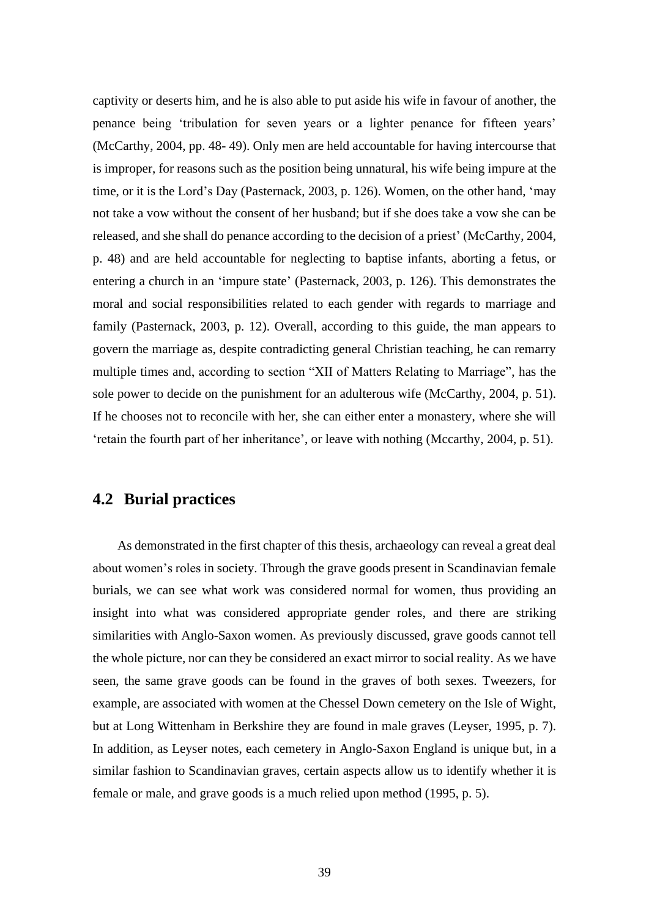captivity or deserts him, and he is also able to put aside his wife in favour of another, the penance being 'tribulation for seven years or a lighter penance for fifteen years' (McCarthy, 2004, pp. 48- 49). Only men are held accountable for having intercourse that is improper, for reasons such as the position being unnatural, his wife being impure at the time, or it is the Lord's Day (Pasternack, 2003, p. 126). Women, on the other hand, 'may not take a vow without the consent of her husband; but if she does take a vow she can be released, and she shall do penance according to the decision of a priest' (McCarthy, 2004, p. 48) and are held accountable for neglecting to baptise infants, aborting a fetus, or entering a church in an 'impure state' (Pasternack, 2003, p. 126). This demonstrates the moral and social responsibilities related to each gender with regards to marriage and family (Pasternack, 2003, p. 12). Overall, according to this guide, the man appears to govern the marriage as, despite contradicting general Christian teaching, he can remarry multiple times and, according to section "XII of Matters Relating to Marriage", has the sole power to decide on the punishment for an adulterous wife (McCarthy, 2004, p. 51). If he chooses not to reconcile with her, she can either enter a monastery, where she will 'retain the fourth part of her inheritance', or leave with nothing (Mccarthy, 2004, p. 51).

## 4.2 Burial practices

As demonstrated in the first chapter of this thesis, archaeology can reveal a great deal about women's roles in society. Through the grave goods present in Scandinavian female burials, we can see what work was considered normal for women, thus providing an insight into what was considered appropriate gender roles, and there are striking similarities with Anglo-Saxon women. As previously discussed, grave goods cannot tell the whole picture, nor can they be considered an exact mirror to social reality. As we have seen, the same grave goods can be found in the graves of both sexes. Tweezers, for example, are associated with women at the Chessel Down cemetery on the Isle of Wight, but at Long Wittenham in Berkshire they are found in male graves (Leyser, 1995, p. 7). In addition, as Leyser notes, each cemetery in Anglo-Saxon England is unique but, in a similar fashion to Scandinavian graves, certain aspects allow us to identify whether it is female or male, and grave goods is a much relied upon method (1995, p. 5).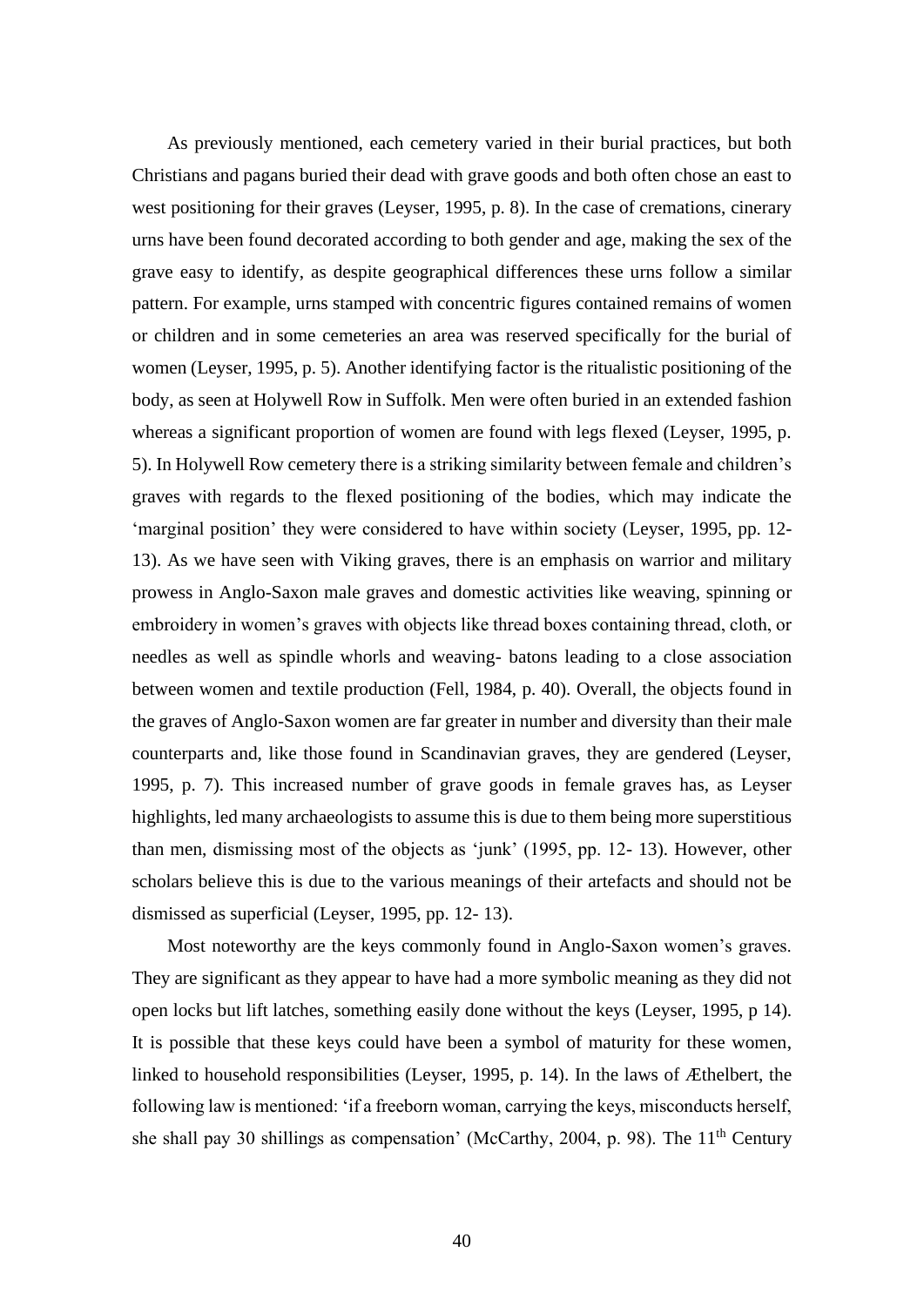As previously mentioned, each cemetery varied in their burial practices, but both Christians and pagans buried their dead with grave goods and both often chose an east to west positioning for their graves (Leyser, 1995, p. 8). In the case of cremations, cinerary urns have been found decorated according to both gender and age, making the sex of the grave easy to identify, as despite geographical differences these urns follow a similar pattern. For example, urns stamped with concentric figures contained remains of women or children and in some cemeteries an area was reserved specifically for the burial of women (Leyser, 1995, p. 5). Another identifying factor is the ritualistic positioning of the body, as seen at Holywell Row in Suffolk. Men were often buried in an extended fashion whereas a significant proportion of women are found with legs flexed (Leyser, 1995, p. 5). In Holywell Row cemetery there is a striking similarity between female and children's graves with regards to the flexed positioning of the bodies, which may indicate the 'marginal position' they were considered to have within society (Leyser, 1995, pp. 12-13). As we have seen with Viking graves, there is an emphasis on warrior and military prowess in Anglo-Saxon male graves and domestic activities like weaving, spinning or embroidery in women's graves with objects like thread boxes containing thread, cloth, or needles as well as spindle whorls and weaving- batons leading to a close association between women and textile production (Fell, 1984, p. 40). Overall, the objects found in the graves of Anglo-Saxon women are far greater in number and diversity than their male counterparts and, like those found in Scandinavian graves, they are gendered (Leyser, 1995, p. 7). This increased number of grave goods in female graves has, as Leyser highlights, led many archaeologists to assume this is due to them being more superstitious than men, dismissing most of the objects as 'junk' (1995, pp. 12- 13). However, other scholars believe this is due to the various meanings of their artefacts and should not be dismissed as superficial (Leyser, 1995, pp. 12- 13).

Most noteworthy are the keys commonly found in Anglo-Saxon women's graves. They are significant as they appear to have had a more symbolic meaning as they did not open locks but lift latches, something easily done without the keys (Leyser, 1995, p 14). It is possible that these keys could have been a symbol of maturity for these women, linked to household responsibilities (Leyser, 1995, p. 14). In the laws of Æthelbert, the following law is mentioned: 'if a freeborn woman, carrying the keys, misconducts herself, she shall pay 30 shillings as compensation' (McCarthy, 2004, p. 98). The 11th Century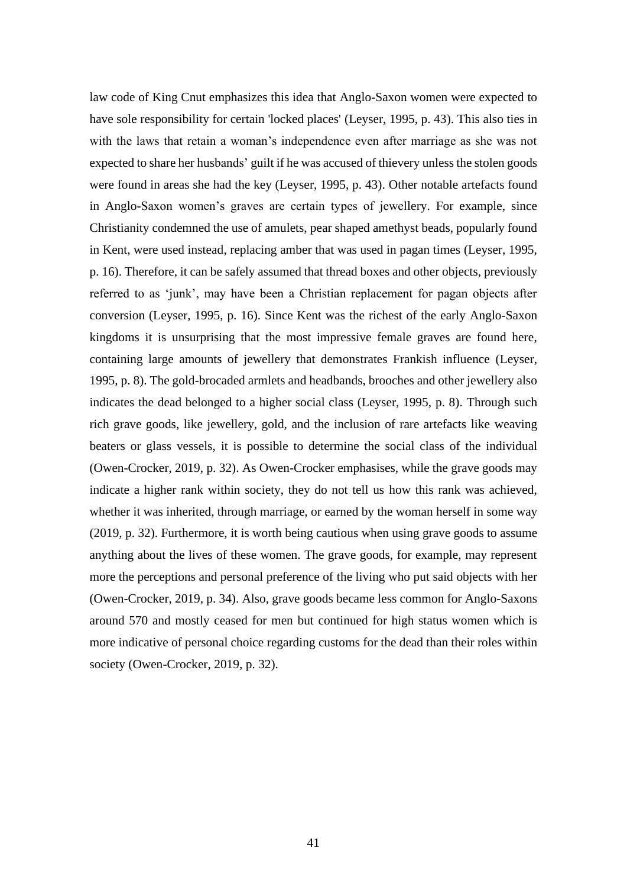law code of King Cnut emphasizes this idea that Anglo-Saxon women were expected to have sole responsibility for certain 'locked places' (Leyser, 1995, p. 43). This also ties in with the laws that retain a woman's independence even after marriage as she was not expected to share her husbands' guilt if he was accused of thievery unless the stolen goods were found in areas she had the key (Leyser, 1995, p. 43). Other notable artefacts found in Anglo-Saxon women's graves are certain types of jewellery. For example, since Christianity condemned the use of amulets, pear shaped amethyst beads, popularly found in Kent, were used instead, replacing amber that was used in pagan times (Leyser, 1995, p. 16). Therefore, it can be safely assumed that thread boxes and other objects, previously referred to as 'junk', may have been a Christian replacement for pagan objects after conversion (Leyser, 1995, p. 16). Since Kent was the richest of the early Anglo-Saxon kingdoms it is unsurprising that the most impressive female graves are found here, containing large amounts of jewellery that demonstrates Frankish influence (Leyser, 1995, p. 8). The gold-brocaded armlets and headbands, brooches and other jewellery also indicates the dead belonged to a higher social class (Leyser, 1995, p. 8). Through such rich grave goods, like jewellery, gold, and the inclusion of rare artefacts like weaving beaters or glass vessels, it is possible to determine the social class of the individual (Owen-Crocker, 2019, p. 32). As Owen-Crocker emphasises, while the grave goods may indicate a higher rank within society, they do not tell us how this rank was achieved, whether it was inherited, through marriage, or earned by the woman herself in some way (2019, p. 32). Furthermore, it is worth being cautious when using grave goods to assume anything about the lives of these women. The grave goods, for example, may represent more the perceptions and personal preference of the living who put said objects with her (Owen-Crocker, 2019, p. 34). Also, grave goods became less common for Anglo-Saxons around 570 and mostly ceased for men but continued for high status women which is more indicative of personal choice regarding customs for the dead than their roles within society (Owen-Crocker, 2019, p. 32).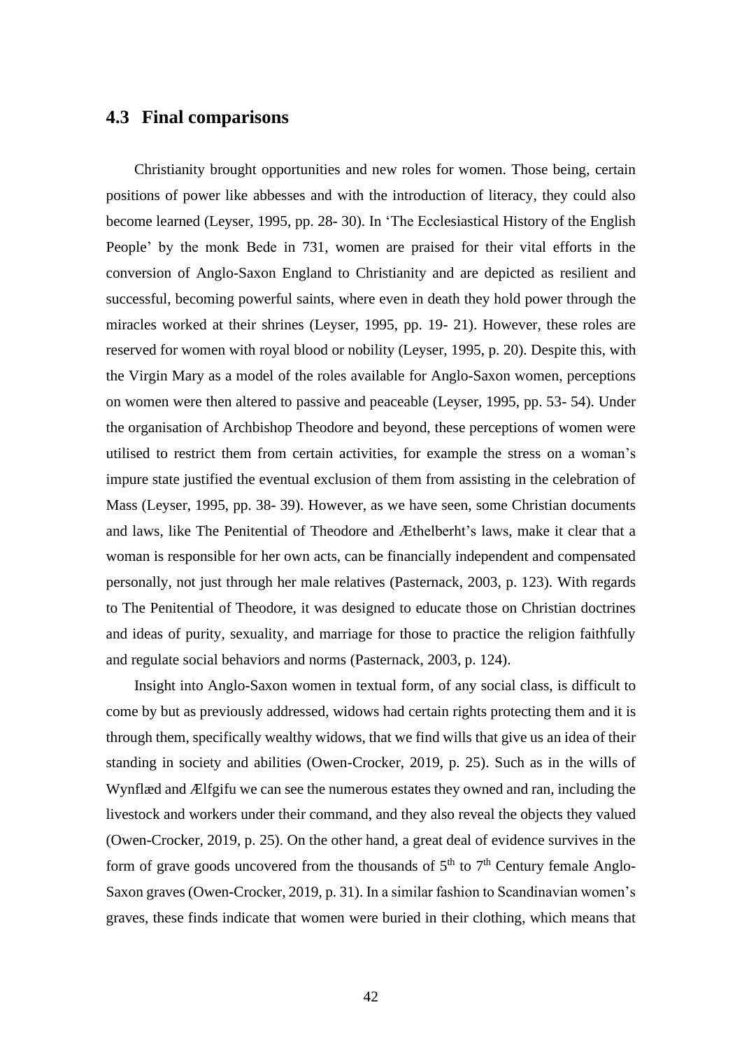## 4.3 Final comparisons

Christianity brought opportunities and new roles for women. Those being, certain positions of power like abbesses and with the introduction of literacy, they could also become learned (Leyser, 1995, pp. 28- 30). In 'The Ecclesiastical History of the English People' by the monk Bede in 731, women are praised for their vital efforts in the conversion of Anglo-Saxon England to Christianity and are depicted as resilient and successful, becoming powerful saints, where even in death they hold power through the miracles worked at their shrines (Leyser, 1995, pp. 19- 21). However, these roles are reserved for women with royal blood or nobility (Leyser, 1995, p. 20). Despite this, with the Virgin Mary as a model of the roles available for Anglo-Saxon women, perceptions on women were then altered to passive and peaceable (Leyser, 1995, pp. 53- 54). Under the organisation of Archbishop Theodore and beyond, these perceptions of women were utilised to restrict them from certain activities, for example the stress on a woman's impure state justified the eventual exclusion of them from assisting in the celebration of Mass (Leyser, 1995, pp. 38- 39). However, as we have seen, some Christian documents and laws, like The Penitential of Theodore and Æthelberht's laws, make it clear that a woman is responsible for her own acts, can be financially independent and compensated personally, not just through her male relatives (Pasternack, 2003, p. 123). With regards to The Penitential of Theodore, it was designed to educate those on Christian doctrines and ideas of purity, sexuality, and marriage for those to practice the religion faithfully and regulate social behaviors and norms (Pasternack, 2003, p. 124).

Insight into Anglo-Saxon women in textual form, of any social class, is difficult to come by but as previously addressed, widows had certain rights protecting them and it is through them, specifically wealthy widows, that we find wills that give us an idea of their standing in society and abilities (Owen-Crocker, 2019, p. 25). Such as in the wills of Wynflæd and Ælfgifu we can see the numerous estates they owned and ran, including the livestock and workers under their command, and they also reveal the objects they valued (Owen-Crocker, 2019, p. 25). On the other hand, a great deal of evidence survives in the form of grave goods uncovered from the thousands of 5th to 7th Century female Anglo-Saxon graves (Owen-Crocker, 2019, p. 31). In a similar fashion to Scandinavian women's graves, these finds indicate that women were buried in their clothing, which means that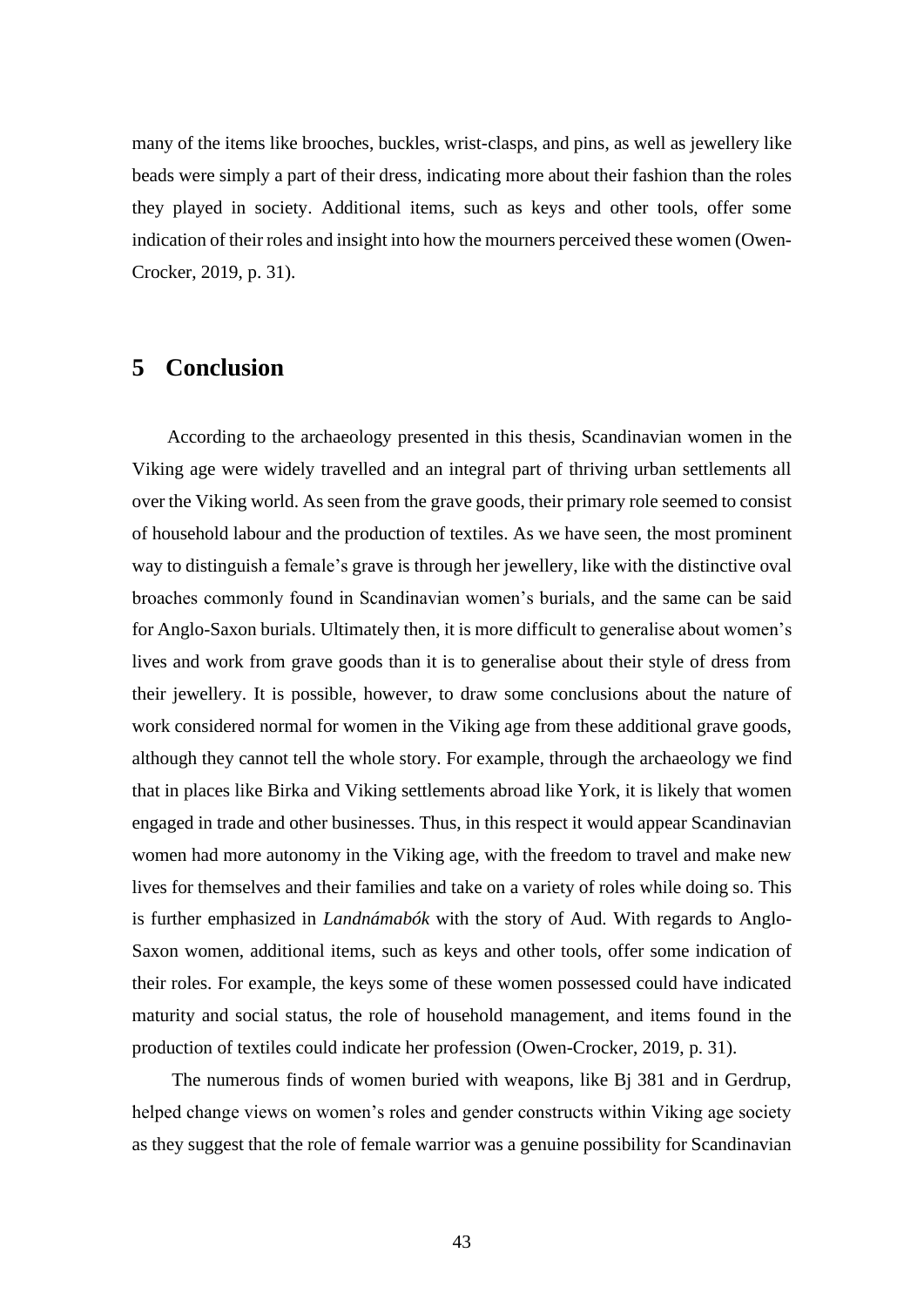many of the items like brooches, buckles, wrist-clasps, and pins, as well as jewellery like beads were simply a part of their dress, indicating more about their fashion than the roles they played in society. Additional items, such as keys and other tools, offer some indication of their roles and insight into how the mourners perceived these women (Owen-Crocker, 2019, p. 31).

# 5 Conclusion

According to the archaeology presented in this thesis, Scandinavian women in the Viking age were widely travelled and an integral part of thriving urban settlements all over the Viking world. As seen from the grave goods, their primary role seemed to consist of household labour and the production of textiles. As we have seen, the most prominent way to distinguish a female's grave is through her jewellery, like with the distinctive oval broaches commonly found in Scandinavian women's burials, and the same can be said for Anglo-Saxon burials. Ultimately then, it is more difficult to generalise about women's lives and work from grave goods than it is to generalise about their style of dress from their jewellery. It is possible, however, to draw some conclusions about the nature of work considered normal for women in the Viking age from these additional grave goods, although they cannot tell the whole story. For example, through the archaeology we find that in places like Birka and Viking settlements abroad like York, it is likely that women engaged in trade and other businesses. Thus, in this respect it would appear Scandinavian women had more autonomy in the Viking age, with the freedom to travel and make new lives for themselves and their families and take on a variety of roles while doing so. This is further emphasized in *Landnámabók* with the story of Aud. With regards to Anglo-Saxon women, additional items, such as keys and other tools, offer some indication of their roles. For example, the keys some of these women possessed could have indicated maturity and social status, the role of household management, and items found in the production of textiles could indicate her profession (Owen-Crocker, 2019, p. 31).

The numerous finds of women buried with weapons, like Bj 381 and in Gerdrup, helped change views on women's roles and gender constructs within Viking age society as they suggest that the role of female warrior was a genuine possibility for Scandinavian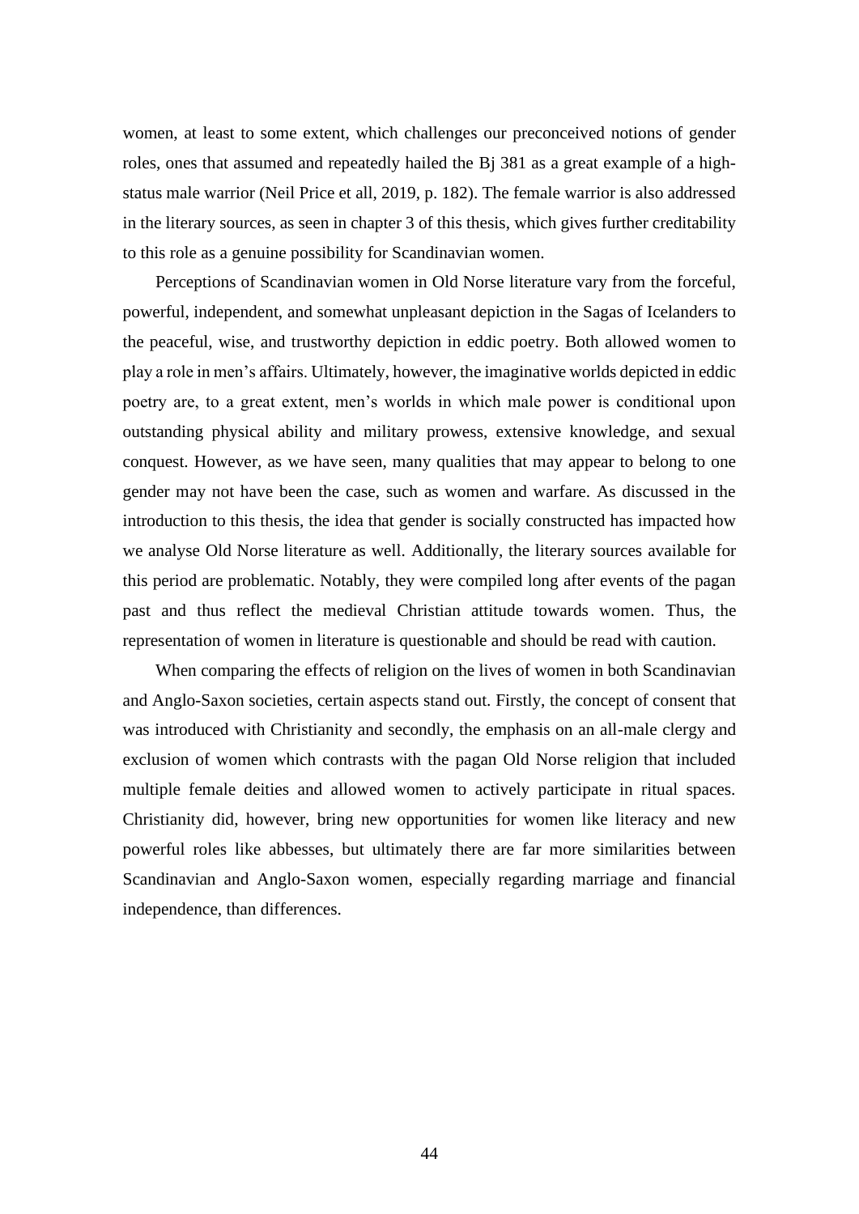women, at least to some extent, which challenges our preconceived notions of gender roles, ones that assumed and repeatedly hailed the Bj 381 as a great example of a high-status male warrior (Neil Price et all, 2019, p. 182). The female warrior is also addressed in the literary sources, as seen in chapter 3 of this thesis, which gives further creditability to this role as a genuine possibility for Scandinavian women.

Perceptions of Scandinavian women in Old Norse literature vary from the forceful, powerful, independent, and somewhat unpleasant depiction in the Sagas of Icelanders to the peaceful, wise, and trustworthy depiction in eddic poetry. Both allowed women to play a role in men's affairs. Ultimately, however, the imaginative worlds depicted in eddic poetry are, to a great extent, men's worlds in which male power is conditional upon outstanding physical ability and military prowess, extensive knowledge, and sexual conquest. However, as we have seen, many qualities that may appear to belong to one gender may not have been the case, such as women and warfare. As discussed in the introduction to this thesis, the idea that gender is socially constructed has impacted how we analyse Old Norse literature as well. Additionally, the literary sources available for this period are problematic. Notably, they were compiled long after events of the pagan past and thus reflect the medieval Christian attitude towards women. Thus, the representation of women in literature is questionable and should be read with caution.

When comparing the effects of religion on the lives of women in both Scandinavian and Anglo-Saxon societies, certain aspects stand out. Firstly, the concept of consent that was introduced with Christianity and secondly, the emphasis on an all-male clergy and exclusion of women which contrasts with the pagan Old Norse religion that included multiple female deities and allowed women to actively participate in ritual spaces. Christianity did, however, bring new opportunities for women like literacy and new powerful roles like abbesses, but ultimately there are far more similarities between Scandinavian and Anglo-Saxon women, especially regarding marriage and financial independence, than differences.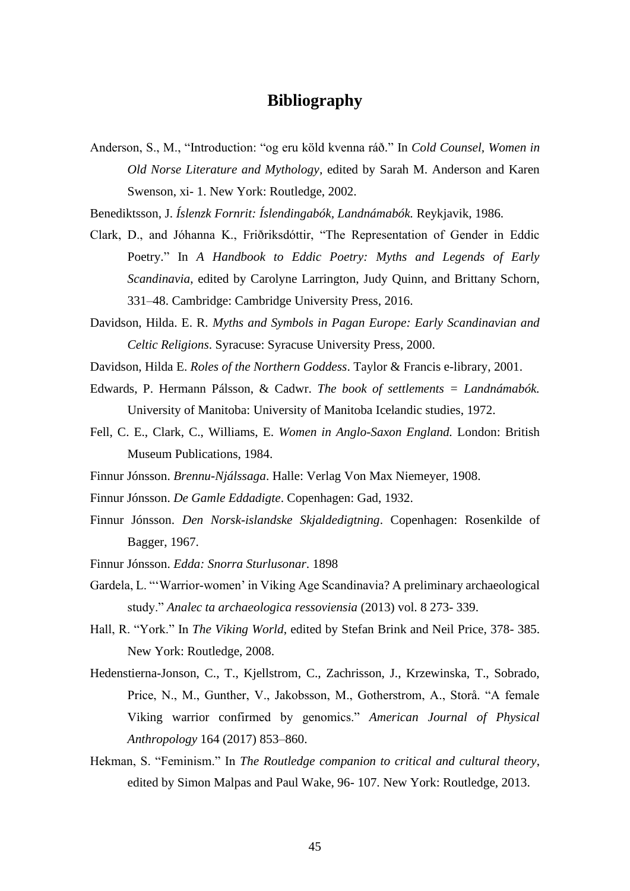# Bibliography

Anderson, S., M., "Introduction: "og eru köld kvenna ráð." In *Cold Counsel, Women in Old Norse Literature and Mythology,* edited by Sarah M. Anderson and Karen Swenson, xi- 1. New York: Routledge, 2002.

Benediktsson, J. *Íslenzk Fornrit: Íslendingabók, Landnámabók.* Reykjavik, 1986.

Clark, D., and Jóhanna K., Friðriksdóttir, "The Representation of Gender in Eddic Poetry." In *A Handbook to Eddic Poetry: Myths and Legends of Early Scandinavia*, edited by Carolyne Larrington, Judy Quinn, and Brittany Schorn, 331–48. Cambridge: Cambridge University Press, 2016.

Davidson, Hilda. E. R. *Myths and Symbols in Pagan Europe: Early Scandinavian and Celtic Religions*. Syracuse: Syracuse University Press, 2000.

Davidson, Hilda E. *Roles of the Northern Goddess*. Taylor & Francis e-library, 2001.

Edwards, P. Hermann Pálsson, & Cadwr. *The book of settlements = Landnámabók.* University of Manitoba: University of Manitoba Icelandic studies, 1972.

Fell, C. E., Clark, C., Williams, E. *Women in Anglo-Saxon England.* London: British Museum Publications, 1984.

Finnur Jónsson. *Brennu-Njálssaga*. Halle: Verlag Von Max Niemeyer, 1908.

Finnur Jónsson. *De Gamle Eddadigte*. Copenhagen: Gad, 1932.

Finnur Jónsson. *Den Norsk-islandske Skjaldedigtning*. Copenhagen: Rosenkilde of Bagger, 1967.

Finnur Jónsson. *Edda: Snorra Sturlusonar*. 1898

Gardela, L. "'Warrior-women' in Viking Age Scandinavia? A preliminary archaeological study." *Analec ta archaeologica ressoviensia* (2013) vol. 8 273- 339.

Hall, R. "York." In *The Viking World*, edited by Stefan Brink and Neil Price, 378- 385. New York: Routledge, 2008.

Hedenstierna-Jonson, C., T., Kjellstrom, C., Zachrisson, J., Krzewinska, T., Sobrado, Price, N., M., Gunther, V., Jakobsson, M., Gotherstrom, A., Storå. "A female Viking warrior confirmed by genomics." *American Journal of Physical Anthropology* 164 (2017) 853–860.

Hekman, S. "Feminism." In *The Routledge companion to critical and cultural theory*, edited by Simon Malpas and Paul Wake, 96- 107. New York: Routledge, 2013.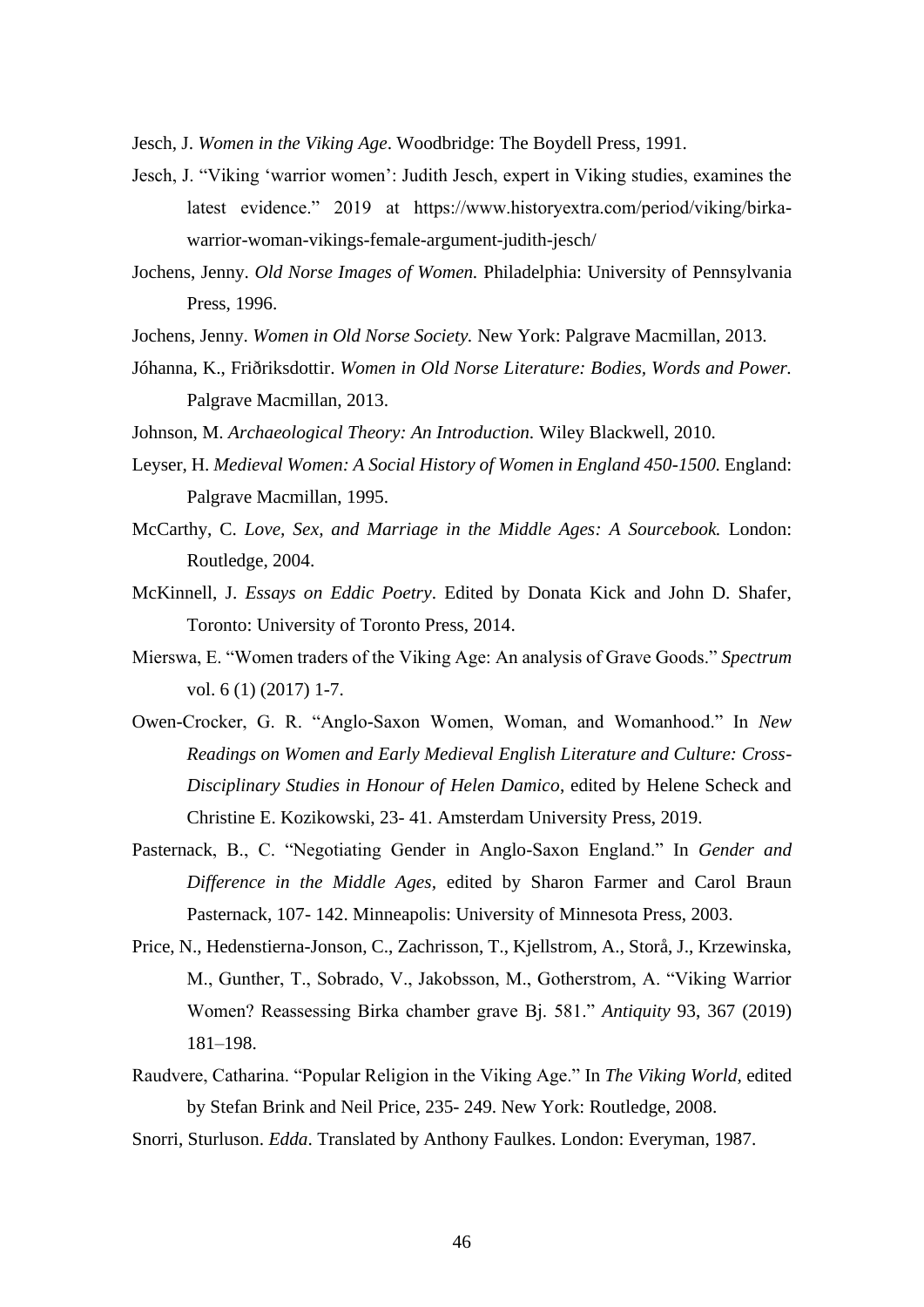Jesch, J. *Women in the Viking Age*. Woodbridge: The Boydell Press, 1991.

Jesch, J. "Viking 'warrior women': Judith Jesch, expert in Viking studies, examines the latest evidence." 2019 at https://www.historyextra.com/period/viking/birka-warrior-woman-vikings-female-argument-judith-jesch/

Jochens, Jenny. *Old Norse Images of Women.* Philadelphia: University of Pennsylvania Press, 1996.

Jochens, Jenny. *Women in Old Norse Society.* New York: Palgrave Macmillan, 2013.

Jóhanna, K., Friðriksdottir. *Women in Old Norse Literature: Bodies, Words and Power.* Palgrave Macmillan, 2013.

Johnson, M. *Archaeological Theory: An Introduction.* Wiley Blackwell, 2010.

Leyser, H. *Medieval Women: A Social History of Women in England 450-1500.* England: Palgrave Macmillan, 1995.

McCarthy, C. *Love, Sex, and Marriage in the Middle Ages: A Sourcebook.* London: Routledge, 2004.

McKinnell, J. *Essays on Eddic Poetry*. Edited by Donata Kick and John D. Shafer, Toronto: University of Toronto Press, 2014.

Mierswa, E. "Women traders of the Viking Age: An analysis of Grave Goods." *Spectrum* vol. 6 (1) (2017) 1-7.

Owen-Crocker, G. R. "Anglo-Saxon Women, Woman, and Womanhood." In *New Readings on Women and Early Medieval English Literature and Culture: Cross-Disciplinary Studies in Honour of Helen Damico*, edited by Helene Scheck and Christine E. Kozikowski, 23- 41. Amsterdam University Press, 2019.

Pasternack, B., C. "Negotiating Gender in Anglo-Saxon England." In *Gender and Difference in the Middle Ages,* edited by Sharon Farmer and Carol Braun Pasternack, 107- 142. Minneapolis: University of Minnesota Press, 2003.

Price, N., Hedenstierna-Jonson, C., Zachrisson, T., Kjellstrom, A., Storå, J., Krzewinska, M., Gunther, T., Sobrado, V., Jakobsson, M., Gotherstrom, A. "Viking Warrior Women? Reassessing Birka chamber grave Bj. 581." *Antiquity* 93, 367 (2019) 181–198.

Raudvere, Catharina. "Popular Religion in the Viking Age." In *The Viking World,* edited by Stefan Brink and Neil Price, 235- 249. New York: Routledge, 2008.

Snorri, Sturluson. *Edda*. Translated by Anthony Faulkes. London: Everyman, 1987.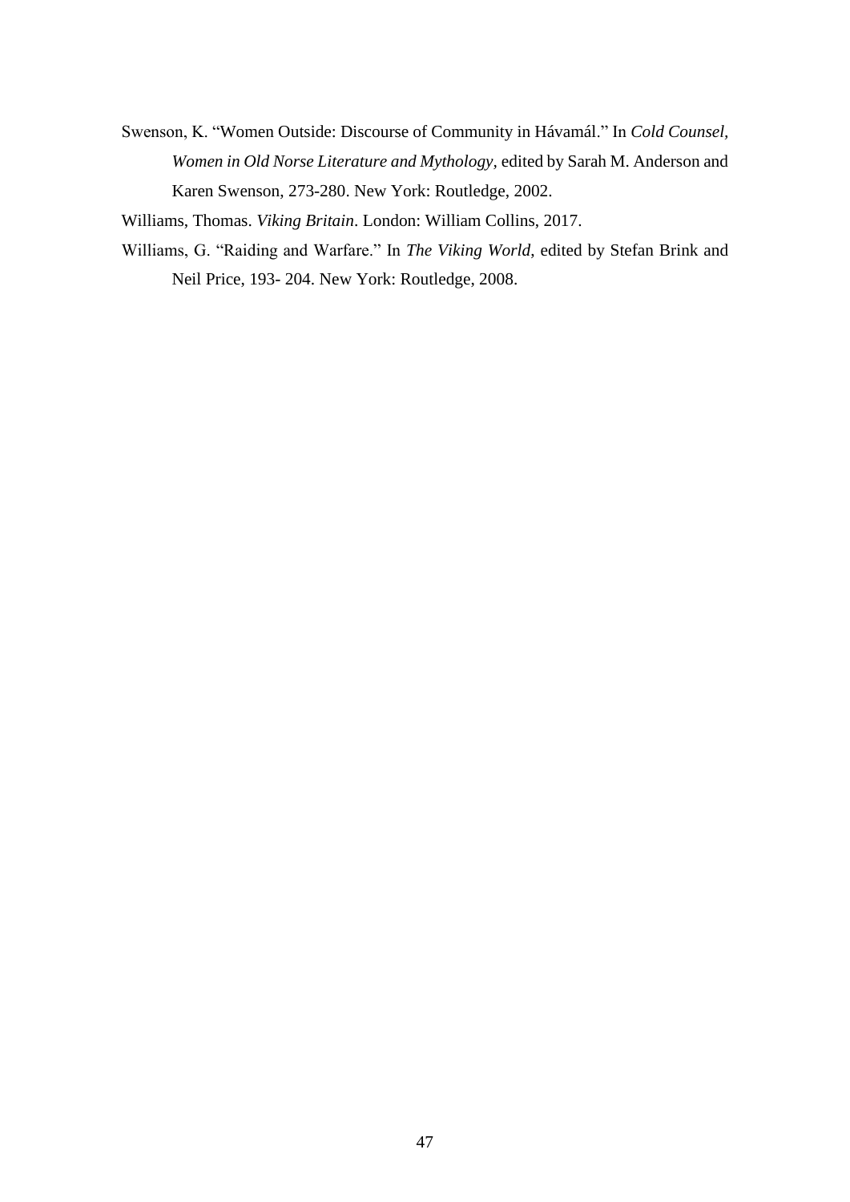Swenson, K. “Women Outside: Discourse of Community in Hávamál.” In *Cold Counsel, Women in Old Norse Literature and Mythology*, edited by Sarah M. Anderson and Karen Swenson, 273-280. New York: Routledge, 2002.

Williams, Thomas. *Viking Britain*. London: William Collins, 2017.

Williams, G. “Raiding and Warfare.” In *The Viking World*, edited by Stefan Brink and Neil Price, 193- 204. New York: Routledge, 2008.